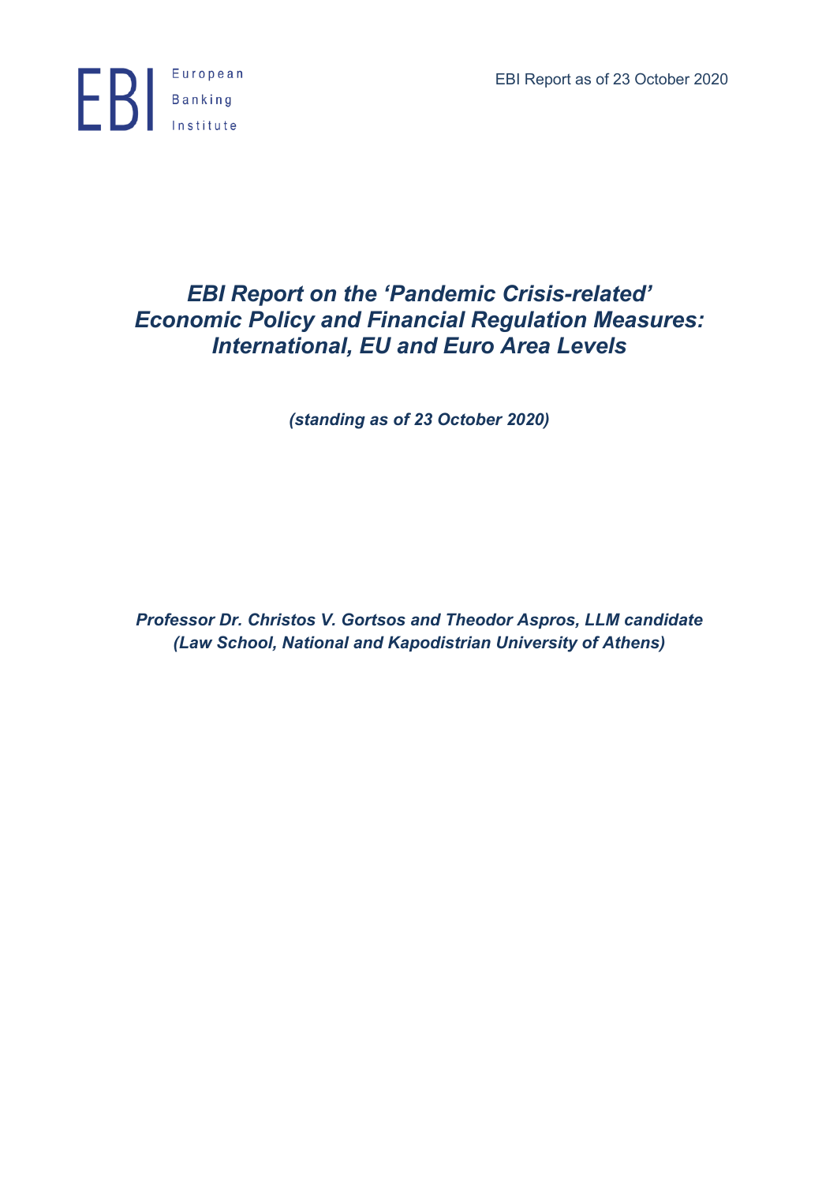EBI Report as of 23 October 2020

# *EBI Report on the 'Pandemic Crisis-related' Economic Policy and Financial Regulation Measures: International, EU and Euro Area Levels*

***(standing as of 23 October 2020)***

***Professor Dr. Christos V. Gortsos and Theodor Aspros, LLM candidate***
***(Law School, National and Kapodistrian University of Athens)***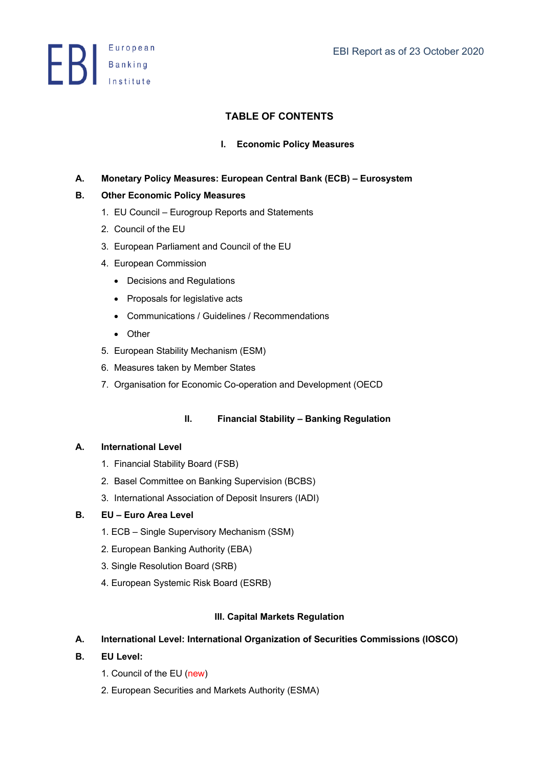## TABLE OF CONTENTS

### I. Economic Policy Measures

**A. Monetary Policy Measures: European Central Bank (ECB) – Eurosystem**

**B. Other Economic Policy Measures**

1. EU Council – Eurogroup Reports and Statements
2. Council of the EU
3. European Parliament and Council of the EU
4. European Commission
   - Decisions and Regulations
   - Proposals for legislative acts
   - Communications / Guidelines / Recommendations
   - Other
5. European Stability Mechanism (ESM)
6. Measures taken by Member States
7. Organisation for Economic Co-operation and Development (OECD

### II. Financial Stability – Banking Regulation

**A. International Level**

1. Financial Stability Board (FSB)
2. Basel Committee on Banking Supervision (BCBS)
3. International Association of Deposit Insurers (IADI)

**B. EU – Euro Area Level**

1. ECB – Single Supervisory Mechanism (SSM)
2. European Banking Authority (EBA)
3. Single Resolution Board (SRB)
4. European Systemic Risk Board (ESRB)

### III. Capital Markets Regulation

**A. International Level: International Organization of Securities Commissions (IOSCO)**

**B. EU Level:**

1. Council of the EU (new)
2. European Securities and Markets Authority (ESMA)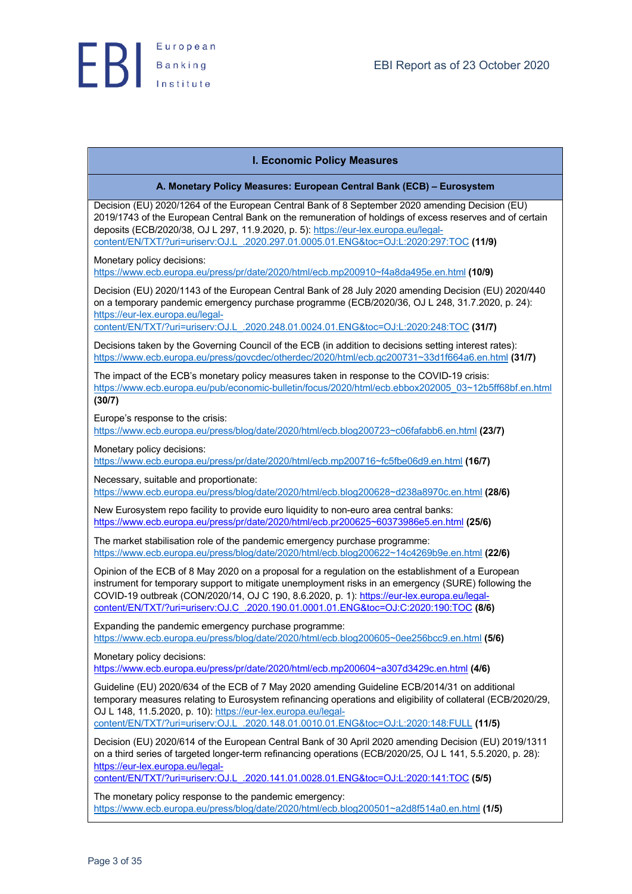## I. Economic Policy Measures

### A. Monetary Policy Measures: European Central Bank (ECB) – Eurosystem

Decision (EU) 2020/1264 of the European Central Bank of 8 September 2020 amending Decision (EU) 2019/1743 of the European Central Bank on the remuneration of holdings of excess reserves and of certain deposits (ECB/2020/38, OJ L 297, 11.9.2020, p. 5): https://eur-lex.europa.eu/legal-content/EN/TXT/?uri=uriserv:OJ.L_.2020.297.01.0005.01.ENG&toc=OJ:L:2020:297:TOC **(11/9)**

Monetary policy decisions: https://www.ecb.europa.eu/press/pr/date/2020/html/ecb.mp200910~f4a8da495e.en.html **(10/9)**

Decision (EU) 2020/1143 of the European Central Bank of 28 July 2020 amending Decision (EU) 2020/440 on a temporary pandemic emergency purchase programme (ECB/2020/36, OJ L 248, 31.7.2020, p. 24): https://eur-lex.europa.eu/legal-content/EN/TXT/?uri=uriserv:OJ.L_.2020.248.01.0024.01.ENG&toc=OJ:L:2020:248:TOC **(31/7)**

Decisions taken by the Governing Council of the ECB (in addition to decisions setting interest rates): https://www.ecb.europa.eu/press/govcdec/otherdec/2020/html/ecb.gc200731~33d1f664a6.en.html **(31/7)**

The impact of the ECB's monetary policy measures taken in response to the COVID-19 crisis: https://www.ecb.europa.eu/pub/economic-bulletin/focus/2020/html/ecb.ebbox202005_03~12b5ff68bf.en.html **(30/7)**

Europe's response to the crisis: https://www.ecb.europa.eu/press/blog/date/2020/html/ecb.blog200723~c06fafabb6.en.html **(23/7)**

Monetary policy decisions: https://www.ecb.europa.eu/press/pr/date/2020/html/ecb.mp200716~fc5fbe06d9.en.html **(16/7)**

Necessary, suitable and proportionate: https://www.ecb.europa.eu/press/blog/date/2020/html/ecb.blog200628~d238a8970c.en.html **(28/6)**

New Eurosystem repo facility to provide euro liquidity to non-euro area central banks: https://www.ecb.europa.eu/press/pr/date/2020/html/ecb.pr200625~60373986e5.en.html **(25/6)**

The market stabilisation role of the pandemic emergency purchase programme: https://www.ecb.europa.eu/press/blog/date/2020/html/ecb.blog200622~14c4269b9e.en.html **(22/6)**

Opinion of the ECB of 8 May 2020 on a proposal for a regulation on the establishment of a European instrument for temporary support to mitigate unemployment risks in an emergency (SURE) following the COVID-19 outbreak (CON/2020/14, OJ C 190, 8.6.2020, p. 1): https://eur-lex.europa.eu/legal-content/EN/TXT/?uri=uriserv:OJ.C_.2020.190.01.0001.01.ENG&toc=OJ:C:2020:190:TOC **(8/6)**

Expanding the pandemic emergency purchase programme: https://www.ecb.europa.eu/press/blog/date/2020/html/ecb.blog200605~0ee256bcc9.en.html **(5/6)**

Monetary policy decisions: https://www.ecb.europa.eu/press/pr/date/2020/html/ecb.mp200604~a307d3429c.en.html **(4/6)**

Guideline (EU) 2020/634 of the ECB of 7 May 2020 amending Guideline ECB/2014/31 on additional temporary measures relating to Eurosystem refinancing operations and eligibility of collateral (ECB/2020/29, OJ L 148, 11.5.2020, p. 10): https://eur-lex.europa.eu/legal-content/EN/TXT/?uri=uriserv:OJ.L_.2020.148.01.0010.01.ENG&toc=OJ:L:2020:148:FULL **(11/5)**

Decision (EU) 2020/614 of the European Central Bank of 30 April 2020 amending Decision (EU) 2019/1311 on a third series of targeted longer-term refinancing operations (ECB/2020/25, OJ L 141, 5.5.2020, p. 28): https://eur-lex.europa.eu/legal-content/EN/TXT/?uri=uriserv:OJ.L_.2020.141.01.0028.01.ENG&toc=OJ:L:2020:141:TOC **(5/5)**

The monetary policy response to the pandemic emergency: https://www.ecb.europa.eu/press/blog/date/2020/html/ecb.blog200501~a2d8f514a0.en.html **(1/5)**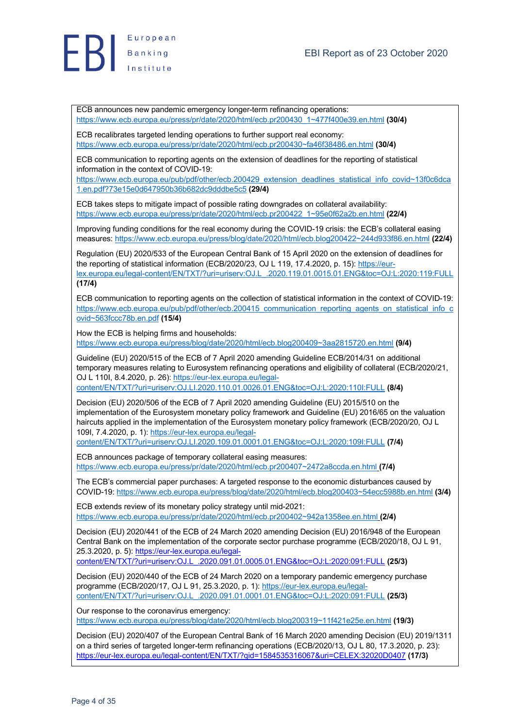ECB announces new pandemic emergency longer-term refinancing operations: https://www.ecb.europa.eu/press/pr/date/2020/html/ecb.pr200430_1~477f400e39.en.html **(30/4)**

ECB recalibrates targeted lending operations to further support real economy: https://www.ecb.europa.eu/press/pr/date/2020/html/ecb.pr200430~fa46f38486.en.html **(30/4)**

ECB communication to reporting agents on the extension of deadlines for the reporting of statistical information in the context of COVID-19: https://www.ecb.europa.eu/pub/pdf/other/ecb.200429_extension_deadlines_statistical_info_covid~13f0c6dca1.en.pdf?73e15e0d647950b36b682dc9dddbe5c5 **(29/4)**

ECB takes steps to mitigate impact of possible rating downgrades on collateral availability: https://www.ecb.europa.eu/press/pr/date/2020/html/ecb.pr200422_1~95e0f62a2b.en.html **(22/4)**

Improving funding conditions for the real economy during the COVID-19 crisis: the ECB's collateral easing measures: https://www.ecb.europa.eu/press/blog/date/2020/html/ecb.blog200422~244d933f86.en.html **(22/4)**

Regulation (EU) 2020/533 of the European Central Bank of 15 April 2020 on the extension of deadlines for the reporting of statistical information (ECB/2020/23, OJ L 119, 17.4.2020, p. 15): https://eur-lex.europa.eu/legal-content/EN/TXT/?uri=uriserv:OJ.L_.2020.119.01.0015.01.ENG&toc=OJ:L:2020:119:FULL **(17/4)**

ECB communication to reporting agents on the collection of statistical information in the context of COVID-19: https://www.ecb.europa.eu/pub/pdf/other/ecb.200415_communication_reporting_agents_on_statistical_info_covid~563fccc78b.en.pdf **(15/4)**

How the ECB is helping firms and households: https://www.ecb.europa.eu/press/blog/date/2020/html/ecb.blog200409~3aa2815720.en.html **(9/4)**

Guideline (EU) 2020/515 of the ECB of 7 April 2020 amending Guideline ECB/2014/31 on additional temporary measures relating to Eurosystem refinancing operations and eligibility of collateral (ECB/2020/21, OJ L 110I, 8.4.2020, p. 26): https://eur-lex.europa.eu/legal-content/EN/TXT/?uri=uriserv:OJ.LI.2020.110.01.0026.01.ENG&toc=OJ:L:2020:110I:FULL **(8/4)**

Decision (EU) 2020/506 of the ECB of 7 April 2020 amending Guideline (EU) 2015/510 on the implementation of the Eurosystem monetary policy framework and Guideline (EU) 2016/65 on the valuation haircuts applied in the implementation of the Eurosystem monetary policy framework (ECB/2020/20, OJ L 109I, 7.4.2020, p. 1): https://eur-lex.europa.eu/legal-content/EN/TXT/?uri=uriserv:OJ.LI.2020.109.01.0001.01.ENG&toc=OJ:L:2020:109I:FULL **(7/4)**

ECB announces package of temporary collateral easing measures: https://www.ecb.europa.eu/press/pr/date/2020/html/ecb.pr200407~2472a8ccda.en.html **(7/4)**

The ECB's commercial paper purchases: A targeted response to the economic disturbances caused by COVID-19: https://www.ecb.europa.eu/press/blog/date/2020/html/ecb.blog200403~54ecc5988b.en.html **(3/4)**

ECB extends review of its monetary policy strategy until mid-2021: https://www.ecb.europa.eu/press/pr/date/2020/html/ecb.pr200402~942a1358ee.en.html **(2/4)**

Decision (EU) 2020/441 of the ECB of 24 March 2020 amending Decision (EU) 2016/948 of the European Central Bank on the implementation of the corporate sector purchase programme (ECB/2020/18, OJ L 91, 25.3.2020, p. 5): https://eur-lex.europa.eu/legal-content/EN/TXT/?uri=uriserv:OJ.L_.2020.091.01.0005.01.ENG&toc=OJ:L:2020:091:FULL **(25/3)**

Decision (EU) 2020/440 of the ECB of 24 March 2020 on a temporary pandemic emergency purchase programme (ECB/2020/17, OJ L 91, 25.3.2020, p. 1): https://eur-lex.europa.eu/legal-content/EN/TXT/?uri=uriserv:OJ.L_.2020.091.01.0001.01.ENG&toc=OJ:L:2020:091:FULL **(25/3)**

Our response to the coronavirus emergency: https://www.ecb.europa.eu/press/blog/date/2020/html/ecb.blog200319~11f421e25e.en.html **(19/3)**

Decision (EU) 2020/407 of the European Central Bank of 16 March 2020 amending Decision (EU) 2019/1311 on a third series of targeted longer-term refinancing operations (ECB/2020/13, OJ L 80, 17.3.2020, p. 23): https://eur-lex.europa.eu/legal-content/EN/TXT/?qid=1584535316067&uri=CELEX:32020D0407 **(17/3)**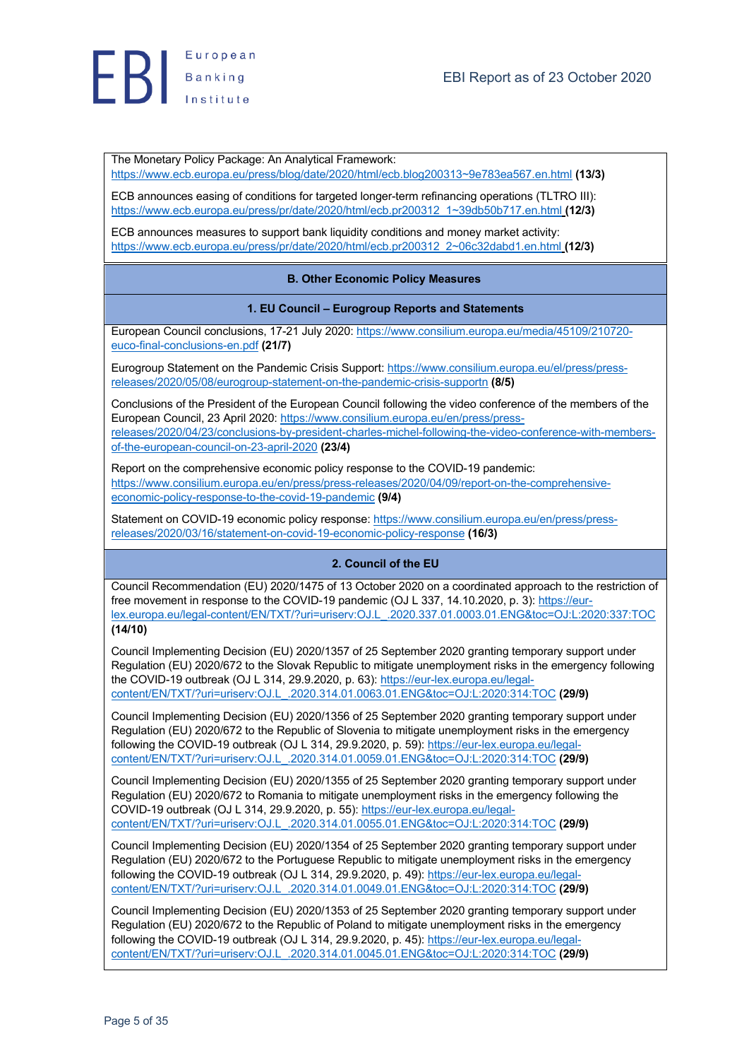The Monetary Policy Package: An Analytical Framework: https://www.ecb.europa.eu/press/blog/date/2020/html/ecb.blog200313~9e783ea567.en.html **(13/3)**

ECB announces easing of conditions for targeted longer-term refinancing operations (TLTRO III): https://www.ecb.europa.eu/press/pr/date/2020/html/ecb.pr200312_1~39db50b717.en.html **(12/3)**

ECB announces measures to support bank liquidity conditions and money market activity: https://www.ecb.europa.eu/press/pr/date/2020/html/ecb.pr200312_2~06c32dabd1.en.html **(12/3)**

## B. Other Economic Policy Measures

### 1. EU Council – Eurogroup Reports and Statements

European Council conclusions, 17-21 July 2020: https://www.consilium.europa.eu/media/45109/210720-euco-final-conclusions-en.pdf **(21/7)**

Eurogroup Statement on the Pandemic Crisis Support: https://www.consilium.europa.eu/el/press/press-releases/2020/05/08/eurogroup-statement-on-the-pandemic-crisis-supportn **(8/5)**

Conclusions of the President of the European Council following the video conference of the members of the European Council, 23 April 2020: https://www.consilium.europa.eu/en/press/press-releases/2020/04/23/conclusions-by-president-charles-michel-following-the-video-conference-with-members-of-the-european-council-on-23-april-2020 **(23/4)**

Report on the comprehensive economic policy response to the COVID-19 pandemic: https://www.consilium.europa.eu/en/press/press-releases/2020/04/09/report-on-the-comprehensive-economic-policy-response-to-the-covid-19-pandemic **(9/4)**

Statement on COVID-19 economic policy response: https://www.consilium.europa.eu/en/press/press-releases/2020/03/16/statement-on-covid-19-economic-policy-response **(16/3)**

### 2. Council of the EU

Council Recommendation (EU) 2020/1475 of 13 October 2020 on a coordinated approach to the restriction of free movement in response to the COVID-19 pandemic (OJ L 337, 14.10.2020, p. 3): https://eur-lex.europa.eu/legal-content/EN/TXT/?uri=uriserv:OJ.L_.2020.337.01.0003.01.ENG&toc=OJ:L:2020:337:TOC **(14/10)**

Council Implementing Decision (EU) 2020/1357 of 25 September 2020 granting temporary support under Regulation (EU) 2020/672 to the Slovak Republic to mitigate unemployment risks in the emergency following the COVID-19 outbreak (OJ L 314, 29.9.2020, p. 63): https://eur-lex.europa.eu/legal-content/EN/TXT/?uri=uriserv:OJ.L_.2020.314.01.0063.01.ENG&toc=OJ:L:2020:314:TOC **(29/9)**

Council Implementing Decision (EU) 2020/1356 of 25 September 2020 granting temporary support under Regulation (EU) 2020/672 to the Republic of Slovenia to mitigate unemployment risks in the emergency following the COVID-19 outbreak (OJ L 314, 29.9.2020, p. 59): https://eur-lex.europa.eu/legal-content/EN/TXT/?uri=uriserv:OJ.L_.2020.314.01.0059.01.ENG&toc=OJ:L:2020:314:TOC **(29/9)**

Council Implementing Decision (EU) 2020/1355 of 25 September 2020 granting temporary support under Regulation (EU) 2020/672 to Romania to mitigate unemployment risks in the emergency following the COVID-19 outbreak (OJ L 314, 29.9.2020, p. 55): https://eur-lex.europa.eu/legal-content/EN/TXT/?uri=uriserv:OJ.L_.2020.314.01.0055.01.ENG&toc=OJ:L:2020:314:TOC **(29/9)**

Council Implementing Decision (EU) 2020/1354 of 25 September 2020 granting temporary support under Regulation (EU) 2020/672 to the Portuguese Republic to mitigate unemployment risks in the emergency following the COVID-19 outbreak (OJ L 314, 29.9.2020, p. 49): https://eur-lex.europa.eu/legal-content/EN/TXT/?uri=uriserv:OJ.L_.2020.314.01.0049.01.ENG&toc=OJ:L:2020:314:TOC **(29/9)**

Council Implementing Decision (EU) 2020/1353 of 25 September 2020 granting temporary support under Regulation (EU) 2020/672 to the Republic of Poland to mitigate unemployment risks in the emergency following the COVID-19 outbreak (OJ L 314, 29.9.2020, p. 45): https://eur-lex.europa.eu/legal-content/EN/TXT/?uri=uriserv:OJ.L_.2020.314.01.0045.01.ENG&toc=OJ:L:2020:314:TOC **(29/9)**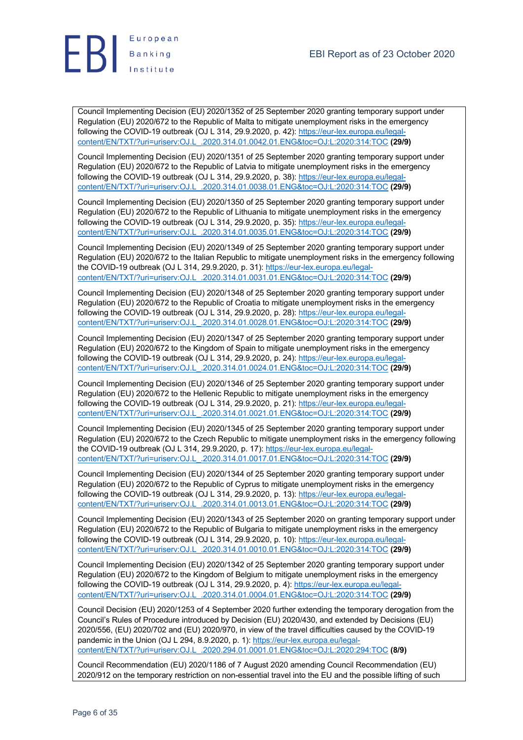Council Implementing Decision (EU) 2020/1352 of 25 September 2020 granting temporary support under Regulation (EU) 2020/672 to the Republic of Malta to mitigate unemployment risks in the emergency following the COVID-19 outbreak (OJ L 314, 29.9.2020, p. 42): https://eur-lex.europa.eu/legal-content/EN/TXT/?uri=uriserv:OJ.L_.2020.314.01.0042.01.ENG&toc=OJ:L:2020:314:TOC **(29/9)**

Council Implementing Decision (EU) 2020/1351 of 25 September 2020 granting temporary support under Regulation (EU) 2020/672 to the Republic of Latvia to mitigate unemployment risks in the emergency following the COVID-19 outbreak (OJ L 314, 29.9.2020, p. 38): https://eur-lex.europa.eu/legal-content/EN/TXT/?uri=uriserv:OJ.L_.2020.314.01.0038.01.ENG&toc=OJ:L:2020:314:TOC **(29/9)**

Council Implementing Decision (EU) 2020/1350 of 25 September 2020 granting temporary support under Regulation (EU) 2020/672 to the Republic of Lithuania to mitigate unemployment risks in the emergency following the COVID-19 outbreak (OJ L 314, 29.9.2020, p. 35): https://eur-lex.europa.eu/legal-content/EN/TXT/?uri=uriserv:OJ.L_.2020.314.01.0035.01.ENG&toc=OJ:L:2020:314:TOC **(29/9)**

Council Implementing Decision (EU) 2020/1349 of 25 September 2020 granting temporary support under Regulation (EU) 2020/672 to the Italian Republic to mitigate unemployment risks in the emergency following the COVID-19 outbreak (OJ L 314, 29.9.2020, p. 31): https://eur-lex.europa.eu/legal-content/EN/TXT/?uri=uriserv:OJ.L_.2020.314.01.0031.01.ENG&toc=OJ:L:2020:314:TOC **(29/9)**

Council Implementing Decision (EU) 2020/1348 of 25 September 2020 granting temporary support under Regulation (EU) 2020/672 to the Republic of Croatia to mitigate unemployment risks in the emergency following the COVID-19 outbreak (OJ L 314, 29.9.2020, p. 28): https://eur-lex.europa.eu/legal-content/EN/TXT/?uri=uriserv:OJ.L_.2020.314.01.0028.01.ENG&toc=OJ:L:2020:314:TOC **(29/9)**

Council Implementing Decision (EU) 2020/1347 of 25 September 2020 granting temporary support under Regulation (EU) 2020/672 to the Kingdom of Spain to mitigate unemployment risks in the emergency following the COVID-19 outbreak (OJ L 314, 29.9.2020, p. 24): https://eur-lex.europa.eu/legal-content/EN/TXT/?uri=uriserv:OJ.L_.2020.314.01.0024.01.ENG&toc=OJ:L:2020:314:TOC **(29/9)**

Council Implementing Decision (EU) 2020/1346 of 25 September 2020 granting temporary support under Regulation (EU) 2020/672 to the Hellenic Republic to mitigate unemployment risks in the emergency following the COVID-19 outbreak (OJ L 314, 29.9.2020, p. 21): https://eur-lex.europa.eu/legal-content/EN/TXT/?uri=uriserv:OJ.L_.2020.314.01.0021.01.ENG&toc=OJ:L:2020:314:TOC **(29/9)**

Council Implementing Decision (EU) 2020/1345 of 25 September 2020 granting temporary support under Regulation (EU) 2020/672 to the Czech Republic to mitigate unemployment risks in the emergency following the COVID-19 outbreak (OJ L 314, 29.9.2020, p. 17): https://eur-lex.europa.eu/legal-content/EN/TXT/?uri=uriserv:OJ.L_.2020.314.01.0017.01.ENG&toc=OJ:L:2020:314:TOC **(29/9)**

Council Implementing Decision (EU) 2020/1344 of 25 September 2020 granting temporary support under Regulation (EU) 2020/672 to the Republic of Cyprus to mitigate unemployment risks in the emergency following the COVID-19 outbreak (OJ L 314, 29.9.2020, p. 13): https://eur-lex.europa.eu/legal-content/EN/TXT/?uri=uriserv:OJ.L_.2020.314.01.0013.01.ENG&toc=OJ:L:2020:314:TOC **(29/9)**

Council Implementing Decision (EU) 2020/1343 of 25 September 2020 on granting temporary support under Regulation (EU) 2020/672 to the Republic of Bulgaria to mitigate unemployment risks in the emergency following the COVID-19 outbreak (OJ L 314, 29.9.2020, p. 10): https://eur-lex.europa.eu/legal-content/EN/TXT/?uri=uriserv:OJ.L_.2020.314.01.0010.01.ENG&toc=OJ:L:2020:314:TOC **(29/9)**

Council Implementing Decision (EU) 2020/1342 of 25 September 2020 granting temporary support under Regulation (EU) 2020/672 to the Kingdom of Belgium to mitigate unemployment risks in the emergency following the COVID-19 outbreak (OJ L 314, 29.9.2020, p. 4): https://eur-lex.europa.eu/legal-content/EN/TXT/?uri=uriserv:OJ.L_.2020.314.01.0004.01.ENG&toc=OJ:L:2020:314:TOC **(29/9)**

Council Decision (EU) 2020/1253 of 4 September 2020 further extending the temporary derogation from the Council's Rules of Procedure introduced by Decision (EU) 2020/430, and extended by Decisions (EU) 2020/556, (EU) 2020/702 and (EU) 2020/970, in view of the travel difficulties caused by the COVID-19 pandemic in the Union (OJ L 294, 8.9.2020, p. 1): https://eur-lex.europa.eu/legal-content/EN/TXT/?uri=uriserv:OJ.L_.2020.294.01.0001.01.ENG&toc=OJ:L:2020:294:TOC **(8/9)**

Council Recommendation (EU) 2020/1186 of 7 August 2020 amending Council Recommendation (EU) 2020/912 on the temporary restriction on non-essential travel into the EU and the possible lifting of such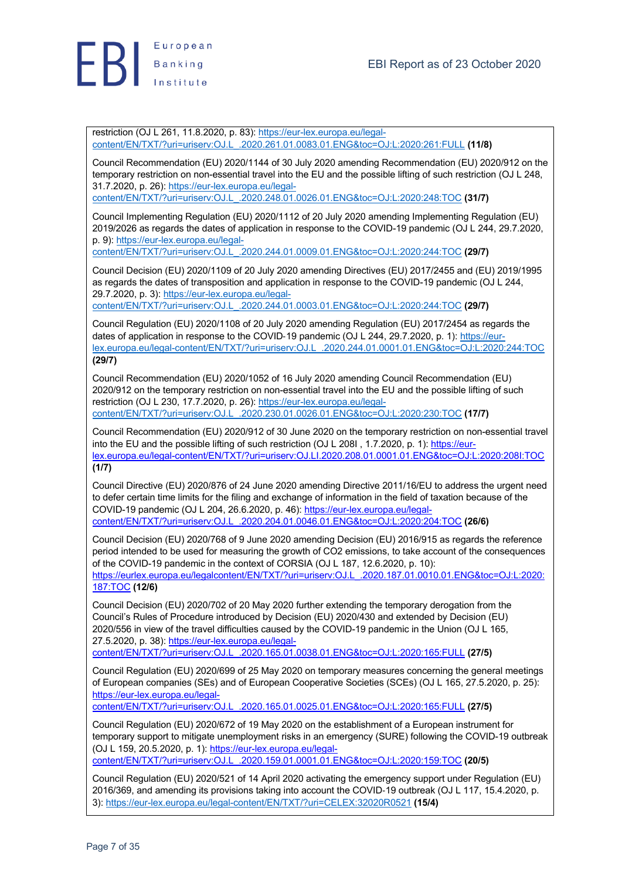restriction (OJ L 261, 11.8.2020, p. 83): https://eur-lex.europa.eu/legal-content/EN/TXT/?uri=uriserv:OJ.L_.2020.261.01.0083.01.ENG&toc=OJ:L:2020:261:FULL **(11/8)**

Council Recommendation (EU) 2020/1144 of 30 July 2020 amending Recommendation (EU) 2020/912 on the temporary restriction on non-essential travel into the EU and the possible lifting of such restriction (OJ L 248, 31.7.2020, p. 26): https://eur-lex.europa.eu/legal-content/EN/TXT/?uri=uriserv:OJ.L_.2020.248.01.0026.01.ENG&toc=OJ:L:2020:248:TOC **(31/7)**

Council Implementing Regulation (EU) 2020/1112 of 20 July 2020 amending Implementing Regulation (EU) 2019/2026 as regards the dates of application in response to the COVID-19 pandemic (OJ L 244, 29.7.2020, p. 9): https://eur-lex.europa.eu/legal-content/EN/TXT/?uri=uriserv:OJ.L_.2020.244.01.0009.01.ENG&toc=OJ:L:2020:244:TOC **(29/7)**

Council Decision (EU) 2020/1109 of 20 July 2020 amending Directives (EU) 2017/2455 and (EU) 2019/1995 as regards the dates of transposition and application in response to the COVID-19 pandemic (OJ L 244, 29.7.2020, p. 3): https://eur-lex.europa.eu/legal-content/EN/TXT/?uri=uriserv:OJ.L_.2020.244.01.0003.01.ENG&toc=OJ:L:2020:244:TOC **(29/7)**

Council Regulation (EU) 2020/1108 of 20 July 2020 amending Regulation (EU) 2017/2454 as regards the dates of application in response to the COVID-19 pandemic (OJ L 244, 29.7.2020, p. 1): https://eur-lex.europa.eu/legal-content/EN/TXT/?uri=uriserv:OJ.L_.2020.244.01.0001.01.ENG&toc=OJ:L:2020:244:TOC **(29/7)**

Council Recommendation (EU) 2020/1052 of 16 July 2020 amending Council Recommendation (EU) 2020/912 on the temporary restriction on non-essential travel into the EU and the possible lifting of such restriction (OJ L 230, 17.7.2020, p. 26): https://eur-lex.europa.eu/legal-content/EN/TXT/?uri=uriserv:OJ.L_.2020.230.01.0026.01.ENG&toc=OJ:L:2020:230:TOC **(17/7)**

Council Recommendation (EU) 2020/912 of 30 June 2020 on the temporary restriction on non-essential travel into the EU and the possible lifting of such restriction (OJ L 208I , 1.7.2020, p. 1): https://eur-lex.europa.eu/legal-content/EN/TXT/?uri=uriserv:OJ.LI.2020.208.01.0001.01.ENG&toc=OJ:L:2020:208I:TOC **(1/7)**

Council Directive (EU) 2020/876 of 24 June 2020 amending Directive 2011/16/EU to address the urgent need to defer certain time limits for the filing and exchange of information in the field of taxation because of the COVID-19 pandemic (OJ L 204, 26.6.2020, p. 46): https://eur-lex.europa.eu/legal-content/EN/TXT/?uri=uriserv:OJ.L_.2020.204.01.0046.01.ENG&toc=OJ:L:2020:204:TOC **(26/6)**

Council Decision (EU) 2020/768 of 9 June 2020 amending Decision (EU) 2016/915 as regards the reference period intended to be used for measuring the growth of CO2 emissions, to take account of the consequences of the COVID-19 pandemic in the context of CORSIA (OJ L 187, 12.6.2020, p. 10): https://eurlex.europa.eu/legalcontent/EN/TXT/?uri=uriserv:OJ.L_.2020.187.01.0010.01.ENG&toc=OJ:L:2020:187:TOC **(12/6)**

Council Decision (EU) 2020/702 of 20 May 2020 further extending the temporary derogation from the Council's Rules of Procedure introduced by Decision (EU) 2020/430 and extended by Decision (EU) 2020/556 in view of the travel difficulties caused by the COVID-19 pandemic in the Union (OJ L 165, 27.5.2020, p. 38): https://eur-lex.europa.eu/legal-content/EN/TXT/?uri=uriserv:OJ.L_.2020.165.01.0038.01.ENG&toc=OJ:L:2020:165:FULL **(27/5)**

Council Regulation (EU) 2020/699 of 25 May 2020 on temporary measures concerning the general meetings of European companies (SEs) and of European Cooperative Societies (SCEs) (OJ L 165, 27.5.2020, p. 25): https://eur-lex.europa.eu/legal-content/EN/TXT/?uri=uriserv:OJ.L_.2020.165.01.0025.01.ENG&toc=OJ:L:2020:165:FULL **(27/5)**

Council Regulation (EU) 2020/672 of 19 May 2020 on the establishment of a European instrument for temporary support to mitigate unemployment risks in an emergency (SURE) following the COVID-19 outbreak (OJ L 159, 20.5.2020, p. 1): https://eur-lex.europa.eu/legal-content/EN/TXT/?uri=uriserv:OJ.L_.2020.159.01.0001.01.ENG&toc=OJ:L:2020:159:TOC **(20/5)**

Council Regulation (EU) 2020/521 of 14 April 2020 activating the emergency support under Regulation (EU) 2016/369, and amending its provisions taking into account the COVID-19 outbreak (OJ L 117, 15.4.2020, p. 3): https://eur-lex.europa.eu/legal-content/EN/TXT/?uri=CELEX:32020R0521 **(15/4)**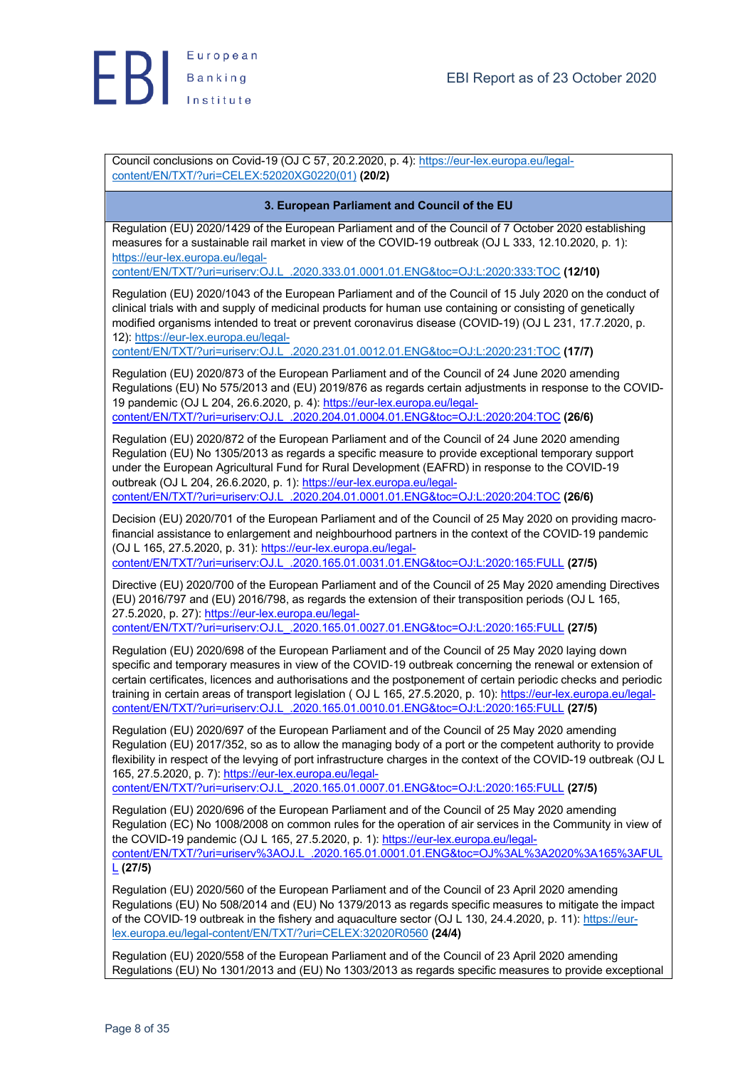Council conclusions on Covid-19 (OJ C 57, 20.2.2020, p. 4): https://eur-lex.europa.eu/legal-content/EN/TXT/?uri=CELEX:52020XG0220(01) **(20/2)**

### 3. European Parliament and Council of the EU

Regulation (EU) 2020/1429 of the European Parliament and of the Council of 7 October 2020 establishing measures for a sustainable rail market in view of the COVID-19 outbreak (OJ L 333, 12.10.2020, p. 1): https://eur-lex.europa.eu/legal-content/EN/TXT/?uri=uriserv:OJ.L_.2020.333.01.0001.01.ENG&toc=OJ:L:2020:333:TOC **(12/10)**

Regulation (EU) 2020/1043 of the European Parliament and of the Council of 15 July 2020 on the conduct of clinical trials with and supply of medicinal products for human use containing or consisting of genetically modified organisms intended to treat or prevent coronavirus disease (COVID-19) (OJ L 231, 17.7.2020, p. 12): https://eur-lex.europa.eu/legal-content/EN/TXT/?uri=uriserv:OJ.L_.2020.231.01.0012.01.ENG&toc=OJ:L:2020:231:TOC **(17/7)**

Regulation (EU) 2020/873 of the European Parliament and of the Council of 24 June 2020 amending Regulations (EU) No 575/2013 and (EU) 2019/876 as regards certain adjustments in response to the COVID-19 pandemic (OJ L 204, 26.6.2020, p. 4): https://eur-lex.europa.eu/legal-content/EN/TXT/?uri=uriserv:OJ.L_.2020.204.01.0004.01.ENG&toc=OJ:L:2020:204:TOC **(26/6)**

Regulation (EU) 2020/872 of the European Parliament and of the Council of 24 June 2020 amending Regulation (EU) No 1305/2013 as regards a specific measure to provide exceptional temporary support under the European Agricultural Fund for Rural Development (EAFRD) in response to the COVID-19 outbreak (OJ L 204, 26.6.2020, p. 1): https://eur-lex.europa.eu/legal-content/EN/TXT/?uri=uriserv:OJ.L_.2020.204.01.0001.01.ENG&toc=OJ:L:2020:204:TOC **(26/6)**

Decision (EU) 2020/701 of the European Parliament and of the Council of 25 May 2020 on providing macro-financial assistance to enlargement and neighbourhood partners in the context of the COVID-19 pandemic (OJ L 165, 27.5.2020, p. 31): https://eur-lex.europa.eu/legal-content/EN/TXT/?uri=uriserv:OJ.L_.2020.165.01.0031.01.ENG&toc=OJ:L:2020:165:FULL **(27/5)**

Directive (EU) 2020/700 of the European Parliament and of the Council of 25 May 2020 amending Directives (EU) 2016/797 and (EU) 2016/798, as regards the extension of their transposition periods (OJ L 165, 27.5.2020, p. 27): https://eur-lex.europa.eu/legal-content/EN/TXT/?uri=uriserv:OJ.L_.2020.165.01.0027.01.ENG&toc=OJ:L:2020:165:FULL **(27/5)**

Regulation (EU) 2020/698 of the European Parliament and of the Council of 25 May 2020 laying down specific and temporary measures in view of the COVID-19 outbreak concerning the renewal or extension of certain certificates, licences and authorisations and the postponement of certain periodic checks and periodic training in certain areas of transport legislation ( OJ L 165, 27.5.2020, p. 10): https://eur-lex.europa.eu/legal-content/EN/TXT/?uri=uriserv:OJ.L_.2020.165.01.0010.01.ENG&toc=OJ:L:2020:165:FULL **(27/5)**

Regulation (EU) 2020/697 of the European Parliament and of the Council of 25 May 2020 amending Regulation (EU) 2017/352, so as to allow the managing body of a port or the competent authority to provide flexibility in respect of the levying of port infrastructure charges in the context of the COVID-19 outbreak (OJ L 165, 27.5.2020, p. 7): https://eur-lex.europa.eu/legal-content/EN/TXT/?uri=uriserv:OJ.L_.2020.165.01.0007.01.ENG&toc=OJ:L:2020:165:FULL **(27/5)**

Regulation (EU) 2020/696 of the European Parliament and of the Council of 25 May 2020 amending Regulation (EC) No 1008/2008 on common rules for the operation of air services in the Community in view of the COVID-19 pandemic (OJ L 165, 27.5.2020, p. 1): https://eur-lex.europa.eu/legal-content/EN/TXT/?uri=uriserv%3AOJ.L_.2020.165.01.0001.01.ENG&toc=OJ%3AL%3A2020%3A165%3AFULL **(27/5)**

Regulation (EU) 2020/560 of the European Parliament and of the Council of 23 April 2020 amending Regulations (EU) No 508/2014 and (EU) No 1379/2013 as regards specific measures to mitigate the impact of the COVID-19 outbreak in the fishery and aquaculture sector (OJ L 130, 24.4.2020, p. 11): https://eur-lex.europa.eu/legal-content/EN/TXT/?uri=CELEX:32020R0560 **(24/4)**

Regulation (EU) 2020/558 of the European Parliament and of the Council of 23 April 2020 amending Regulations (EU) No 1301/2013 and (EU) No 1303/2013 as regards specific measures to provide exceptional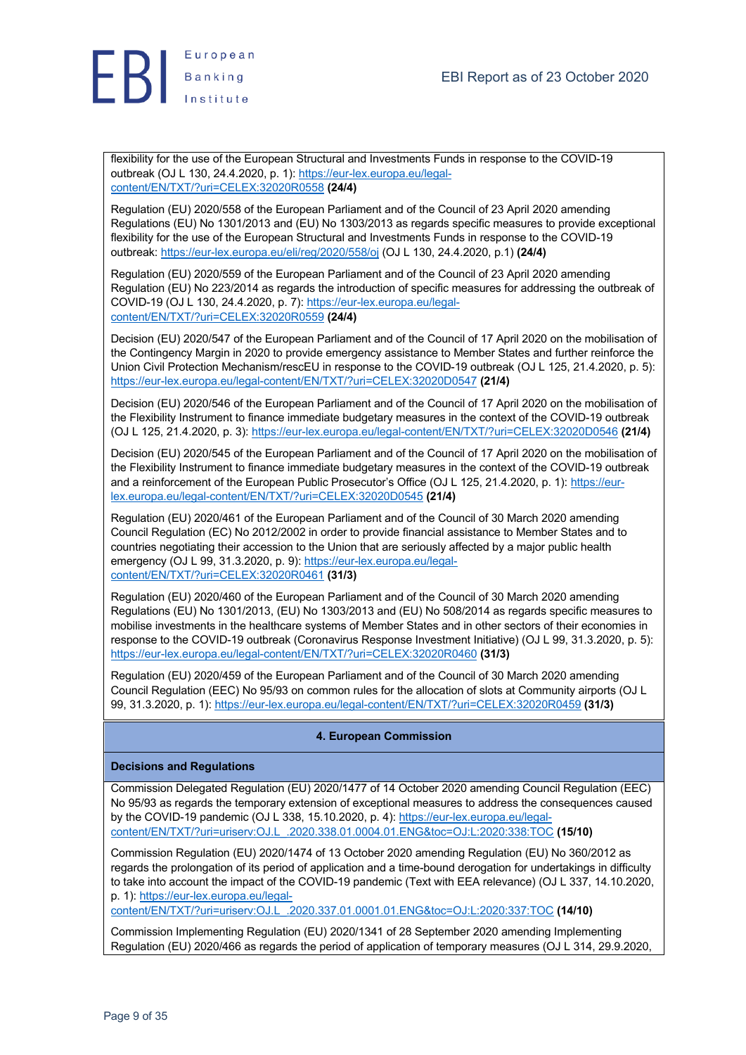flexibility for the use of the European Structural and Investments Funds in response to the COVID-19 outbreak (OJ L 130, 24.4.2020, p. 1): https://eur-lex.europa.eu/legal-content/EN/TXT/?uri=CELEX:32020R0558 **(24/4)**

Regulation (EU) 2020/558 of the European Parliament and of the Council of 23 April 2020 amending Regulations (EU) No 1301/2013 and (EU) No 1303/2013 as regards specific measures to provide exceptional flexibility for the use of the European Structural and Investments Funds in response to the COVID-19 outbreak: https://eur-lex.europa.eu/eli/reg/2020/558/oj (OJ L 130, 24.4.2020, p.1) **(24/4)**

Regulation (EU) 2020/559 of the European Parliament and of the Council of 23 April 2020 amending Regulation (EU) No 223/2014 as regards the introduction of specific measures for addressing the outbreak of COVID-19 (OJ L 130, 24.4.2020, p. 7): https://eur-lex.europa.eu/legal-content/EN/TXT/?uri=CELEX:32020R0559 **(24/4)**

Decision (EU) 2020/547 of the European Parliament and of the Council of 17 April 2020 on the mobilisation of the Contingency Margin in 2020 to provide emergency assistance to Member States and further reinforce the Union Civil Protection Mechanism/rescEU in response to the COVID-19 outbreak (OJ L 125, 21.4.2020, p. 5): https://eur-lex.europa.eu/legal-content/EN/TXT/?uri=CELEX:32020D0547 **(21/4)**

Decision (EU) 2020/546 of the European Parliament and of the Council of 17 April 2020 on the mobilisation of the Flexibility Instrument to finance immediate budgetary measures in the context of the COVID-19 outbreak (OJ L 125, 21.4.2020, p. 3): https://eur-lex.europa.eu/legal-content/EN/TXT/?uri=CELEX:32020D0546 **(21/4)**

Decision (EU) 2020/545 of the European Parliament and of the Council of 17 April 2020 on the mobilisation of the Flexibility Instrument to finance immediate budgetary measures in the context of the COVID-19 outbreak and a reinforcement of the European Public Prosecutor's Office (OJ L 125, 21.4.2020, p. 1): https://eur-lex.europa.eu/legal-content/EN/TXT/?uri=CELEX:32020D0545 **(21/4)**

Regulation (EU) 2020/461 of the European Parliament and of the Council of 30 March 2020 amending Council Regulation (EC) No 2012/2002 in order to provide financial assistance to Member States and to countries negotiating their accession to the Union that are seriously affected by a major public health emergency (OJ L 99, 31.3.2020, p. 9): https://eur-lex.europa.eu/legal-content/EN/TXT/?uri=CELEX:32020R0461 **(31/3)**

Regulation (EU) 2020/460 of the European Parliament and of the Council of 30 March 2020 amending Regulations (EU) No 1301/2013, (EU) No 1303/2013 and (EU) No 508/2014 as regards specific measures to mobilise investments in the healthcare systems of Member States and in other sectors of their economies in response to the COVID-19 outbreak (Coronavirus Response Investment Initiative) (OJ L 99, 31.3.2020, p. 5): https://eur-lex.europa.eu/legal-content/EN/TXT/?uri=CELEX:32020R0460 **(31/3)**

Regulation (EU) 2020/459 of the European Parliament and of the Council of 30 March 2020 amending Council Regulation (EEC) No 95/93 on common rules for the allocation of slots at Community airports (OJ L 99, 31.3.2020, p. 1): https://eur-lex.europa.eu/legal-content/EN/TXT/?uri=CELEX:32020R0459 **(31/3)**

## 4. European Commission

### Decisions and Regulations

Commission Delegated Regulation (EU) 2020/1477 of 14 October 2020 amending Council Regulation (EEC) No 95/93 as regards the temporary extension of exceptional measures to address the consequences caused by the COVID-19 pandemic (OJ L 338, 15.10.2020, p. 4): https://eur-lex.europa.eu/legal-content/EN/TXT/?uri=uriserv:OJ.L_.2020.338.01.0004.01.ENG&toc=OJ:L:2020:338:TOC **(15/10)**

Commission Regulation (EU) 2020/1474 of 13 October 2020 amending Regulation (EU) No 360/2012 as regards the prolongation of its period of application and a time-bound derogation for undertakings in difficulty to take into account the impact of the COVID-19 pandemic (Text with EEA relevance) (OJ L 337, 14.10.2020, p. 1): https://eur-lex.europa.eu/legal-content/EN/TXT/?uri=uriserv:OJ.L_.2020.337.01.0001.01.ENG&toc=OJ:L:2020:337:TOC **(14/10)**

Commission Implementing Regulation (EU) 2020/1341 of 28 September 2020 amending Implementing Regulation (EU) 2020/466 as regards the period of application of temporary measures (OJ L 314, 29.9.2020,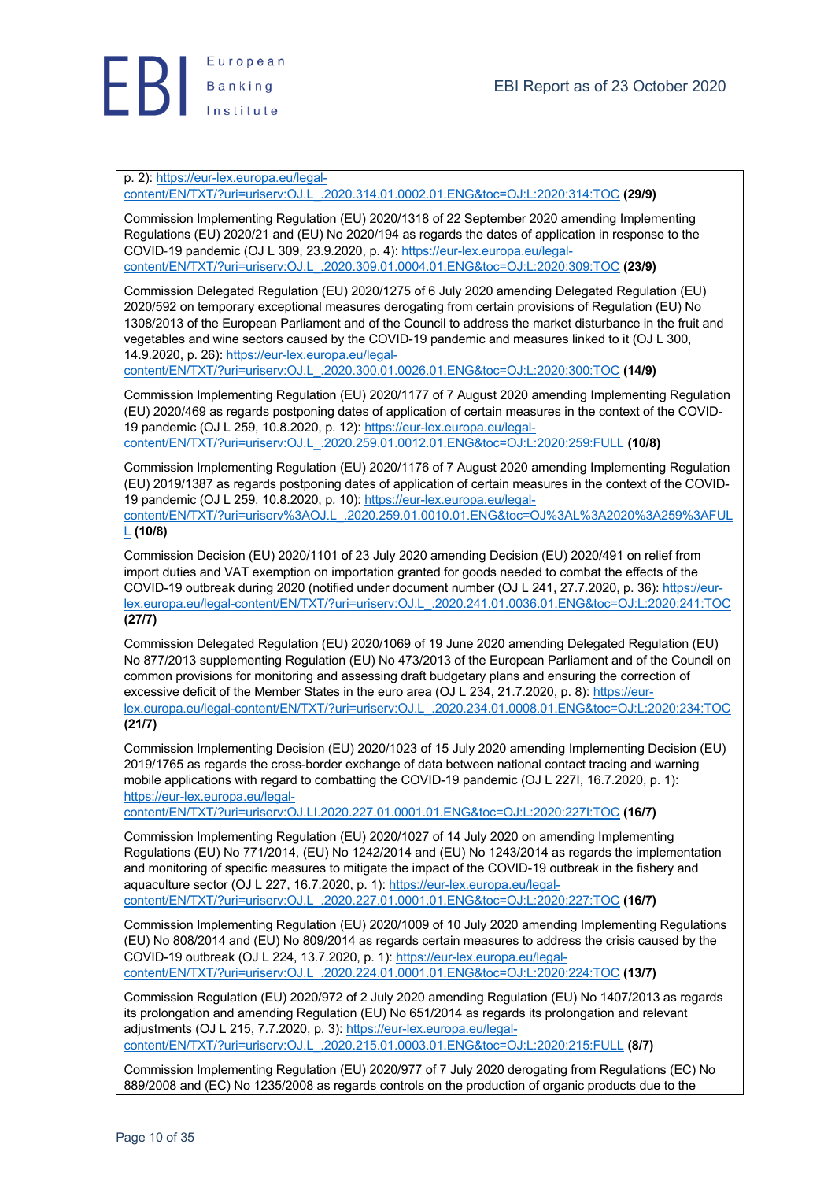p. 2): https://eur-lex.europa.eu/legal-content/EN/TXT/?uri=uriserv:OJ.L_.2020.314.01.0002.01.ENG&toc=OJ:L:2020:314:TOC **(29/9)**

Commission Implementing Regulation (EU) 2020/1318 of 22 September 2020 amending Implementing Regulations (EU) 2020/21 and (EU) No 2020/194 as regards the dates of application in response to the COVID-19 pandemic (OJ L 309, 23.9.2020, p. 4): https://eur-lex.europa.eu/legal-content/EN/TXT/?uri=uriserv:OJ.L_.2020.309.01.0004.01.ENG&toc=OJ:L:2020:309:TOC **(23/9)**

Commission Delegated Regulation (EU) 2020/1275 of 6 July 2020 amending Delegated Regulation (EU) 2020/592 on temporary exceptional measures derogating from certain provisions of Regulation (EU) No 1308/2013 of the European Parliament and of the Council to address the market disturbance in the fruit and vegetables and wine sectors caused by the COVID-19 pandemic and measures linked to it (OJ L 300, 14.9.2020, p. 26): https://eur-lex.europa.eu/legal-content/EN/TXT/?uri=uriserv:OJ.L_.2020.300.01.0026.01.ENG&toc=OJ:L:2020:300:TOC **(14/9)**

Commission Implementing Regulation (EU) 2020/1177 of 7 August 2020 amending Implementing Regulation (EU) 2020/469 as regards postponing dates of application of certain measures in the context of the COVID-19 pandemic (OJ L 259, 10.8.2020, p. 12): https://eur-lex.europa.eu/legal-content/EN/TXT/?uri=uriserv:OJ.L_.2020.259.01.0012.01.ENG&toc=OJ:L:2020:259:FULL **(10/8)**

Commission Implementing Regulation (EU) 2020/1176 of 7 August 2020 amending Implementing Regulation (EU) 2019/1387 as regards postponing dates of application of certain measures in the context of the COVID-19 pandemic (OJ L 259, 10.8.2020, p. 10): https://eur-lex.europa.eu/legal-content/EN/TXT/?uri=uriserv%3AOJ.L_.2020.259.01.0010.01.ENG&toc=OJ%3AL%3A2020%3A259%3AFULL **(10/8)**

Commission Decision (EU) 2020/1101 of 23 July 2020 amending Decision (EU) 2020/491 on relief from import duties and VAT exemption on importation granted for goods needed to combat the effects of the COVID-19 outbreak during 2020 (notified under document number (OJ L 241, 27.7.2020, p. 36): https://eur-lex.europa.eu/legal-content/EN/TXT/?uri=uriserv:OJ.L_.2020.241.01.0036.01.ENG&toc=OJ:L:2020:241:TOC **(27/7)**

Commission Delegated Regulation (EU) 2020/1069 of 19 June 2020 amending Delegated Regulation (EU) No 877/2013 supplementing Regulation (EU) No 473/2013 of the European Parliament and of the Council on common provisions for monitoring and assessing draft budgetary plans and ensuring the correction of excessive deficit of the Member States in the euro area (OJ L 234, 21.7.2020, p. 8): https://eur-lex.europa.eu/legal-content/EN/TXT/?uri=uriserv:OJ.L_.2020.234.01.0008.01.ENG&toc=OJ:L:2020:234:TOC **(21/7)**

Commission Implementing Decision (EU) 2020/1023 of 15 July 2020 amending Implementing Decision (EU) 2019/1765 as regards the cross-border exchange of data between national contact tracing and warning mobile applications with regard to combatting the COVID-19 pandemic (OJ L 227I, 16.7.2020, p. 1): https://eur-lex.europa.eu/legal-content/EN/TXT/?uri=uriserv:OJ.LI.2020.227.01.0001.01.ENG&toc=OJ:L:2020:227I:TOC **(16/7)**

Commission Implementing Regulation (EU) 2020/1027 of 14 July 2020 on amending Implementing Regulations (EU) No 771/2014, (EU) No 1242/2014 and (EU) No 1243/2014 as regards the implementation and monitoring of specific measures to mitigate the impact of the COVID-19 outbreak in the fishery and aquaculture sector (OJ L 227, 16.7.2020, p. 1): https://eur-lex.europa.eu/legal-content/EN/TXT/?uri=uriserv:OJ.L_.2020.227.01.0001.01.ENG&toc=OJ:L:2020:227:TOC **(16/7)**

Commission Implementing Regulation (EU) 2020/1009 of 10 July 2020 amending Implementing Regulations (EU) No 808/2014 and (EU) No 809/2014 as regards certain measures to address the crisis caused by the COVID-19 outbreak (OJ L 224, 13.7.2020, p. 1): https://eur-lex.europa.eu/legal-content/EN/TXT/?uri=uriserv:OJ.L_.2020.224.01.0001.01.ENG&toc=OJ:L:2020:224:TOC **(13/7)**

Commission Regulation (EU) 2020/972 of 2 July 2020 amending Regulation (EU) No 1407/2013 as regards its prolongation and amending Regulation (EU) No 651/2014 as regards its prolongation and relevant adjustments (OJ L 215, 7.7.2020, p. 3): https://eur-lex.europa.eu/legal-content/EN/TXT/?uri=uriserv:OJ.L_.2020.215.01.0003.01.ENG&toc=OJ:L:2020:215:FULL **(8/7)**

Commission Implementing Regulation (EU) 2020/977 of 7 July 2020 derogating from Regulations (EC) No 889/2008 and (EC) No 1235/2008 as regards controls on the production of organic products due to the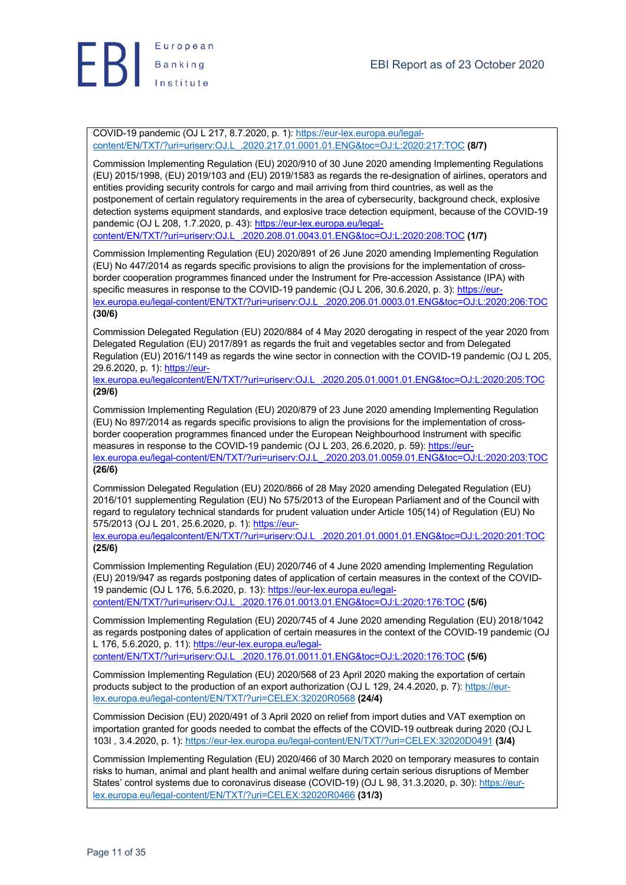COVID-19 pandemic (OJ L 217, 8.7.2020, p. 1): https://eur-lex.europa.eu/legal-content/EN/TXT/?uri=uriserv:OJ.L_.2020.217.01.0001.01.ENG&toc=OJ:L:2020:217:TOC **(8/7)**

Commission Implementing Regulation (EU) 2020/910 of 30 June 2020 amending Implementing Regulations (EU) 2015/1998, (EU) 2019/103 and (EU) 2019/1583 as regards the re-designation of airlines, operators and entities providing security controls for cargo and mail arriving from third countries, as well as the postponement of certain regulatory requirements in the area of cybersecurity, background check, explosive detection systems equipment standards, and explosive trace detection equipment, because of the COVID-19 pandemic (OJ L 208, 1.7.2020, p. 43): https://eur-lex.europa.eu/legal-content/EN/TXT/?uri=uriserv:OJ.L_.2020.208.01.0043.01.ENG&toc=OJ:L:2020:208:TOC **(1/7)**

Commission Implementing Regulation (EU) 2020/891 of 26 June 2020 amending Implementing Regulation (EU) No 447/2014 as regards specific provisions to align the provisions for the implementation of cross-border cooperation programmes financed under the Instrument for Pre-accession Assistance (IPA) with specific measures in response to the COVID-19 pandemic (OJ L 206, 30.6.2020, p. 3): https://eur-lex.europa.eu/legal-content/EN/TXT/?uri=uriserv:OJ.L_.2020.206.01.0003.01.ENG&toc=OJ:L:2020:206:TOC **(30/6)**

Commission Delegated Regulation (EU) 2020/884 of 4 May 2020 derogating in respect of the year 2020 from Delegated Regulation (EU) 2017/891 as regards the fruit and vegetables sector and from Delegated Regulation (EU) 2016/1149 as regards the wine sector in connection with the COVID-19 pandemic (OJ L 205, 29.6.2020, p. 1): https://eur-lex.europa.eu/legalcontent/EN/TXT/?uri=uriserv:OJ.L_.2020.205.01.0001.01.ENG&toc=OJ:L:2020:205:TOC **(29/6)**

Commission Implementing Regulation (EU) 2020/879 of 23 June 2020 amending Implementing Regulation (EU) No 897/2014 as regards specific provisions to align the provisions for the implementation of cross-border cooperation programmes financed under the European Neighbourhood Instrument with specific measures in response to the COVID-19 pandemic (OJ L 203, 26.6.2020, p. 59): https://eur-lex.europa.eu/legal-content/EN/TXT/?uri=uriserv:OJ.L_.2020.203.01.0059.01.ENG&toc=OJ:L:2020:203:TOC **(26/6)**

Commission Delegated Regulation (EU) 2020/866 of 28 May 2020 amending Delegated Regulation (EU) 2016/101 supplementing Regulation (EU) No 575/2013 of the European Parliament and of the Council with regard to regulatory technical standards for prudent valuation under Article 105(14) of Regulation (EU) No 575/2013 (OJ L 201, 25.6.2020, p. 1): https://eur-lex.europa.eu/legalcontent/EN/TXT/?uri=uriserv:OJ.L_.2020.201.01.0001.01.ENG&toc=OJ:L:2020:201:TOC **(25/6)**

Commission Implementing Regulation (EU) 2020/746 of 4 June 2020 amending Implementing Regulation (EU) 2019/947 as regards postponing dates of application of certain measures in the context of the COVID-19 pandemic (OJ L 176, 5.6.2020, p. 13): https://eur-lex.europa.eu/legal-content/EN/TXT/?uri=uriserv:OJ.L_.2020.176.01.0013.01.ENG&toc=OJ:L:2020:176:TOC **(5/6)**

Commission Implementing Regulation (EU) 2020/745 of 4 June 2020 amending Regulation (EU) 2018/1042 as regards postponing dates of application of certain measures in the context of the COVID-19 pandemic (OJ L 176, 5.6.2020, p. 11): https://eur-lex.europa.eu/legal-content/EN/TXT/?uri=uriserv:OJ.L_.2020.176.01.0011.01.ENG&toc=OJ:L:2020:176:TOC **(5/6)**

Commission Implementing Regulation (EU) 2020/568 of 23 April 2020 making the exportation of certain products subject to the production of an export authorization (OJ L 129, 24.4.2020, p. 7): https://eur-lex.europa.eu/legal-content/EN/TXT/?uri=CELEX:32020R0568 **(24/4)**

Commission Decision (EU) 2020/491 of 3 April 2020 on relief from import duties and VAT exemption on importation granted for goods needed to combat the effects of the COVID-19 outbreak during 2020 (OJ L 103I , 3.4.2020, p. 1): https://eur-lex.europa.eu/legal-content/EN/TXT/?uri=CELEX:32020D0491 **(3/4)**

Commission Implementing Regulation (EU) 2020/466 of 30 March 2020 on temporary measures to contain risks to human, animal and plant health and animal welfare during certain serious disruptions of Member States' control systems due to coronavirus disease (COVID-19) (OJ L 98, 31.3.2020, p. 30): https://eur-lex.europa.eu/legal-content/EN/TXT/?uri=CELEX:32020R0466 **(31/3)**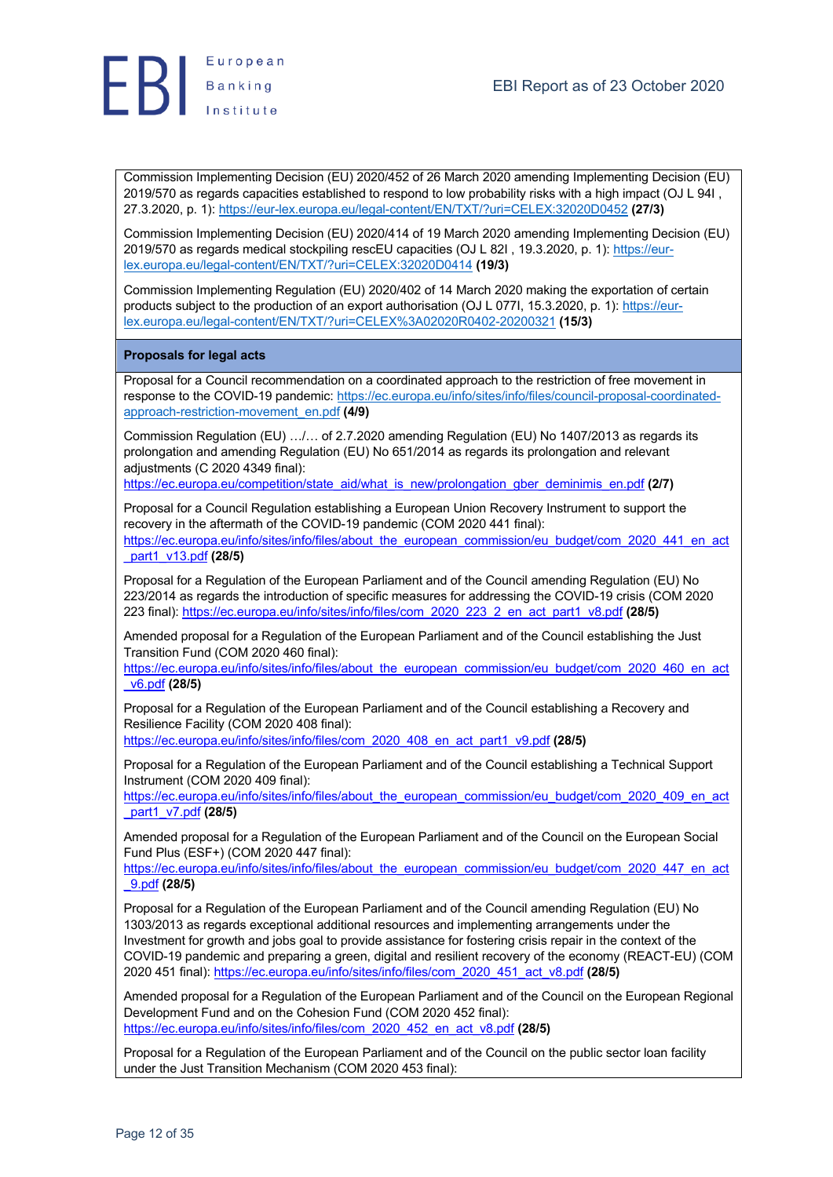Commission Implementing Decision (EU) 2020/452 of 26 March 2020 amending Implementing Decision (EU) 2019/570 as regards capacities established to respond to low probability risks with a high impact (OJ L 94I , 27.3.2020, p. 1): https://eur-lex.europa.eu/legal-content/EN/TXT/?uri=CELEX:32020D0452 **(27/3)**

Commission Implementing Decision (EU) 2020/414 of 19 March 2020 amending Implementing Decision (EU) 2019/570 as regards medical stockpiling rescEU capacities (OJ L 82I , 19.3.2020, p. 1): https://eur-lex.europa.eu/legal-content/EN/TXT/?uri=CELEX:32020D0414 **(19/3)**

Commission Implementing Regulation (EU) 2020/402 of 14 March 2020 making the exportation of certain products subject to the production of an export authorisation (OJ L 077I, 15.3.2020, p. 1): https://eur-lex.europa.eu/legal-content/EN/TXT/?uri=CELEX%3A02020R0402-20200321 **(15/3)**

**Proposals for legal acts**

Proposal for a Council recommendation on a coordinated approach to the restriction of free movement in response to the COVID-19 pandemic: https://ec.europa.eu/info/sites/info/files/council-proposal-coordinated-approach-restriction-movement_en.pdf **(4/9)**

Commission Regulation (EU) …/… of 2.7.2020 amending Regulation (EU) No 1407/2013 as regards its prolongation and amending Regulation (EU) No 651/2014 as regards its prolongation and relevant adjustments (C 2020 4349 final):
https://ec.europa.eu/competition/state_aid/what_is_new/prolongation_gber_deminimis_en.pdf **(2/7)**

Proposal for a Council Regulation establishing a European Union Recovery Instrument to support the recovery in the aftermath of the COVID-19 pandemic (COM 2020 441 final):
https://ec.europa.eu/info/sites/info/files/about_the_european_commission/eu_budget/com_2020_441_en_act_part1_v13.pdf **(28/5)**

Proposal for a Regulation of the European Parliament and of the Council amending Regulation (EU) No 223/2014 as regards the introduction of specific measures for addressing the COVID-19 crisis (COM 2020 223 final): https://ec.europa.eu/info/sites/info/files/com_2020_223_2_en_act_part1_v8.pdf **(28/5)**

Amended proposal for a Regulation of the European Parliament and of the Council establishing the Just Transition Fund (COM 2020 460 final):
https://ec.europa.eu/info/sites/info/files/about_the_european_commission/eu_budget/com_2020_460_en_act_v6.pdf **(28/5)**

Proposal for a Regulation of the European Parliament and of the Council establishing a Recovery and Resilience Facility (COM 2020 408 final):
https://ec.europa.eu/info/sites/info/files/com_2020_408_en_act_part1_v9.pdf **(28/5)**

Proposal for a Regulation of the European Parliament and of the Council establishing a Technical Support Instrument (COM 2020 409 final):
https://ec.europa.eu/info/sites/info/files/about_the_european_commission/eu_budget/com_2020_409_en_act_part1_v7.pdf **(28/5)**

Amended proposal for a Regulation of the European Parliament and of the Council on the European Social Fund Plus (ESF+) (COM 2020 447 final):
https://ec.europa.eu/info/sites/info/files/about_the_european_commission/eu_budget/com_2020_447_en_act_9.pdf **(28/5)**

Proposal for a Regulation of the European Parliament and of the Council amending Regulation (EU) No 1303/2013 as regards exceptional additional resources and implementing arrangements under the Investment for growth and jobs goal to provide assistance for fostering crisis repair in the context of the COVID-19 pandemic and preparing a green, digital and resilient recovery of the economy (REACT-EU) (COM 2020 451 final): https://ec.europa.eu/info/sites/info/files/com_2020_451_act_v8.pdf **(28/5)**

Amended proposal for a Regulation of the European Parliament and of the Council on the European Regional Development Fund and on the Cohesion Fund (COM 2020 452 final):
https://ec.europa.eu/info/sites/info/files/com_2020_452_en_act_v8.pdf **(28/5)**

Proposal for a Regulation of the European Parliament and of the Council on the public sector loan facility under the Just Transition Mechanism (COM 2020 453 final):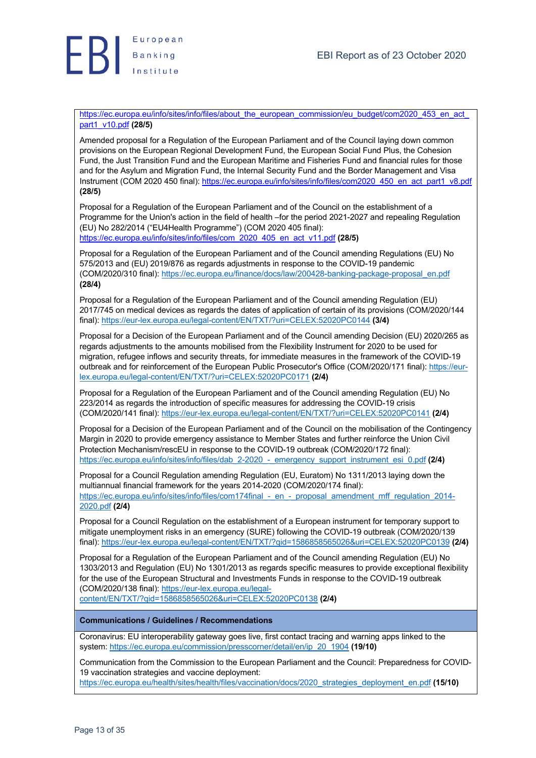https://ec.europa.eu/info/sites/info/files/about_the_european_commission/eu_budget/com2020_453_en_act_part1_v10.pdf **(28/5)**

Amended proposal for a Regulation of the European Parliament and of the Council laying down common provisions on the European Regional Development Fund, the European Social Fund Plus, the Cohesion Fund, the Just Transition Fund and the European Maritime and Fisheries Fund and financial rules for those and for the Asylum and Migration Fund, the Internal Security Fund and the Border Management and Visa Instrument (COM 2020 450 final): https://ec.europa.eu/info/sites/info/files/com2020_450_en_act_part1_v8.pdf **(28/5)**

Proposal for a Regulation of the European Parliament and of the Council on the establishment of a Programme for the Union's action in the field of health –for the period 2021-2027 and repealing Regulation (EU) No 282/2014 ("EU4Health Programme") (COM 2020 405 final): https://ec.europa.eu/info/sites/info/files/com_2020_405_en_act_v11.pdf **(28/5)**

Proposal for a Regulation of the European Parliament and of the Council amending Regulations (EU) No 575/2013 and (EU) 2019/876 as regards adjustments in response to the COVID-19 pandemic (COM/2020/310 final): https://ec.europa.eu/finance/docs/law/200428-banking-package-proposal_en.pdf **(28/4)**

Proposal for a Regulation of the European Parliament and of the Council amending Regulation (EU) 2017/745 on medical devices as regards the dates of application of certain of its provisions (COM/2020/144 final): https://eur-lex.europa.eu/legal-content/EN/TXT/?uri=CELEX:52020PC0144 **(3/4)**

Proposal for a Decision of the European Parliament and of the Council amending Decision (EU) 2020/265 as regards adjustments to the amounts mobilised from the Flexibility Instrument for 2020 to be used for migration, refugee inflows and security threats, for immediate measures in the framework of the COVID-19 outbreak and for reinforcement of the European Public Prosecutor's Office (COM/2020/171 final): https://eur-lex.europa.eu/legal-content/EN/TXT/?uri=CELEX:52020PC0171 **(2/4)**

Proposal for a Regulation of the European Parliament and of the Council amending Regulation (EU) No 223/2014 as regards the introduction of specific measures for addressing the COVID-19 crisis (COM/2020/141 final): https://eur-lex.europa.eu/legal-content/EN/TXT/?uri=CELEX:52020PC0141 **(2/4)**

Proposal for a Decision of the European Parliament and of the Council on the mobilisation of the Contingency Margin in 2020 to provide emergency assistance to Member States and further reinforce the Union Civil Protection Mechanism/rescEU in response to the COVID-19 outbreak (COM/2020/172 final): https://ec.europa.eu/info/sites/info/files/dab_2-2020_-_emergency_support_instrument_esi_0.pdf **(2/4)**

Proposal for a Council Regulation amending Regulation (EU, Euratom) No 1311/2013 laying down the multiannual financial framework for the years 2014-2020 (COM/2020/174 final): https://ec.europa.eu/info/sites/info/files/com174final_-_en_-_proposal_amendment_mff_regulation_2014-2020.pdf **(2/4)**

Proposal for a Council Regulation on the establishment of a European instrument for temporary support to mitigate unemployment risks in an emergency (SURE) following the COVID-19 outbreak (COM/2020/139 final): https://eur-lex.europa.eu/legal-content/EN/TXT/?qid=1586858565026&uri=CELEX:52020PC0139 **(2/4)**

Proposal for a Regulation of the European Parliament and of the Council amending Regulation (EU) No 1303/2013 and Regulation (EU) No 1301/2013 as regards specific measures to provide exceptional flexibility for the use of the European Structural and Investments Funds in response to the COVID-19 outbreak (COM/2020/138 final): https://eur-lex.europa.eu/legal-content/EN/TXT/?qid=1586858565026&uri=CELEX:52020PC0138 **(2/4)**

**Communications / Guidelines / Recommendations**

Coronavirus: EU interoperability gateway goes live, first contact tracing and warning apps linked to the system: https://ec.europa.eu/commission/presscorner/detail/en/ip_20_1904 **(19/10)**

Communication from the Commission to the European Parliament and the Council: Preparedness for COVID-19 vaccination strategies and vaccine deployment: https://ec.europa.eu/health/sites/health/files/vaccination/docs/2020_strategies_deployment_en.pdf **(15/10)**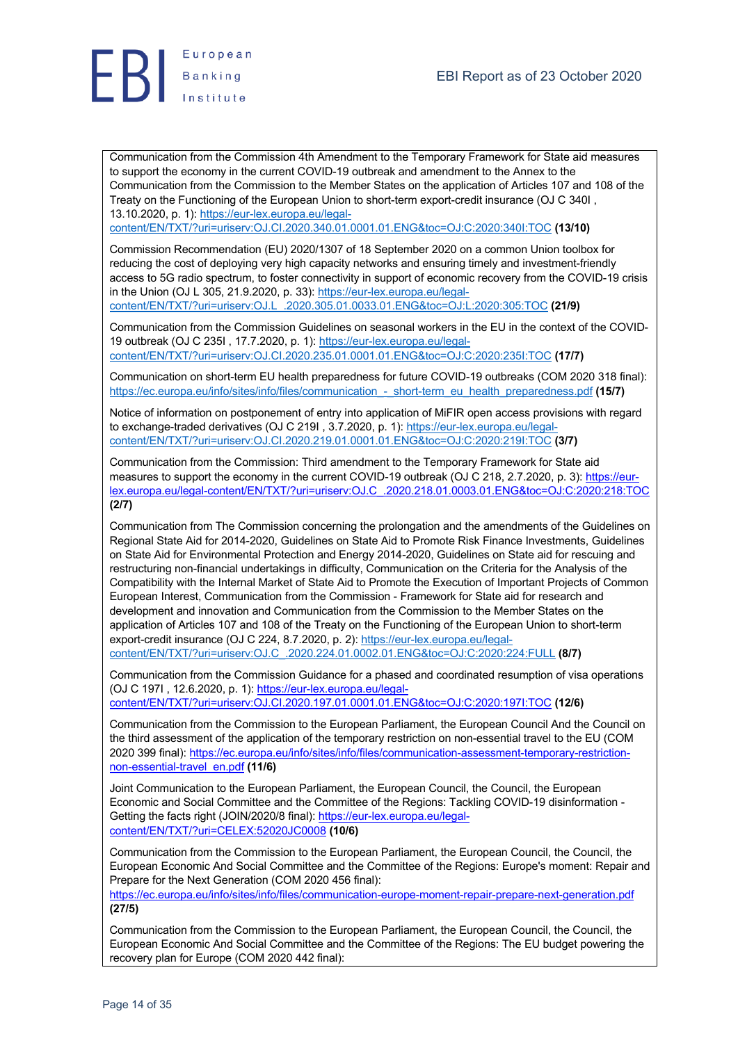Communication from the Commission 4th Amendment to the Temporary Framework for State aid measures to support the economy in the current COVID-19 outbreak and amendment to the Annex to the Communication from the Commission to the Member States on the application of Articles 107 and 108 of the Treaty on the Functioning of the European Union to short-term export-credit insurance (OJ C 340I , 13.10.2020, p. 1): https://eur-lex.europa.eu/legal-content/EN/TXT/?uri=uriserv:OJ.CI.2020.340.01.0001.01.ENG&toc=OJ:C:2020:340I:TOC **(13/10)**

Commission Recommendation (EU) 2020/1307 of 18 September 2020 on a common Union toolbox for reducing the cost of deploying very high capacity networks and ensuring timely and investment-friendly access to 5G radio spectrum, to foster connectivity in support of economic recovery from the COVID-19 crisis in the Union (OJ L 305, 21.9.2020, p. 33): https://eur-lex.europa.eu/legal-content/EN/TXT/?uri=uriserv:OJ.L_.2020.305.01.0033.01.ENG&toc=OJ:L:2020:305:TOC **(21/9)**

Communication from the Commission Guidelines on seasonal workers in the EU in the context of the COVID-19 outbreak (OJ C 235I , 17.7.2020, p. 1): https://eur-lex.europa.eu/legal-content/EN/TXT/?uri=uriserv:OJ.CI.2020.235.01.0001.01.ENG&toc=OJ:C:2020:235I:TOC **(17/7)**

Communication on short-term EU health preparedness for future COVID-19 outbreaks (COM 2020 318 final): https://ec.europa.eu/info/sites/info/files/communication_-_short-term_eu_health_preparedness.pdf **(15/7)**

Notice of information on postponement of entry into application of MiFIR open access provisions with regard to exchange-traded derivatives (OJ C 219I , 3.7.2020, p. 1): https://eur-lex.europa.eu/legal-content/EN/TXT/?uri=uriserv:OJ.CI.2020.219.01.0001.01.ENG&toc=OJ:C:2020:219I:TOC **(3/7)**

Communication from the Commission: Third amendment to the Temporary Framework for State aid measures to support the economy in the current COVID-19 outbreak (OJ C 218, 2.7.2020, p. 3): https://eur-lex.europa.eu/legal-content/EN/TXT/?uri=uriserv:OJ.C_.2020.218.01.0003.01.ENG&toc=OJ:C:2020:218:TOC **(2/7)**

Communication from The Commission concerning the prolongation and the amendments of the Guidelines on Regional State Aid for 2014-2020, Guidelines on State Aid to Promote Risk Finance Investments, Guidelines on State Aid for Environmental Protection and Energy 2014-2020, Guidelines on State aid for rescuing and restructuring non-financial undertakings in difficulty, Communication on the Criteria for the Analysis of the Compatibility with the Internal Market of State Aid to Promote the Execution of Important Projects of Common European Interest, Communication from the Commission - Framework for State aid for research and development and innovation and Communication from the Commission to the Member States on the application of Articles 107 and 108 of the Treaty on the Functioning of the European Union to short-term export-credit insurance (OJ C 224, 8.7.2020, p. 2): https://eur-lex.europa.eu/legal-content/EN/TXT/?uri=uriserv:OJ.C_.2020.224.01.0002.01.ENG&toc=OJ:C:2020:224:FULL **(8/7)**

Communication from the Commission Guidance for a phased and coordinated resumption of visa operations (OJ C 197I , 12.6.2020, p. 1): https://eur-lex.europa.eu/legal-content/EN/TXT/?uri=uriserv:OJ.CI.2020.197.01.0001.01.ENG&toc=OJ:C:2020:197I:TOC **(12/6)**

Communication from the Commission to the European Parliament, the European Council And the Council on the third assessment of the application of the temporary restriction on non-essential travel to the EU (COM 2020 399 final): https://ec.europa.eu/info/sites/info/files/communication-assessment-temporary-restriction-non-essential-travel_en.pdf **(11/6)**

Joint Communication to the European Parliament, the European Council, the Council, the European Economic and Social Committee and the Committee of the Regions: Tackling COVID-19 disinformation - Getting the facts right (JOIN/2020/8 final): https://eur-lex.europa.eu/legal-content/EN/TXT/?uri=CELEX:52020JC0008 **(10/6)**

Communication from the Commission to the European Parliament, the European Council, the Council, the European Economic And Social Committee and the Committee of the Regions: Europe's moment: Repair and Prepare for the Next Generation (COM 2020 456 final): https://ec.europa.eu/info/sites/info/files/communication-europe-moment-repair-prepare-next-generation.pdf **(27/5)**

Communication from the Commission to the European Parliament, the European Council, the Council, the European Economic And Social Committee and the Committee of the Regions: The EU budget powering the recovery plan for Europe (COM 2020 442 final):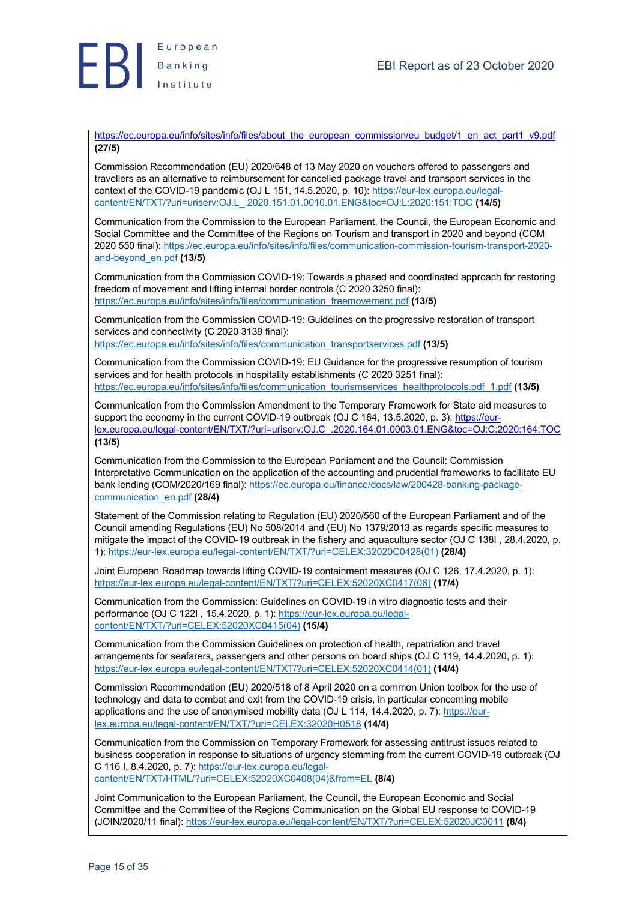https://ec.europa.eu/info/sites/info/files/about_the_european_commission/eu_budget/1_en_act_part1_v9.pdf **(27/5)**

Commission Recommendation (EU) 2020/648 of 13 May 2020 on vouchers offered to passengers and travellers as an alternative to reimbursement for cancelled package travel and transport services in the context of the COVID-19 pandemic (OJ L 151, 14.5.2020, p. 10): https://eur-lex.europa.eu/legal-content/EN/TXT/?uri=uriserv:OJ.L_.2020.151.01.0010.01.ENG&toc=OJ:L:2020:151:TOC **(14/5)**

Communication from the Commission to the European Parliament, the Council, the European Economic and Social Committee and the Committee of the Regions on Tourism and transport in 2020 and beyond (COM 2020 550 final): https://ec.europa.eu/info/sites/info/files/communication-commission-tourism-transport-2020-and-beyond_en.pdf **(13/5)**

Communication from the Commission COVID-19: Towards a phased and coordinated approach for restoring freedom of movement and lifting internal border controls (C 2020 3250 final): https://ec.europa.eu/info/sites/info/files/communication_freemovement.pdf **(13/5)**

Communication from the Commission COVID-19: Guidelines on the progressive restoration of transport services and connectivity (C 2020 3139 final): https://ec.europa.eu/info/sites/info/files/communication_transportservices.pdf **(13/5)**

Communication from the Commission COVID-19: EU Guidance for the progressive resumption of tourism services and for health protocols in hospitality establishments (C 2020 3251 final): https://ec.europa.eu/info/sites/info/files/communication_tourismservices_healthprotocols.pdf_1.pdf **(13/5)**

Communication from the Commission Amendment to the Temporary Framework for State aid measures to support the economy in the current COVID-19 outbreak (OJ C 164, 13.5.2020, p. 3): https://eur-lex.europa.eu/legal-content/EN/TXT/?uri=uriserv:OJ.C_.2020.164.01.0003.01.ENG&toc=OJ:C:2020:164:TOC **(13/5)**

Communication from the Commission to the European Parliament and the Council: Commission Interpretative Communication on the application of the accounting and prudential frameworks to facilitate EU bank lending (COM/2020/169 final): https://ec.europa.eu/finance/docs/law/200428-banking-package-communication_en.pdf **(28/4)**

Statement of the Commission relating to Regulation (EU) 2020/560 of the European Parliament and of the Council amending Regulations (EU) No 508/2014 and (EU) No 1379/2013 as regards specific measures to mitigate the impact of the COVID-19 outbreak in the fishery and aquaculture sector (OJ C 138I , 28.4.2020, p. 1): https://eur-lex.europa.eu/legal-content/EN/TXT/?uri=CELEX:32020C0428(01) **(28/4)**

Joint European Roadmap towards lifting COVID-19 containment measures (OJ C 126, 17.4.2020, p. 1): https://eur-lex.europa.eu/legal-content/EN/TXT/?uri=CELEX:52020XC0417(06) **(17/4)**

Communication from the Commission: Guidelines on COVID-19 in vitro diagnostic tests and their performance (OJ C 122I , 15.4.2020, p. 1): https://eur-lex.europa.eu/legal-content/EN/TXT/?uri=CELEX:52020XC0415(04) **(15/4)**

Communication from the Commission Guidelines on protection of health, repatriation and travel arrangements for seafarers, passengers and other persons on board ships (OJ C 119, 14.4.2020, p. 1): https://eur-lex.europa.eu/legal-content/EN/TXT/?uri=CELEX:52020XC0414(01) **(14/4)**

Commission Recommendation (EU) 2020/518 of 8 April 2020 on a common Union toolbox for the use of technology and data to combat and exit from the COVID-19 crisis, in particular concerning mobile applications and the use of anonymised mobility data (OJ L 114, 14.4.2020, p. 7): https://eur-lex.europa.eu/legal-content/EN/TXT/?uri=CELEX:32020H0518 **(14/4)**

Communication from the Commission on Temporary Framework for assessing antitrust issues related to business cooperation in response to situations of urgency stemming from the current COVID-19 outbreak (OJ C 116 I, 8.4.2020, p. 7): https://eur-lex.europa.eu/legal-content/EN/TXT/HTML/?uri=CELEX:52020XC0408(04)&from=EL **(8/4)**

Joint Communication to the European Parliament, the Council, the European Economic and Social Committee and the Committee of the Regions Communication on the Global EU response to COVID-19 (JOIN/2020/11 final): https://eur-lex.europa.eu/legal-content/EN/TXT/?uri=CELEX:52020JC0011 **(8/4)**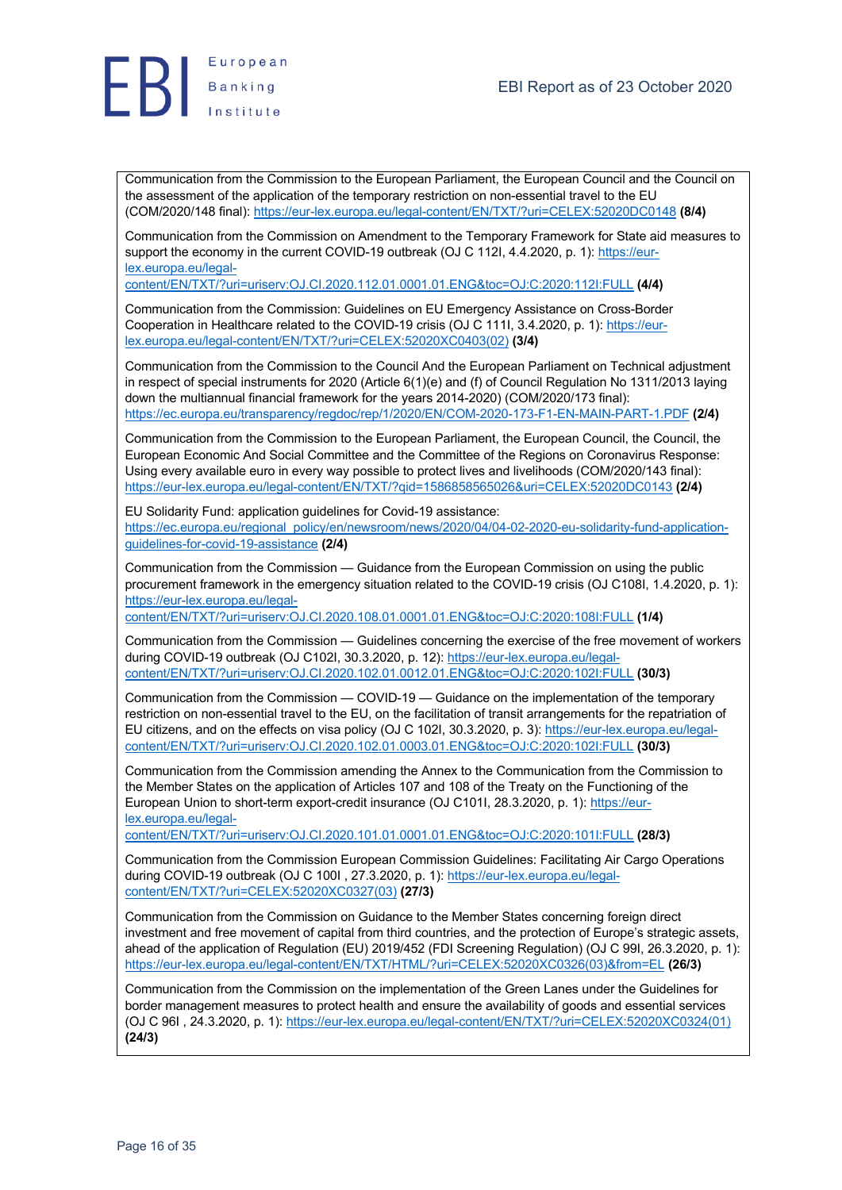Communication from the Commission to the European Parliament, the European Council and the Council on the assessment of the application of the temporary restriction on non-essential travel to the EU (COM/2020/148 final): https://eur-lex.europa.eu/legal-content/EN/TXT/?uri=CELEX:52020DC0148 **(8/4)**

Communication from the Commission on Amendment to the Temporary Framework for State aid measures to support the economy in the current COVID-19 outbreak (OJ C 112I, 4.4.2020, p. 1): https://eur-lex.europa.eu/legal-content/EN/TXT/?uri=uriserv:OJ.CI.2020.112.01.0001.01.ENG&toc=OJ:C:2020:112I:FULL **(4/4)**

Communication from the Commission: Guidelines on EU Emergency Assistance on Cross-Border Cooperation in Healthcare related to the COVID-19 crisis (OJ C 111I, 3.4.2020, p. 1): https://eur-lex.europa.eu/legal-content/EN/TXT/?uri=CELEX:52020XC0403(02) **(3/4)**

Communication from the Commission to the Council And the European Parliament on Technical adjustment in respect of special instruments for 2020 (Article 6(1)(e) and (f) of Council Regulation No 1311/2013 laying down the multiannual financial framework for the years 2014-2020) (COM/2020/173 final): https://ec.europa.eu/transparency/regdoc/rep/1/2020/EN/COM-2020-173-F1-EN-MAIN-PART-1.PDF **(2/4)**

Communication from the Commission to the European Parliament, the European Council, the Council, the European Economic And Social Committee and the Committee of the Regions on Coronavirus Response: Using every available euro in every way possible to protect lives and livelihoods (COM/2020/143 final): https://eur-lex.europa.eu/legal-content/EN/TXT/?qid=1586858565026&uri=CELEX:52020DC0143 **(2/4)**

EU Solidarity Fund: application guidelines for Covid-19 assistance: https://ec.europa.eu/regional_policy/en/newsroom/news/2020/04/04-02-2020-eu-solidarity-fund-application-guidelines-for-covid-19-assistance **(2/4)**

Communication from the Commission — Guidance from the European Commission on using the public procurement framework in the emergency situation related to the COVID-19 crisis (OJ C108I, 1.4.2020, p. 1): https://eur-lex.europa.eu/legal-content/EN/TXT/?uri=uriserv:OJ.CI.2020.108.01.0001.01.ENG&toc=OJ:C:2020:108I:FULL **(1/4)**

Communication from the Commission — Guidelines concerning the exercise of the free movement of workers during COVID-19 outbreak (OJ C102I, 30.3.2020, p. 12): https://eur-lex.europa.eu/legal-content/EN/TXT/?uri=uriserv:OJ.CI.2020.102.01.0012.01.ENG&toc=OJ:C:2020:102I:FULL **(30/3)**

Communication from the Commission — COVID-19 — Guidance on the implementation of the temporary restriction on non-essential travel to the EU, on the facilitation of transit arrangements for the repatriation of EU citizens, and on the effects on visa policy (OJ C 102I, 30.3.2020, p. 3): https://eur-lex.europa.eu/legal-content/EN/TXT/?uri=uriserv:OJ.CI.2020.102.01.0003.01.ENG&toc=OJ:C:2020:102I:FULL **(30/3)**

Communication from the Commission amending the Annex to the Communication from the Commission to the Member States on the application of Articles 107 and 108 of the Treaty on the Functioning of the European Union to short-term export-credit insurance (OJ C101I, 28.3.2020, p. 1): https://eur-lex.europa.eu/legal-content/EN/TXT/?uri=uriserv:OJ.CI.2020.101.01.0001.01.ENG&toc=OJ:C:2020:101I:FULL **(28/3)**

Communication from the Commission European Commission Guidelines: Facilitating Air Cargo Operations during COVID-19 outbreak (OJ C 100I , 27.3.2020, p. 1): https://eur-lex.europa.eu/legal-content/EN/TXT/?uri=CELEX:52020XC0327(03) **(27/3)**

Communication from the Commission on Guidance to the Member States concerning foreign direct investment and free movement of capital from third countries, and the protection of Europe's strategic assets, ahead of the application of Regulation (EU) 2019/452 (FDI Screening Regulation) (OJ C 99I, 26.3.2020, p. 1): https://eur-lex.europa.eu/legal-content/EN/TXT/HTML/?uri=CELEX:52020XC0326(03)&from=EL **(26/3)**

Communication from the Commission on the implementation of the Green Lanes under the Guidelines for border management measures to protect health and ensure the availability of goods and essential services (OJ C 96I , 24.3.2020, p. 1): https://eur-lex.europa.eu/legal-content/EN/TXT/?uri=CELEX:52020XC0324(01) **(24/3)**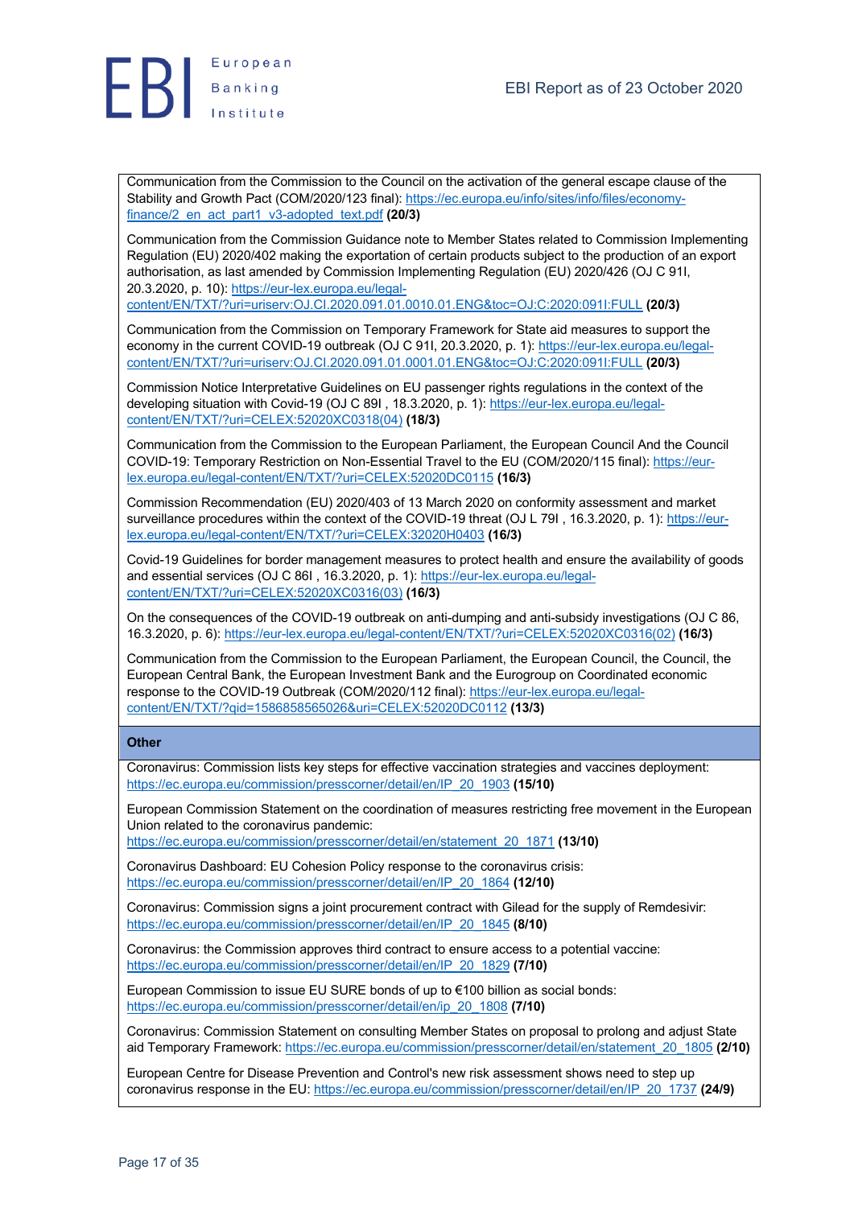Communication from the Commission to the Council on the activation of the general escape clause of the Stability and Growth Pact (COM/2020/123 final): https://ec.europa.eu/info/sites/info/files/economy-finance/2_en_act_part1_v3-adopted_text.pdf **(20/3)**

Communication from the Commission Guidance note to Member States related to Commission Implementing Regulation (EU) 2020/402 making the exportation of certain products subject to the production of an export authorisation, as last amended by Commission Implementing Regulation (EU) 2020/426 (OJ C 91I, 20.3.2020, p. 10): https://eur-lex.europa.eu/legal-content/EN/TXT/?uri=uriserv:OJ.CI.2020.091.01.0010.01.ENG&toc=OJ:C:2020:091I:FULL **(20/3)**

Communication from the Commission on Temporary Framework for State aid measures to support the economy in the current COVID-19 outbreak (OJ C 91I, 20.3.2020, p. 1): https://eur-lex.europa.eu/legal-content/EN/TXT/?uri=uriserv:OJ.CI.2020.091.01.0001.01.ENG&toc=OJ:C:2020:091I:FULL **(20/3)**

Commission Notice Interpretative Guidelines on EU passenger rights regulations in the context of the developing situation with Covid-19 (OJ C 89I , 18.3.2020, p. 1): https://eur-lex.europa.eu/legal-content/EN/TXT/?uri=CELEX:52020XC0318(04) **(18/3)**

Communication from the Commission to the European Parliament, the European Council And the Council COVID-19: Temporary Restriction on Non-Essential Travel to the EU (COM/2020/115 final): https://eur-lex.europa.eu/legal-content/EN/TXT/?uri=CELEX:52020DC0115 **(16/3)**

Commission Recommendation (EU) 2020/403 of 13 March 2020 on conformity assessment and market surveillance procedures within the context of the COVID-19 threat (OJ L 79I , 16.3.2020, p. 1): https://eur-lex.europa.eu/legal-content/EN/TXT/?uri=CELEX:32020H0403 **(16/3)**

Covid-19 Guidelines for border management measures to protect health and ensure the availability of goods and essential services (OJ C 86I , 16.3.2020, p. 1): https://eur-lex.europa.eu/legal-content/EN/TXT/?uri=CELEX:52020XC0316(03) **(16/3)**

On the consequences of the COVID-19 outbreak on anti-dumping and anti-subsidy investigations (OJ C 86, 16.3.2020, p. 6): https://eur-lex.europa.eu/legal-content/EN/TXT/?uri=CELEX:52020XC0316(02) **(16/3)**

Communication from the Commission to the European Parliament, the European Council, the Council, the European Central Bank, the European Investment Bank and the Eurogroup on Coordinated economic response to the COVID-19 Outbreak (COM/2020/112 final): https://eur-lex.europa.eu/legal-content/EN/TXT/?qid=1586858565026&uri=CELEX:52020DC0112 **(13/3)**

**Other**

Coronavirus: Commission lists key steps for effective vaccination strategies and vaccines deployment: https://ec.europa.eu/commission/presscorner/detail/en/IP_20_1903 **(15/10)**

European Commission Statement on the coordination of measures restricting free movement in the European Union related to the coronavirus pandemic: https://ec.europa.eu/commission/presscorner/detail/en/statement_20_1871 **(13/10)**

Coronavirus Dashboard: EU Cohesion Policy response to the coronavirus crisis: https://ec.europa.eu/commission/presscorner/detail/en/IP_20_1864 **(12/10)**

Coronavirus: Commission signs a joint procurement contract with Gilead for the supply of Remdesivir: https://ec.europa.eu/commission/presscorner/detail/en/IP_20_1845 **(8/10)**

Coronavirus: the Commission approves third contract to ensure access to a potential vaccine: https://ec.europa.eu/commission/presscorner/detail/en/IP_20_1829 **(7/10)**

European Commission to issue EU SURE bonds of up to €100 billion as social bonds: https://ec.europa.eu/commission/presscorner/detail/en/ip_20_1808 **(7/10)**

Coronavirus: Commission Statement on consulting Member States on proposal to prolong and adjust State aid Temporary Framework: https://ec.europa.eu/commission/presscorner/detail/en/statement_20_1805 **(2/10)**

European Centre for Disease Prevention and Control's new risk assessment shows need to step up coronavirus response in the EU: https://ec.europa.eu/commission/presscorner/detail/en/IP_20_1737 **(24/9)**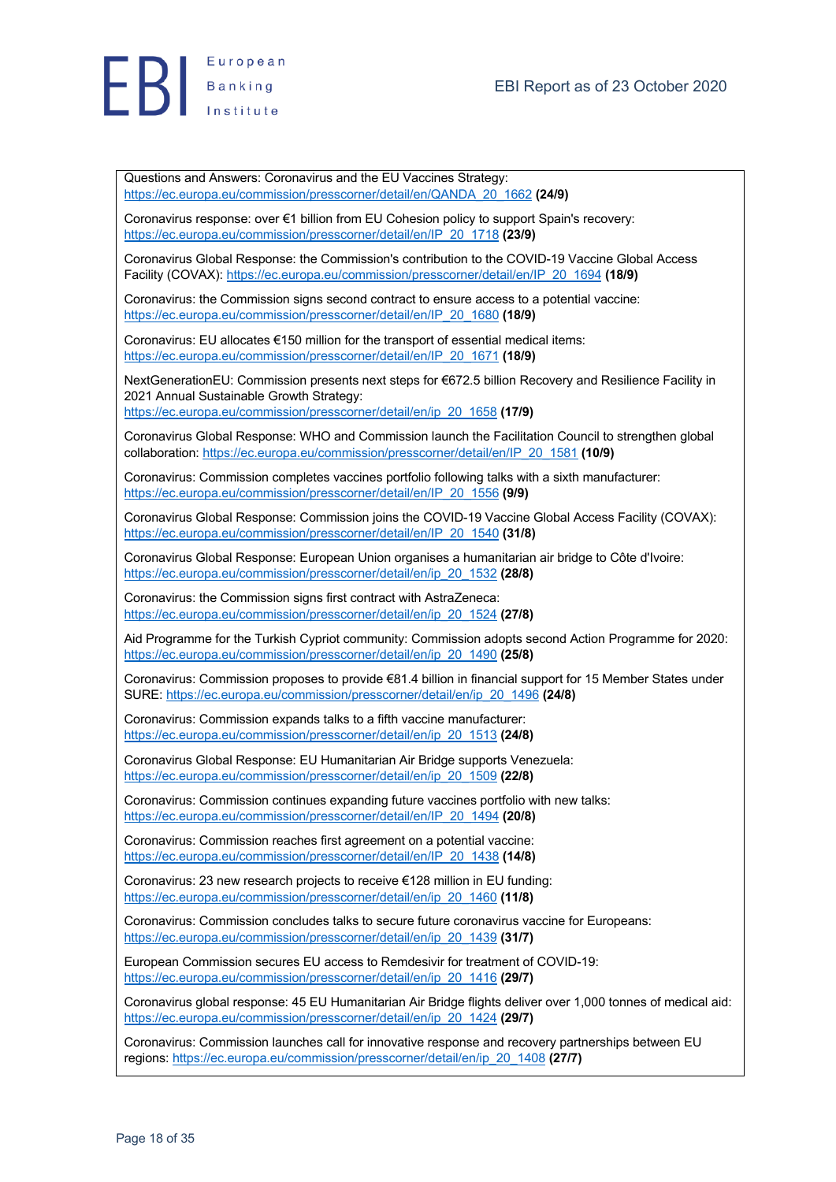Questions and Answers: Coronavirus and the EU Vaccines Strategy: https://ec.europa.eu/commission/presscorner/detail/en/QANDA_20_1662 **(24/9)**

Coronavirus response: over €1 billion from EU Cohesion policy to support Spain's recovery: https://ec.europa.eu/commission/presscorner/detail/en/IP_20_1718 **(23/9)**

Coronavirus Global Response: the Commission's contribution to the COVID-19 Vaccine Global Access Facility (COVAX): https://ec.europa.eu/commission/presscorner/detail/en/IP_20_1694 **(18/9)**

Coronavirus: the Commission signs second contract to ensure access to a potential vaccine: https://ec.europa.eu/commission/presscorner/detail/en/IP_20_1680 **(18/9)**

Coronavirus: EU allocates €150 million for the transport of essential medical items: https://ec.europa.eu/commission/presscorner/detail/en/IP_20_1671 **(18/9)**

NextGenerationEU: Commission presents next steps for €672.5 billion Recovery and Resilience Facility in 2021 Annual Sustainable Growth Strategy: https://ec.europa.eu/commission/presscorner/detail/en/ip_20_1658 **(17/9)**

Coronavirus Global Response: WHO and Commission launch the Facilitation Council to strengthen global collaboration: https://ec.europa.eu/commission/presscorner/detail/en/IP_20_1581 **(10/9)**

Coronavirus: Commission completes vaccines portfolio following talks with a sixth manufacturer: https://ec.europa.eu/commission/presscorner/detail/en/IP_20_1556 **(9/9)**

Coronavirus Global Response: Commission joins the COVID-19 Vaccine Global Access Facility (COVAX): https://ec.europa.eu/commission/presscorner/detail/en/IP_20_1540 **(31/8)**

Coronavirus Global Response: European Union organises a humanitarian air bridge to Côte d'Ivoire: https://ec.europa.eu/commission/presscorner/detail/en/ip_20_1532 **(28/8)**

Coronavirus: the Commission signs first contract with AstraZeneca: https://ec.europa.eu/commission/presscorner/detail/en/ip_20_1524 **(27/8)**

Aid Programme for the Turkish Cypriot community: Commission adopts second Action Programme for 2020: https://ec.europa.eu/commission/presscorner/detail/en/ip_20_1490 **(25/8)**

Coronavirus: Commission proposes to provide €81.4 billion in financial support for 15 Member States under SURE: https://ec.europa.eu/commission/presscorner/detail/en/ip_20_1496 **(24/8)**

Coronavirus: Commission expands talks to a fifth vaccine manufacturer: https://ec.europa.eu/commission/presscorner/detail/en/ip_20_1513 **(24/8)**

Coronavirus Global Response: EU Humanitarian Air Bridge supports Venezuela: https://ec.europa.eu/commission/presscorner/detail/en/ip_20_1509 **(22/8)**

Coronavirus: Commission continues expanding future vaccines portfolio with new talks: https://ec.europa.eu/commission/presscorner/detail/en/IP_20_1494 **(20/8)**

Coronavirus: Commission reaches first agreement on a potential vaccine: https://ec.europa.eu/commission/presscorner/detail/en/IP_20_1438 **(14/8)**

Coronavirus: 23 new research projects to receive €128 million in EU funding: https://ec.europa.eu/commission/presscorner/detail/en/ip_20_1460 **(11/8)**

Coronavirus: Commission concludes talks to secure future coronavirus vaccine for Europeans: https://ec.europa.eu/commission/presscorner/detail/en/ip_20_1439 **(31/7)**

European Commission secures EU access to Remdesivir for treatment of COVID-19: https://ec.europa.eu/commission/presscorner/detail/en/ip_20_1416 **(29/7)**

Coronavirus global response: 45 EU Humanitarian Air Bridge flights deliver over 1,000 tonnes of medical aid: https://ec.europa.eu/commission/presscorner/detail/en/ip_20_1424 **(29/7)**

Coronavirus: Commission launches call for innovative response and recovery partnerships between EU regions: https://ec.europa.eu/commission/presscorner/detail/en/ip_20_1408 **(27/7)**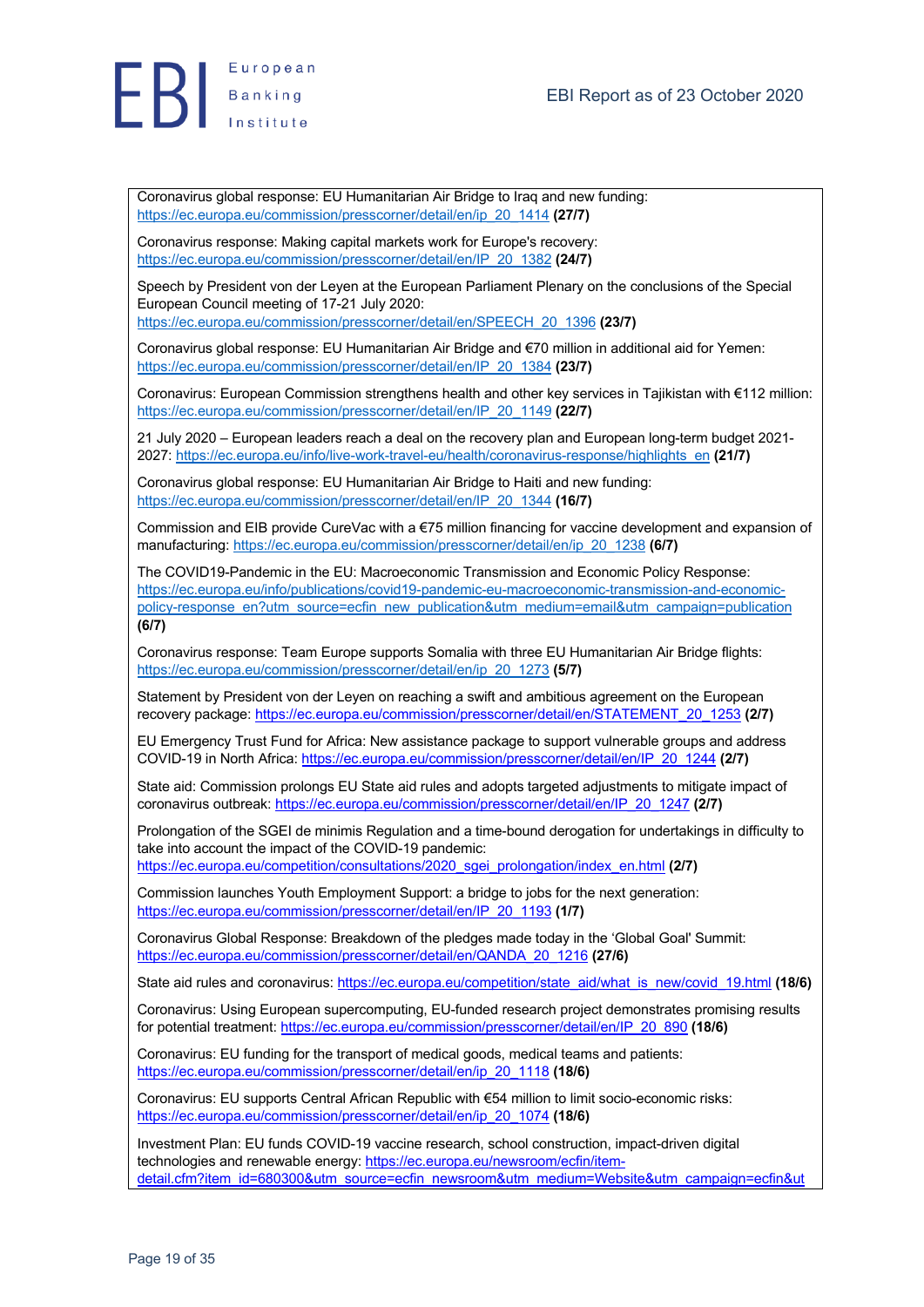Coronavirus global response: EU Humanitarian Air Bridge to Iraq and new funding: https://ec.europa.eu/commission/presscorner/detail/en/ip_20_1414 **(27/7)**

Coronavirus response: Making capital markets work for Europe's recovery: https://ec.europa.eu/commission/presscorner/detail/en/IP_20_1382 **(24/7)**

Speech by President von der Leyen at the European Parliament Plenary on the conclusions of the Special European Council meeting of 17-21 July 2020: https://ec.europa.eu/commission/presscorner/detail/en/SPEECH_20_1396 **(23/7)**

Coronavirus global response: EU Humanitarian Air Bridge and €70 million in additional aid for Yemen: https://ec.europa.eu/commission/presscorner/detail/en/IP_20_1384 **(23/7)**

Coronavirus: European Commission strengthens health and other key services in Tajikistan with €112 million: https://ec.europa.eu/commission/presscorner/detail/en/IP_20_1149 **(22/7)**

21 July 2020 – European leaders reach a deal on the recovery plan and European long-term budget 2021-2027: https://ec.europa.eu/info/live-work-travel-eu/health/coronavirus-response/highlights_en **(21/7)**

Coronavirus global response: EU Humanitarian Air Bridge to Haiti and new funding: https://ec.europa.eu/commission/presscorner/detail/en/IP_20_1344 **(16/7)**

Commission and EIB provide CureVac with a €75 million financing for vaccine development and expansion of manufacturing: https://ec.europa.eu/commission/presscorner/detail/en/ip_20_1238 **(6/7)**

The COVID19-Pandemic in the EU: Macroeconomic Transmission and Economic Policy Response: https://ec.europa.eu/info/publications/covid19-pandemic-eu-macroeconomic-transmission-and-economic-policy-response_en?utm_source=ecfin_new_publication&utm_medium=email&utm_campaign=publication **(6/7)**

Coronavirus response: Team Europe supports Somalia with three EU Humanitarian Air Bridge flights: https://ec.europa.eu/commission/presscorner/detail/en/ip_20_1273 **(5/7)**

Statement by President von der Leyen on reaching a swift and ambitious agreement on the European recovery package: https://ec.europa.eu/commission/presscorner/detail/en/STATEMENT_20_1253 **(2/7)**

EU Emergency Trust Fund for Africa: New assistance package to support vulnerable groups and address COVID-19 in North Africa: https://ec.europa.eu/commission/presscorner/detail/en/IP_20_1244 **(2/7)**

State aid: Commission prolongs EU State aid rules and adopts targeted adjustments to mitigate impact of coronavirus outbreak: https://ec.europa.eu/commission/presscorner/detail/en/IP_20_1247 **(2/7)**

Prolongation of the SGEI de minimis Regulation and a time-bound derogation for undertakings in difficulty to take into account the impact of the COVID-19 pandemic: https://ec.europa.eu/competition/consultations/2020_sgei_prolongation/index_en.html **(2/7)**

Commission launches Youth Employment Support: a bridge to jobs for the next generation: https://ec.europa.eu/commission/presscorner/detail/en/IP_20_1193 **(1/7)**

Coronavirus Global Response: Breakdown of the pledges made today in the 'Global Goal' Summit: https://ec.europa.eu/commission/presscorner/detail/en/QANDA_20_1216 **(27/6)**

State aid rules and coronavirus: https://ec.europa.eu/competition/state_aid/what_is_new/covid_19.html **(18/6)**

Coronavirus: Using European supercomputing, EU-funded research project demonstrates promising results for potential treatment: https://ec.europa.eu/commission/presscorner/detail/en/IP_20_890 **(18/6)**

Coronavirus: EU funding for the transport of medical goods, medical teams and patients: https://ec.europa.eu/commission/presscorner/detail/en/ip_20_1118 **(18/6)**

Coronavirus: EU supports Central African Republic with €54 million to limit socio-economic risks: https://ec.europa.eu/commission/presscorner/detail/en/ip_20_1074 **(18/6)**

Investment Plan: EU funds COVID-19 vaccine research, school construction, impact-driven digital technologies and renewable energy: https://ec.europa.eu/newsroom/ecfin/item-detail.cfm?item_id=680300&utm_source=ecfin_newsroom&utm_medium=Website&utm_campaign=ecfin&ut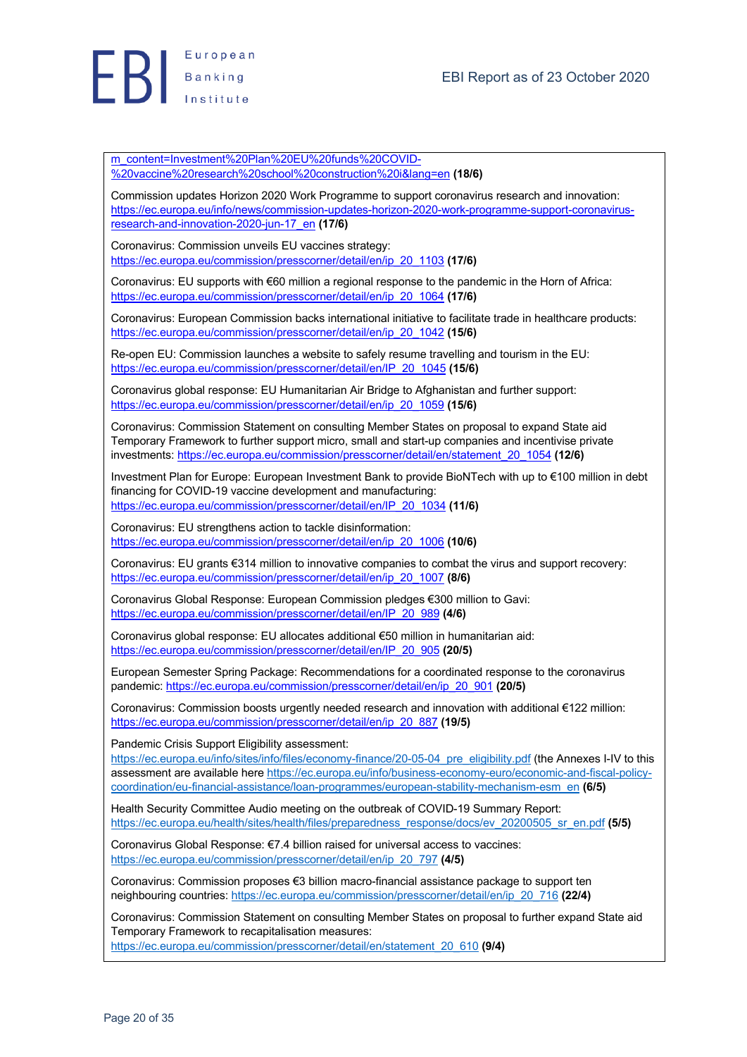m_content=Investment%20Plan%20EU%20funds%20COVID-%20vaccine%20research%20school%20construction%20i&lang=en **(18/6)**

Commission updates Horizon 2020 Work Programme to support coronavirus research and innovation: https://ec.europa.eu/info/news/commission-updates-horizon-2020-work-programme-support-coronavirus-research-and-innovation-2020-jun-17_en **(17/6)**

Coronavirus: Commission unveils EU vaccines strategy: https://ec.europa.eu/commission/presscorner/detail/en/ip_20_1103 **(17/6)**

Coronavirus: EU supports with €60 million a regional response to the pandemic in the Horn of Africa: https://ec.europa.eu/commission/presscorner/detail/en/ip_20_1064 **(17/6)**

Coronavirus: European Commission backs international initiative to facilitate trade in healthcare products: https://ec.europa.eu/commission/presscorner/detail/en/ip_20_1042 **(15/6)**

Re-open EU: Commission launches a website to safely resume travelling and tourism in the EU: https://ec.europa.eu/commission/presscorner/detail/en/IP_20_1045 **(15/6)**

Coronavirus global response: EU Humanitarian Air Bridge to Afghanistan and further support: https://ec.europa.eu/commission/presscorner/detail/en/ip_20_1059 **(15/6)**

Coronavirus: Commission Statement on consulting Member States on proposal to expand State aid Temporary Framework to further support micro, small and start-up companies and incentivise private investments: https://ec.europa.eu/commission/presscorner/detail/en/statement_20_1054 **(12/6)**

Investment Plan for Europe: European Investment Bank to provide BioNTech with up to €100 million in debt financing for COVID-19 vaccine development and manufacturing: https://ec.europa.eu/commission/presscorner/detail/en/IP_20_1034 **(11/6)**

Coronavirus: EU strengthens action to tackle disinformation: https://ec.europa.eu/commission/presscorner/detail/en/ip_20_1006 **(10/6)**

Coronavirus: EU grants €314 million to innovative companies to combat the virus and support recovery: https://ec.europa.eu/commission/presscorner/detail/en/ip_20_1007 **(8/6)**

Coronavirus Global Response: European Commission pledges €300 million to Gavi: https://ec.europa.eu/commission/presscorner/detail/en/IP_20_989 **(4/6)**

Coronavirus global response: EU allocates additional €50 million in humanitarian aid: https://ec.europa.eu/commission/presscorner/detail/en/IP_20_905 **(20/5)**

European Semester Spring Package: Recommendations for a coordinated response to the coronavirus pandemic: https://ec.europa.eu/commission/presscorner/detail/en/ip_20_901 **(20/5)**

Coronavirus: Commission boosts urgently needed research and innovation with additional €122 million: https://ec.europa.eu/commission/presscorner/detail/en/ip_20_887 **(19/5)**

Pandemic Crisis Support Eligibility assessment: https://ec.europa.eu/info/sites/info/files/economy-finance/20-05-04_pre_eligibility.pdf (the Annexes I-IV to this assessment are available here https://ec.europa.eu/info/business-economy-euro/economic-and-fiscal-policy-coordination/eu-financial-assistance/loan-programmes/european-stability-mechanism-esm_en **(6/5)**

Health Security Committee Audio meeting on the outbreak of COVID-19 Summary Report: https://ec.europa.eu/health/sites/health/files/preparedness_response/docs/ev_20200505_sr_en.pdf **(5/5)**

Coronavirus Global Response: €7.4 billion raised for universal access to vaccines: https://ec.europa.eu/commission/presscorner/detail/en/ip_20_797 **(4/5)**

Coronavirus: Commission proposes €3 billion macro-financial assistance package to support ten neighbouring countries: https://ec.europa.eu/commission/presscorner/detail/en/ip_20_716 **(22/4)**

Coronavirus: Commission Statement on consulting Member States on proposal to further expand State aid Temporary Framework to recapitalisation measures: https://ec.europa.eu/commission/presscorner/detail/en/statement_20_610 **(9/4)**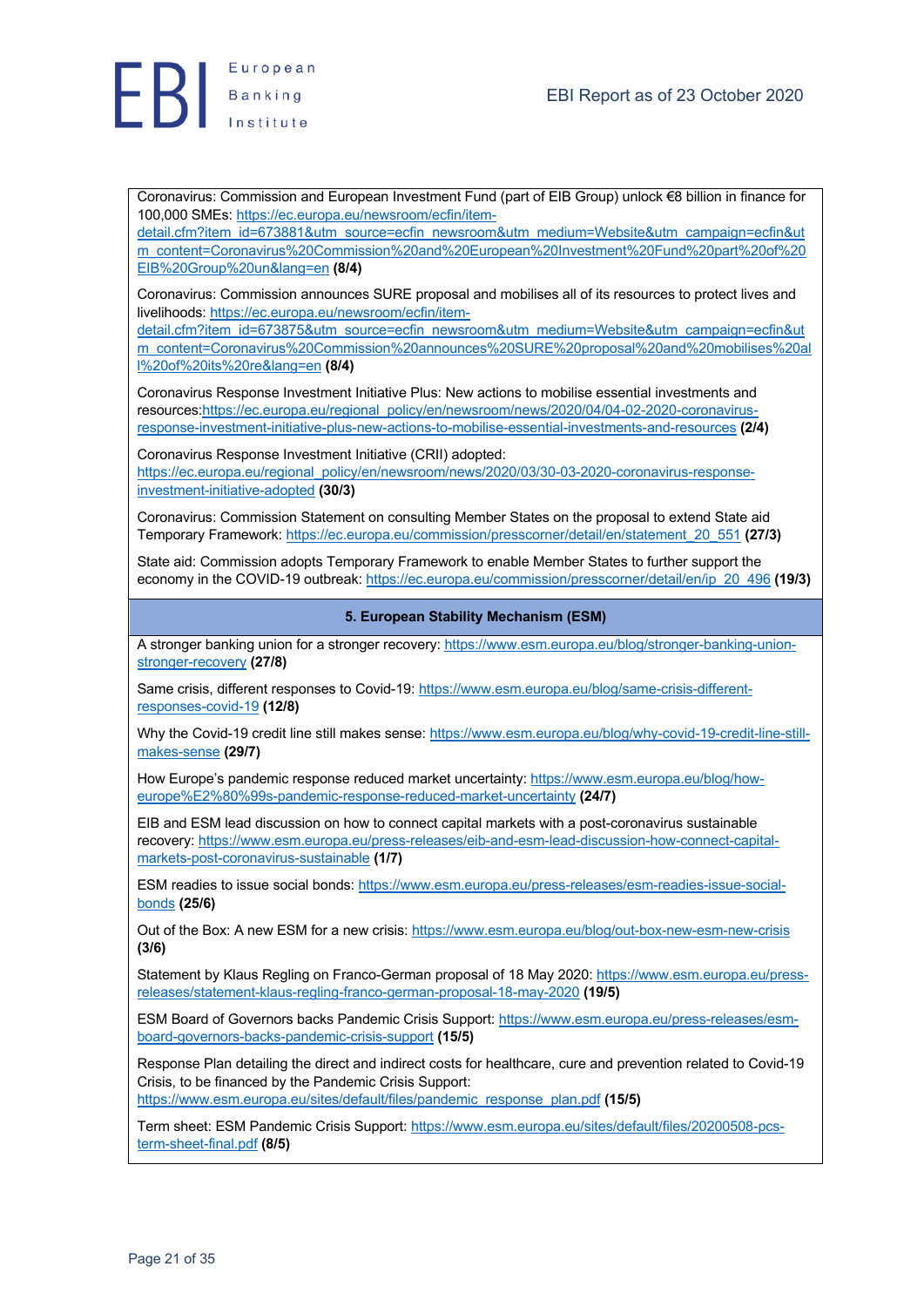Coronavirus: Commission and European Investment Fund (part of EIB Group) unlock €8 billion in finance for 100,000 SMEs: https://ec.europa.eu/newsroom/ecfin/item-detail.cfm?item_id=673881&utm_source=ecfin_newsroom&utm_medium=Website&utm_campaign=ecfin&utm_content=Coronavirus%20Commission%20and%20European%20Investment%20Fund%20part%20of%20EIB%20Group%20un&lang=en **(8/4)**

Coronavirus: Commission announces SURE proposal and mobilises all of its resources to protect lives and livelihoods: https://ec.europa.eu/newsroom/ecfin/item-detail.cfm?item_id=673875&utm_source=ecfin_newsroom&utm_medium=Website&utm_campaign=ecfin&utm_content=Coronavirus%20Commission%20announces%20SURE%20proposal%20and%20mobilises%20all%20of%20its%20re&lang=en **(8/4)**

Coronavirus Response Investment Initiative Plus: New actions to mobilise essential investments and resources: https://ec.europa.eu/regional_policy/en/newsroom/news/2020/04/04-02-2020-coronavirus-response-investment-initiative-plus-new-actions-to-mobilise-essential-investments-and-resources **(2/4)**

Coronavirus Response Investment Initiative (CRII) adopted: https://ec.europa.eu/regional_policy/en/newsroom/news/2020/03/30-03-2020-coronavirus-response-investment-initiative-adopted **(30/3)**

Coronavirus: Commission Statement on consulting Member States on the proposal to extend State aid Temporary Framework: https://ec.europa.eu/commission/presscorner/detail/en/statement_20_551 **(27/3)**

State aid: Commission adopts Temporary Framework to enable Member States to further support the economy in the COVID-19 outbreak: https://ec.europa.eu/commission/presscorner/detail/en/ip_20_496 **(19/3)**

## 5. European Stability Mechanism (ESM)

A stronger banking union for a stronger recovery: https://www.esm.europa.eu/blog/stronger-banking-union-stronger-recovery **(27/8)**

Same crisis, different responses to Covid-19: https://www.esm.europa.eu/blog/same-crisis-different-responses-covid-19 **(12/8)**

Why the Covid-19 credit line still makes sense: https://www.esm.europa.eu/blog/why-covid-19-credit-line-still-makes-sense **(29/7)**

How Europe's pandemic response reduced market uncertainty: https://www.esm.europa.eu/blog/how-europe%E2%80%99s-pandemic-response-reduced-market-uncertainty **(24/7)**

EIB and ESM lead discussion on how to connect capital markets with a post-coronavirus sustainable recovery: https://www.esm.europa.eu/press-releases/eib-and-esm-lead-discussion-how-connect-capital-markets-post-coronavirus-sustainable **(1/7)**

ESM readies to issue social bonds: https://www.esm.europa.eu/press-releases/esm-readies-issue-social-bonds **(25/6)**

Out of the Box: A new ESM for a new crisis: https://www.esm.europa.eu/blog/out-box-new-esm-new-crisis **(3/6)**

Statement by Klaus Regling on Franco-German proposal of 18 May 2020: https://www.esm.europa.eu/press-releases/statement-klaus-regling-franco-german-proposal-18-may-2020 **(19/5)**

ESM Board of Governors backs Pandemic Crisis Support: https://www.esm.europa.eu/press-releases/esm-board-governors-backs-pandemic-crisis-support **(15/5)**

Response Plan detailing the direct and indirect costs for healthcare, cure and prevention related to Covid-19 Crisis, to be financed by the Pandemic Crisis Support: https://www.esm.europa.eu/sites/default/files/pandemic_response_plan.pdf **(15/5)**

Term sheet: ESM Pandemic Crisis Support: https://www.esm.europa.eu/sites/default/files/20200508-pcs-term-sheet-final.pdf **(8/5)**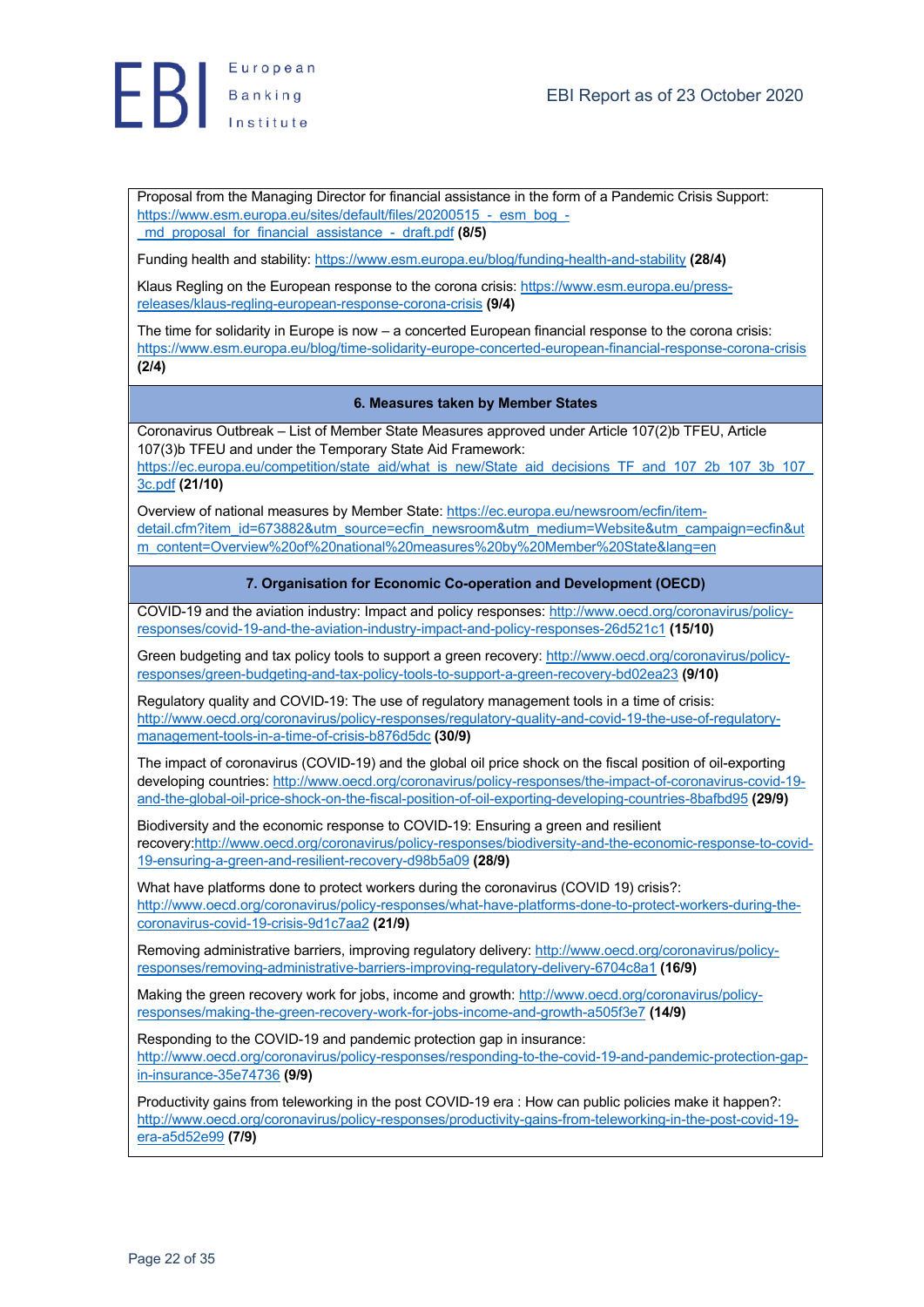Proposal from the Managing Director for financial assistance in the form of a Pandemic Crisis Support: https://www.esm.europa.eu/sites/default/files/20200515_-_esm_bog_-_md_proposal_for_financial_assistance_-_draft.pdf **(8/5)**

Funding health and stability: https://www.esm.europa.eu/blog/funding-health-and-stability **(28/4)**

Klaus Regling on the European response to the corona crisis: https://www.esm.europa.eu/press-releases/klaus-regling-european-response-corona-crisis **(9/4)**

The time for solidarity in Europe is now – a concerted European financial response to the corona crisis: https://www.esm.europa.eu/blog/time-solidarity-europe-concerted-european-financial-response-corona-crisis **(2/4)**

## 6. Measures taken by Member States

Coronavirus Outbreak – List of Member State Measures approved under Article 107(2)b TFEU, Article 107(3)b TFEU and under the Temporary State Aid Framework: https://ec.europa.eu/competition/state_aid/what_is_new/State_aid_decisions_TF_and_107_2b_107_3b_107_3c.pdf **(21/10)**

Overview of national measures by Member State: https://ec.europa.eu/newsroom/ecfin/item-detail.cfm?item_id=673882&utm_source=ecfin_newsroom&utm_medium=Website&utm_campaign=ecfin&utm_content=Overview%20of%20national%20measures%20by%20Member%20State&lang=en

## 7. Organisation for Economic Co-operation and Development (OECD)

COVID-19 and the aviation industry: Impact and policy responses: http://www.oecd.org/coronavirus/policy-responses/covid-19-and-the-aviation-industry-impact-and-policy-responses-26d521c1 **(15/10)**

Green budgeting and tax policy tools to support a green recovery: http://www.oecd.org/coronavirus/policy-responses/green-budgeting-and-tax-policy-tools-to-support-a-green-recovery-bd02ea23 **(9/10)**

Regulatory quality and COVID-19: The use of regulatory management tools in a time of crisis: http://www.oecd.org/coronavirus/policy-responses/regulatory-quality-and-covid-19-the-use-of-regulatory-management-tools-in-a-time-of-crisis-b876d5dc **(30/9)**

The impact of coronavirus (COVID-19) and the global oil price shock on the fiscal position of oil-exporting developing countries: http://www.oecd.org/coronavirus/policy-responses/the-impact-of-coronavirus-covid-19-and-the-global-oil-price-shock-on-the-fiscal-position-of-oil-exporting-developing-countries-8bafbd95 **(29/9)**

Biodiversity and the economic response to COVID-19: Ensuring a green and resilient recovery:http://www.oecd.org/coronavirus/policy-responses/biodiversity-and-the-economic-response-to-covid-19-ensuring-a-green-and-resilient-recovery-d98b5a09 **(28/9)**

What have platforms done to protect workers during the coronavirus (COVID 19) crisis?: http://www.oecd.org/coronavirus/policy-responses/what-have-platforms-done-to-protect-workers-during-the-coronavirus-covid-19-crisis-9d1c7aa2 **(21/9)**

Removing administrative barriers, improving regulatory delivery: http://www.oecd.org/coronavirus/policy-responses/removing-administrative-barriers-improving-regulatory-delivery-6704c8a1 **(16/9)**

Making the green recovery work for jobs, income and growth: http://www.oecd.org/coronavirus/policy-responses/making-the-green-recovery-work-for-jobs-income-and-growth-a505f3e7 **(14/9)**

Responding to the COVID-19 and pandemic protection gap in insurance: http://www.oecd.org/coronavirus/policy-responses/responding-to-the-covid-19-and-pandemic-protection-gap-in-insurance-35e74736 **(9/9)**

Productivity gains from teleworking in the post COVID-19 era : How can public policies make it happen?: http://www.oecd.org/coronavirus/policy-responses/productivity-gains-from-teleworking-in-the-post-covid-19-era-a5d52e99 **(7/9)**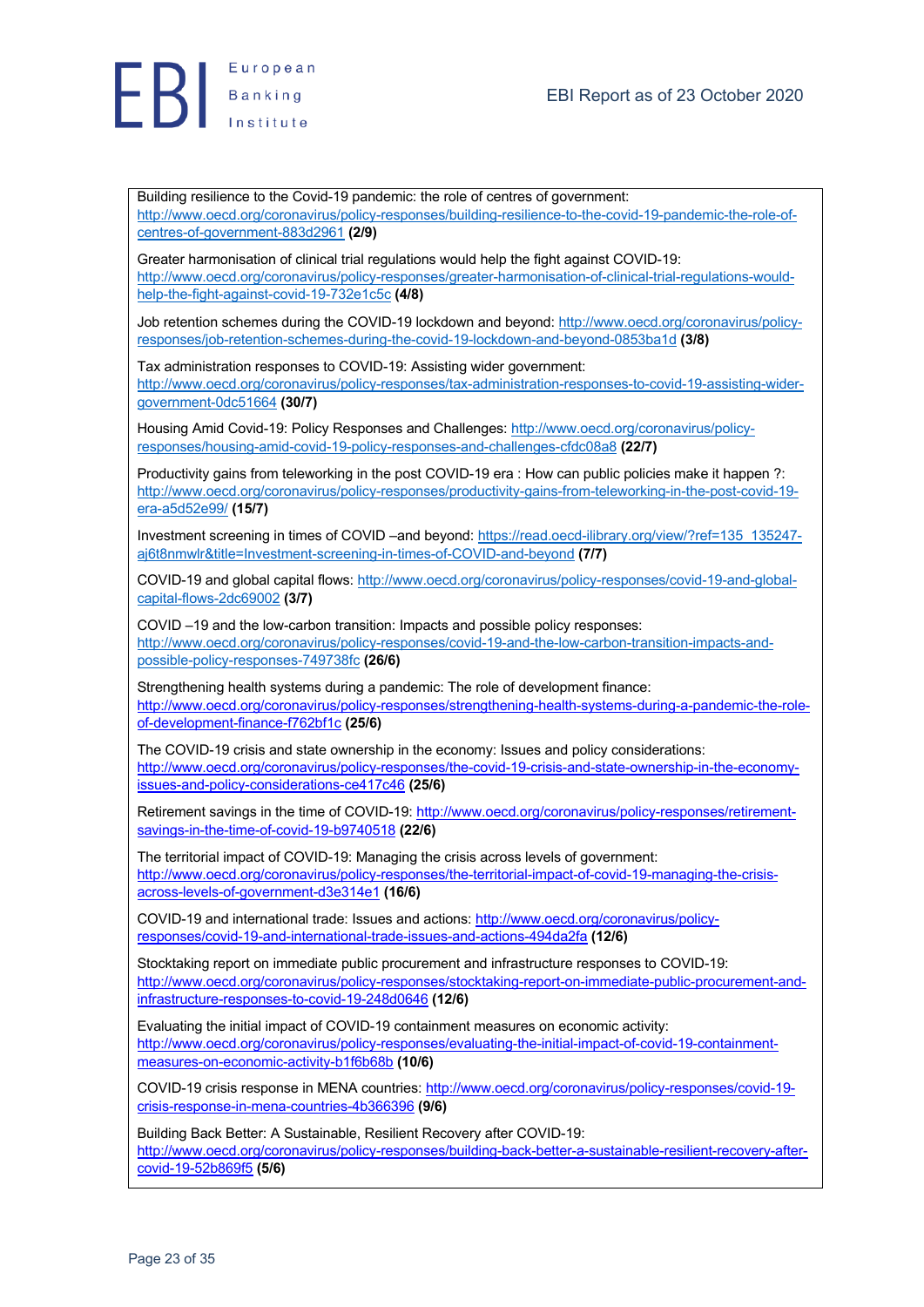Building resilience to the Covid-19 pandemic: the role of centres of government: http://www.oecd.org/coronavirus/policy-responses/building-resilience-to-the-covid-19-pandemic-the-role-of-centres-of-government-883d2961 **(2/9)**

Greater harmonisation of clinical trial regulations would help the fight against COVID-19: http://www.oecd.org/coronavirus/policy-responses/greater-harmonisation-of-clinical-trial-regulations-would-help-the-fight-against-covid-19-732e1c5c **(4/8)**

Job retention schemes during the COVID-19 lockdown and beyond: http://www.oecd.org/coronavirus/policy-responses/job-retention-schemes-during-the-covid-19-lockdown-and-beyond-0853ba1d **(3/8)**

Tax administration responses to COVID-19: Assisting wider government: http://www.oecd.org/coronavirus/policy-responses/tax-administration-responses-to-covid-19-assisting-wider-government-0dc51664 **(30/7)**

Housing Amid Covid-19: Policy Responses and Challenges: http://www.oecd.org/coronavirus/policy-responses/housing-amid-covid-19-policy-responses-and-challenges-cfdc08a8 **(22/7)**

Productivity gains from teleworking in the post COVID-19 era : How can public policies make it happen ?: http://www.oecd.org/coronavirus/policy-responses/productivity-gains-from-teleworking-in-the-post-covid-19-era-a5d52e99/ **(15/7)**

Investment screening in times of COVID –and beyond: https://read.oecd-ilibrary.org/view/?ref=135_135247-aj6t8nmwlr&title=Investment-screening-in-times-of-COVID-and-beyond **(7/7)**

COVID-19 and global capital flows: http://www.oecd.org/coronavirus/policy-responses/covid-19-and-global-capital-flows-2dc69002 **(3/7)**

COVID –19 and the low-carbon transition: Impacts and possible policy responses: http://www.oecd.org/coronavirus/policy-responses/covid-19-and-the-low-carbon-transition-impacts-and-possible-policy-responses-749738fc **(26/6)**

Strengthening health systems during a pandemic: The role of development finance: http://www.oecd.org/coronavirus/policy-responses/strengthening-health-systems-during-a-pandemic-the-role-of-development-finance-f762bf1c **(25/6)**

The COVID-19 crisis and state ownership in the economy: Issues and policy considerations: http://www.oecd.org/coronavirus/policy-responses/the-covid-19-crisis-and-state-ownership-in-the-economy-issues-and-policy-considerations-ce417c46 **(25/6)**

Retirement savings in the time of COVID-19: http://www.oecd.org/coronavirus/policy-responses/retirement-savings-in-the-time-of-covid-19-b9740518 **(22/6)**

The territorial impact of COVID-19: Managing the crisis across levels of government: http://www.oecd.org/coronavirus/policy-responses/the-territorial-impact-of-covid-19-managing-the-crisis-across-levels-of-government-d3e314e1 **(16/6)**

COVID-19 and international trade: Issues and actions: http://www.oecd.org/coronavirus/policy-responses/covid-19-and-international-trade-issues-and-actions-494da2fa **(12/6)**

Stocktaking report on immediate public procurement and infrastructure responses to COVID-19: http://www.oecd.org/coronavirus/policy-responses/stocktaking-report-on-immediate-public-procurement-and-infrastructure-responses-to-covid-19-248d0646 **(12/6)**

Evaluating the initial impact of COVID-19 containment measures on economic activity: http://www.oecd.org/coronavirus/policy-responses/evaluating-the-initial-impact-of-covid-19-containment-measures-on-economic-activity-b1f6b68b **(10/6)**

COVID-19 crisis response in MENA countries: http://www.oecd.org/coronavirus/policy-responses/covid-19-crisis-response-in-mena-countries-4b366396 **(9/6)**

Building Back Better: A Sustainable, Resilient Recovery after COVID-19: http://www.oecd.org/coronavirus/policy-responses/building-back-better-a-sustainable-resilient-recovery-after-covid-19-52b869f5 **(5/6)**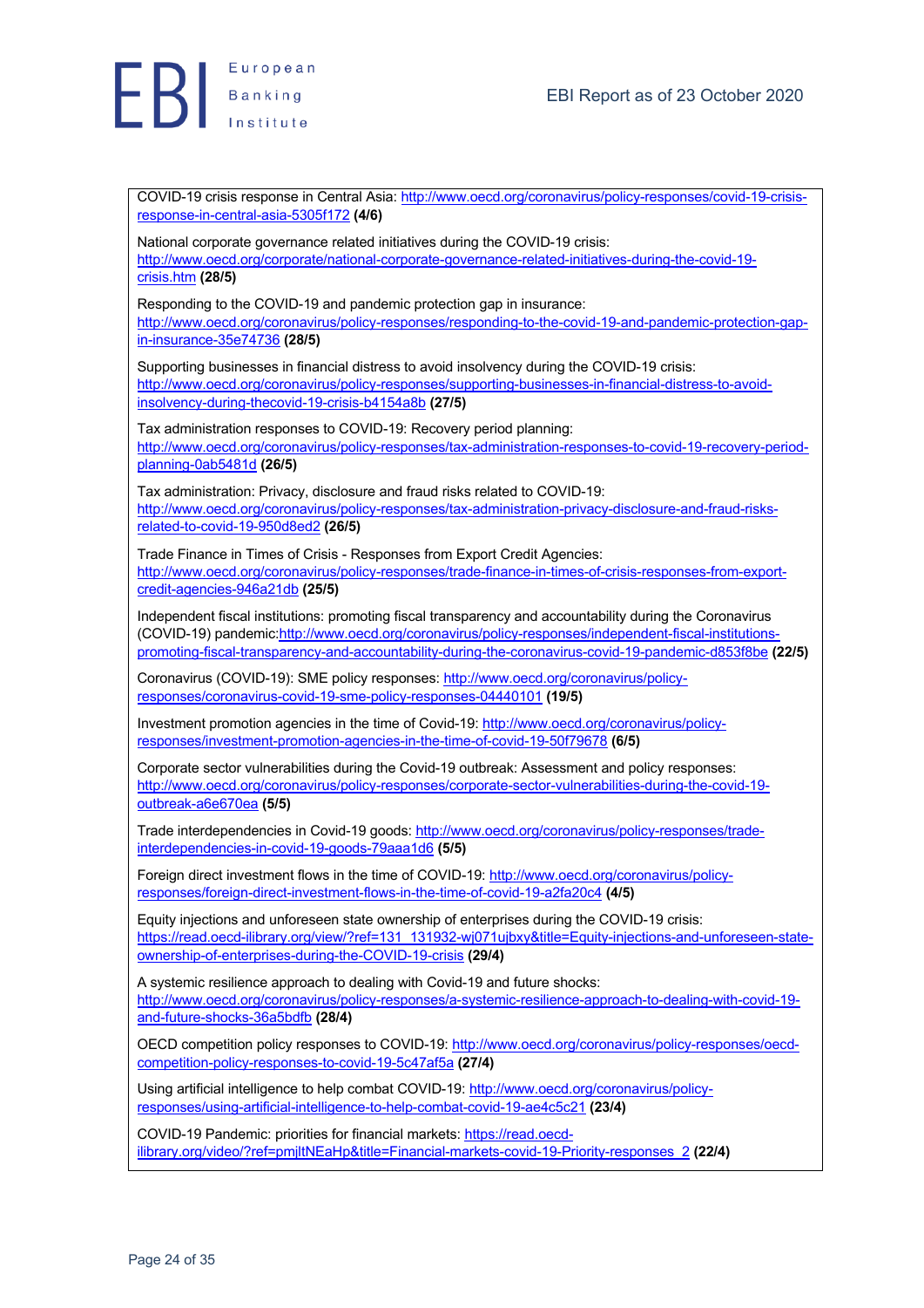COVID-19 crisis response in Central Asia: http://www.oecd.org/coronavirus/policy-responses/covid-19-crisis-response-in-central-asia-5305f172 **(4/6)**

National corporate governance related initiatives during the COVID-19 crisis: http://www.oecd.org/corporate/national-corporate-governance-related-initiatives-during-the-covid-19-crisis.htm **(28/5)**

Responding to the COVID-19 and pandemic protection gap in insurance: http://www.oecd.org/coronavirus/policy-responses/responding-to-the-covid-19-and-pandemic-protection-gap-in-insurance-35e74736 **(28/5)**

Supporting businesses in financial distress to avoid insolvency during the COVID-19 crisis: http://www.oecd.org/coronavirus/policy-responses/supporting-businesses-in-financial-distress-to-avoid-insolvency-during-thecovid-19-crisis-b4154a8b **(27/5)**

Tax administration responses to COVID-19: Recovery period planning: http://www.oecd.org/coronavirus/policy-responses/tax-administration-responses-to-covid-19-recovery-period-planning-0ab5481d **(26/5)**

Tax administration: Privacy, disclosure and fraud risks related to COVID-19: http://www.oecd.org/coronavirus/policy-responses/tax-administration-privacy-disclosure-and-fraud-risks-related-to-covid-19-950d8ed2 **(26/5)**

Trade Finance in Times of Crisis - Responses from Export Credit Agencies: http://www.oecd.org/coronavirus/policy-responses/trade-finance-in-times-of-crisis-responses-from-export-credit-agencies-946a21db **(25/5)**

Independent fiscal institutions: promoting fiscal transparency and accountability during the Coronavirus (COVID-19) pandemic:http://www.oecd.org/coronavirus/policy-responses/independent-fiscal-institutions-promoting-fiscal-transparency-and-accountability-during-the-coronavirus-covid-19-pandemic-d853f8be **(22/5)**

Coronavirus (COVID-19): SME policy responses: http://www.oecd.org/coronavirus/policy-responses/coronavirus-covid-19-sme-policy-responses-04440101 **(19/5)**

Investment promotion agencies in the time of Covid-19: http://www.oecd.org/coronavirus/policy-responses/investment-promotion-agencies-in-the-time-of-covid-19-50f79678 **(6/5)**

Corporate sector vulnerabilities during the Covid-19 outbreak: Assessment and policy responses: http://www.oecd.org/coronavirus/policy-responses/corporate-sector-vulnerabilities-during-the-covid-19-outbreak-a6e670ea **(5/5)**

Trade interdependencies in Covid-19 goods: http://www.oecd.org/coronavirus/policy-responses/trade-interdependencies-in-covid-19-goods-79aaa1d6 **(5/5)**

Foreign direct investment flows in the time of COVID-19: http://www.oecd.org/coronavirus/policy-responses/foreign-direct-investment-flows-in-the-time-of-covid-19-a2fa20c4 **(4/5)**

Equity injections and unforeseen state ownership of enterprises during the COVID-19 crisis: https://read.oecd-ilibrary.org/view/?ref=131_131932-wj071ujbxy&title=Equity-injections-and-unforeseen-state-ownership-of-enterprises-during-the-COVID-19-crisis **(29/4)**

A systemic resilience approach to dealing with Covid-19 and future shocks: http://www.oecd.org/coronavirus/policy-responses/a-systemic-resilience-approach-to-dealing-with-covid-19-and-future-shocks-36a5bdfb **(28/4)**

OECD competition policy responses to COVID-19: http://www.oecd.org/coronavirus/policy-responses/oecd-competition-policy-responses-to-covid-19-5c47af5a **(27/4)**

Using artificial intelligence to help combat COVID-19: http://www.oecd.org/coronavirus/policy-responses/using-artificial-intelligence-to-help-combat-covid-19-ae4c5c21 **(23/4)**

COVID-19 Pandemic: priorities for financial markets: https://read.oecd-ilibrary.org/video/?ref=pmjltNEaHp&title=Financial-markets-covid-19-Priority-responses_2 **(22/4)**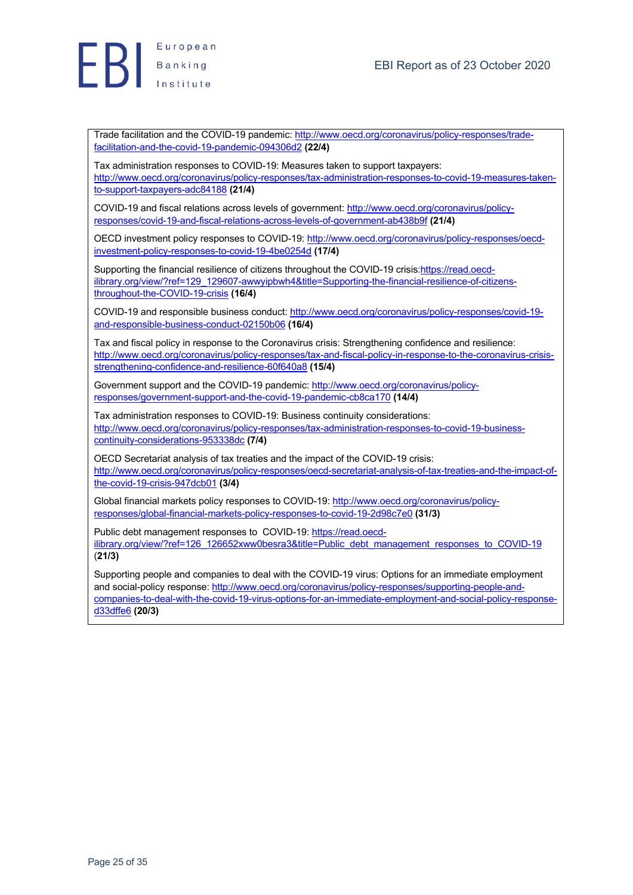Trade facilitation and the COVID-19 pandemic: http://www.oecd.org/coronavirus/policy-responses/trade-facilitation-and-the-covid-19-pandemic-094306d2 **(22/4)**

Tax administration responses to COVID-19: Measures taken to support taxpayers: http://www.oecd.org/coronavirus/policy-responses/tax-administration-responses-to-covid-19-measures-taken-to-support-taxpayers-adc84188 **(21/4)**

COVID-19 and fiscal relations across levels of government: http://www.oecd.org/coronavirus/policy-responses/covid-19-and-fiscal-relations-across-levels-of-government-ab438b9f **(21/4)**

OECD investment policy responses to COVID-19: http://www.oecd.org/coronavirus/policy-responses/oecd-investment-policy-responses-to-covid-19-4be0254d **(17/4)**

Supporting the financial resilience of citizens throughout the COVID-19 crisis:https://read.oecd-ilibrary.org/view/?ref=129_129607-awwyipbwh4&title=Supporting-the-financial-resilience-of-citizens-throughout-the-COVID-19-crisis **(16/4)**

COVID-19 and responsible business conduct: http://www.oecd.org/coronavirus/policy-responses/covid-19-and-responsible-business-conduct-02150b06 **(16/4)**

Tax and fiscal policy in response to the Coronavirus crisis: Strengthening confidence and resilience: http://www.oecd.org/coronavirus/policy-responses/tax-and-fiscal-policy-in-response-to-the-coronavirus-crisis-strengthening-confidence-and-resilience-60f640a8 **(15/4)**

Government support and the COVID-19 pandemic: http://www.oecd.org/coronavirus/policy-responses/government-support-and-the-covid-19-pandemic-cb8ca170 **(14/4)**

Tax administration responses to COVID-19: Business continuity considerations: http://www.oecd.org/coronavirus/policy-responses/tax-administration-responses-to-covid-19-business-continuity-considerations-953338dc **(7/4)**

OECD Secretariat analysis of tax treaties and the impact of the COVID-19 crisis: http://www.oecd.org/coronavirus/policy-responses/oecd-secretariat-analysis-of-tax-treaties-and-the-impact-of-the-covid-19-crisis-947dcb01 **(3/4)**

Global financial markets policy responses to COVID-19: http://www.oecd.org/coronavirus/policy-responses/global-financial-markets-policy-responses-to-covid-19-2d98c7e0 **(31/3)**

Public debt management responses to COVID-19: https://read.oecd-ilibrary.org/view/?ref=126_126652xww0besra3&title=Public_debt_management_responses_to_COVID-19 **(21/3)**

Supporting people and companies to deal with the COVID-19 virus: Options for an immediate employment and social-policy response: http://www.oecd.org/coronavirus/policy-responses/supporting-people-and-companies-to-deal-with-the-covid-19-virus-options-for-an-immediate-employment-and-social-policy-response-d33dffe6 **(20/3)**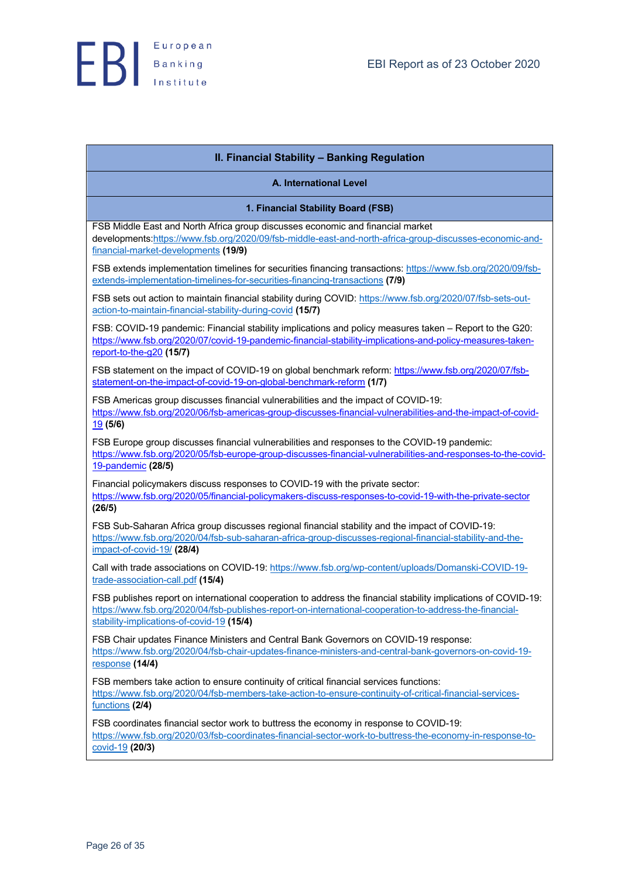## II. Financial Stability – Banking Regulation

### A. International Level

#### 1. Financial Stability Board (FSB)

FSB Middle East and North Africa group discusses economic and financial market developments:https://www.fsb.org/2020/09/fsb-middle-east-and-north-africa-group-discusses-economic-and-financial-market-developments **(19/9)**

FSB extends implementation timelines for securities financing transactions: https://www.fsb.org/2020/09/fsb-extends-implementation-timelines-for-securities-financing-transactions **(7/9)**

FSB sets out action to maintain financial stability during COVID: https://www.fsb.org/2020/07/fsb-sets-out-action-to-maintain-financial-stability-during-covid **(15/7)**

FSB: COVID-19 pandemic: Financial stability implications and policy measures taken – Report to the G20: https://www.fsb.org/2020/07/covid-19-pandemic-financial-stability-implications-and-policy-measures-taken-report-to-the-g20 **(15/7)**

FSB statement on the impact of COVID-19 on global benchmark reform: https://www.fsb.org/2020/07/fsb-statement-on-the-impact-of-covid-19-on-global-benchmark-reform **(1/7)**

FSB Americas group discusses financial vulnerabilities and the impact of COVID-19: https://www.fsb.org/2020/06/fsb-americas-group-discusses-financial-vulnerabilities-and-the-impact-of-covid-19 **(5/6)**

FSB Europe group discusses financial vulnerabilities and responses to the COVID-19 pandemic: https://www.fsb.org/2020/05/fsb-europe-group-discusses-financial-vulnerabilities-and-responses-to-the-covid-19-pandemic **(28/5)**

Financial policymakers discuss responses to COVID-19 with the private sector: https://www.fsb.org/2020/05/financial-policymakers-discuss-responses-to-covid-19-with-the-private-sector **(26/5)**

FSB Sub-Saharan Africa group discusses regional financial stability and the impact of COVID-19: https://www.fsb.org/2020/04/fsb-sub-saharan-africa-group-discusses-regional-financial-stability-and-the-impact-of-covid-19/ **(28/4)**

Call with trade associations on COVID-19: https://www.fsb.org/wp-content/uploads/Domanski-COVID-19-trade-association-call.pdf **(15/4)**

FSB publishes report on international cooperation to address the financial stability implications of COVID-19: https://www.fsb.org/2020/04/fsb-publishes-report-on-international-cooperation-to-address-the-financial-stability-implications-of-covid-19 **(15/4)**

FSB Chair updates Finance Ministers and Central Bank Governors on COVID-19 response: https://www.fsb.org/2020/04/fsb-chair-updates-finance-ministers-and-central-bank-governors-on-covid-19-response **(14/4)**

FSB members take action to ensure continuity of critical financial services functions: https://www.fsb.org/2020/04/fsb-members-take-action-to-ensure-continuity-of-critical-financial-services-functions **(2/4)**

FSB coordinates financial sector work to buttress the economy in response to COVID-19: https://www.fsb.org/2020/03/fsb-coordinates-financial-sector-work-to-buttress-the-economy-in-response-to-covid-19 **(20/3)**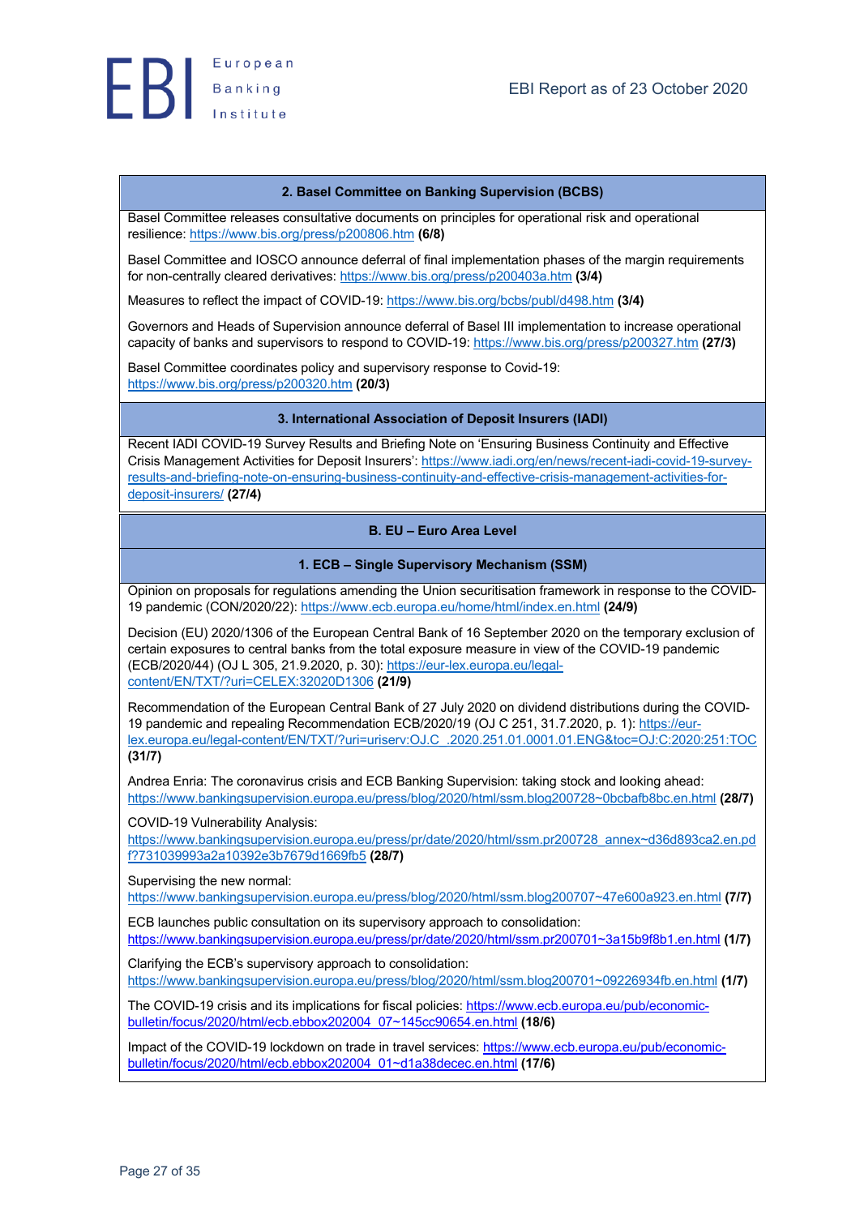### 2. Basel Committee on Banking Supervision (BCBS)

Basel Committee releases consultative documents on principles for operational risk and operational resilience: https://www.bis.org/press/p200806.htm **(6/8)**

Basel Committee and IOSCO announce deferral of final implementation phases of the margin requirements for non-centrally cleared derivatives: https://www.bis.org/press/p200403a.htm **(3/4)**

Measures to reflect the impact of COVID-19: https://www.bis.org/bcbs/publ/d498.htm **(3/4)**

Governors and Heads of Supervision announce deferral of Basel III implementation to increase operational capacity of banks and supervisors to respond to COVID-19: https://www.bis.org/press/p200327.htm **(27/3)**

Basel Committee coordinates policy and supervisory response to Covid-19: https://www.bis.org/press/p200320.htm **(20/3)**

### 3. International Association of Deposit Insurers (IADI)

Recent IADI COVID-19 Survey Results and Briefing Note on 'Ensuring Business Continuity and Effective Crisis Management Activities for Deposit Insurers': https://www.iadi.org/en/news/recent-iadi-covid-19-survey-results-and-briefing-note-on-ensuring-business-continuity-and-effective-crisis-management-activities-for-deposit-insurers/ **(27/4)**

## B. EU – Euro Area Level

### 1. ECB – Single Supervisory Mechanism (SSM)

Opinion on proposals for regulations amending the Union securitisation framework in response to the COVID-19 pandemic (CON/2020/22): https://www.ecb.europa.eu/home/html/index.en.html **(24/9)**

Decision (EU) 2020/1306 of the European Central Bank of 16 September 2020 on the temporary exclusion of certain exposures to central banks from the total exposure measure in view of the COVID-19 pandemic (ECB/2020/44) (OJ L 305, 21.9.2020, p. 30): https://eur-lex.europa.eu/legal-content/EN/TXT/?uri=CELEX:32020D1306 **(21/9)**

Recommendation of the European Central Bank of 27 July 2020 on dividend distributions during the COVID-19 pandemic and repealing Recommendation ECB/2020/19 (OJ C 251, 31.7.2020, p. 1): https://eur-lex.europa.eu/legal-content/EN/TXT/?uri=uriserv:OJ.C_.2020.251.01.0001.01.ENG&toc=OJ:C:2020:251:TOC **(31/7)**

Andrea Enria: The coronavirus crisis and ECB Banking Supervision: taking stock and looking ahead: https://www.bankingsupervision.europa.eu/press/blog/2020/html/ssm.blog200728~0bcbafb8bc.en.html **(28/7)**

COVID-19 Vulnerability Analysis: https://www.bankingsupervision.europa.eu/press/pr/date/2020/html/ssm.pr200728_annex~d36d893ca2.en.pdf?731039993a2a10392e3b7679d1669fb5 **(28/7)**

Supervising the new normal: https://www.bankingsupervision.europa.eu/press/blog/2020/html/ssm.blog200707~47e600a923.en.html **(7/7)**

ECB launches public consultation on its supervisory approach to consolidation: https://www.bankingsupervision.europa.eu/press/pr/date/2020/html/ssm.pr200701~3a15b9f8b1.en.html **(1/7)**

Clarifying the ECB's supervisory approach to consolidation: https://www.bankingsupervision.europa.eu/press/blog/2020/html/ssm.blog200701~09226934fb.en.html **(1/7)**

The COVID-19 crisis and its implications for fiscal policies: https://www.ecb.europa.eu/pub/economic-bulletin/focus/2020/html/ecb.ebbox202004_07~145cc90654.en.html **(18/6)**

Impact of the COVID-19 lockdown on trade in travel services: https://www.ecb.europa.eu/pub/economic-bulletin/focus/2020/html/ecb.ebbox202004_01~d1a38decec.en.html **(17/6)**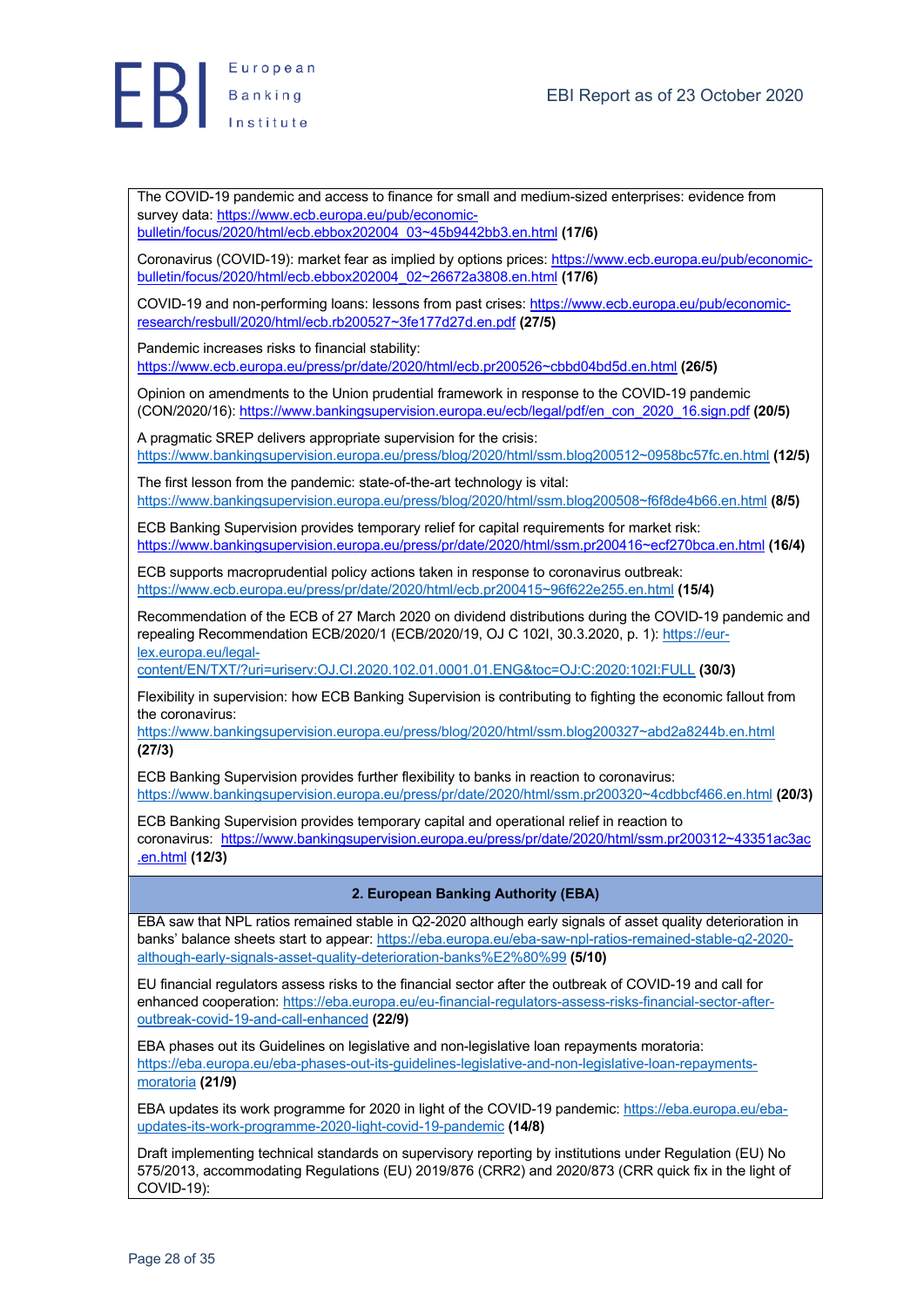The COVID-19 pandemic and access to finance for small and medium-sized enterprises: evidence from survey data: https://www.ecb.europa.eu/pub/economic-bulletin/focus/2020/html/ecb.ebbox202004_03~45b9442bb3.en.html **(17/6)**

Coronavirus (COVID-19): market fear as implied by options prices: https://www.ecb.europa.eu/pub/economic-bulletin/focus/2020/html/ecb.ebbox202004_02~26672a3808.en.html **(17/6)**

COVID-19 and non-performing loans: lessons from past crises: https://www.ecb.europa.eu/pub/economic-research/resbull/2020/html/ecb.rb200527~3fe177d27d.en.pdf **(27/5)**

Pandemic increases risks to financial stability: https://www.ecb.europa.eu/press/pr/date/2020/html/ecb.pr200526~cbbd04bd5d.en.html **(26/5)**

Opinion on amendments to the Union prudential framework in response to the COVID-19 pandemic (CON/2020/16): https://www.bankingsupervision.europa.eu/ecb/legal/pdf/en_con_2020_16.sign.pdf **(20/5)**

A pragmatic SREP delivers appropriate supervision for the crisis: https://www.bankingsupervision.europa.eu/press/blog/2020/html/ssm.blog200512~0958bc57fc.en.html **(12/5)**

The first lesson from the pandemic: state-of-the-art technology is vital: https://www.bankingsupervision.europa.eu/press/blog/2020/html/ssm.blog200508~f6f8de4b66.en.html **(8/5)**

ECB Banking Supervision provides temporary relief for capital requirements for market risk: https://www.bankingsupervision.europa.eu/press/pr/date/2020/html/ssm.pr200416~ecf270bca.en.html **(16/4)**

ECB supports macroprudential policy actions taken in response to coronavirus outbreak: https://www.ecb.europa.eu/press/pr/date/2020/html/ecb.pr200415~96f622e255.en.html **(15/4)**

Recommendation of the ECB of 27 March 2020 on dividend distributions during the COVID-19 pandemic and repealing Recommendation ECB/2020/1 (ECB/2020/19, OJ C 102I, 30.3.2020, p. 1): https://eur-lex.europa.eu/legal-content/EN/TXT/?uri=uriserv:OJ.CI.2020.102.01.0001.01.ENG&toc=OJ:C:2020:102I:FULL **(30/3)**

Flexibility in supervision: how ECB Banking Supervision is contributing to fighting the economic fallout from the coronavirus: https://www.bankingsupervision.europa.eu/press/blog/2020/html/ssm.blog200327~abd2a8244b.en.html **(27/3)**

ECB Banking Supervision provides further flexibility to banks in reaction to coronavirus: https://www.bankingsupervision.europa.eu/press/pr/date/2020/html/ssm.pr200320~4cdbbcf466.en.html **(20/3)**

ECB Banking Supervision provides temporary capital and operational relief in reaction to coronavirus: https://www.bankingsupervision.europa.eu/press/pr/date/2020/html/ssm.pr200312~43351ac3ac.en.html **(12/3)**

## 2. European Banking Authority (EBA)

EBA saw that NPL ratios remained stable in Q2-2020 although early signals of asset quality deterioration in banks' balance sheets start to appear: https://eba.europa.eu/eba-saw-npl-ratios-remained-stable-q2-2020-although-early-signals-asset-quality-deterioration-banks%E2%80%99 **(5/10)**

EU financial regulators assess risks to the financial sector after the outbreak of COVID-19 and call for enhanced cooperation: https://eba.europa.eu/eu-financial-regulators-assess-risks-financial-sector-after-outbreak-covid-19-and-call-enhanced **(22/9)**

EBA phases out its Guidelines on legislative and non-legislative loan repayments moratoria: https://eba.europa.eu/eba-phases-out-its-guidelines-legislative-and-non-legislative-loan-repayments-moratoria **(21/9)**

EBA updates its work programme for 2020 in light of the COVID-19 pandemic: https://eba.europa.eu/eba-updates-its-work-programme-2020-light-covid-19-pandemic **(14/8)**

Draft implementing technical standards on supervisory reporting by institutions under Regulation (EU) No 575/2013, accommodating Regulations (EU) 2019/876 (CRR2) and 2020/873 (CRR quick fix in the light of COVID-19):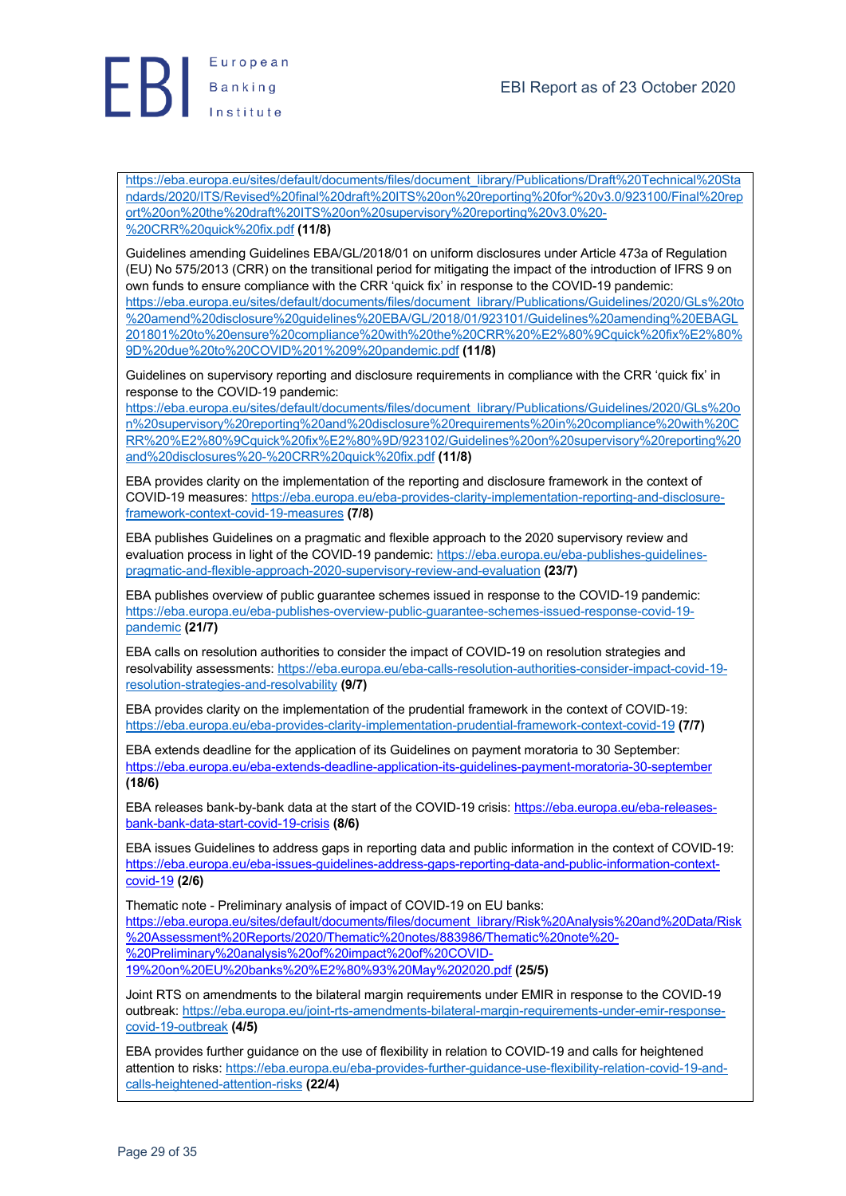https://eba.europa.eu/sites/default/documents/files/document_library/Publications/Draft%20Technical%20Standards/2020/ITS/Revised%20final%20draft%20ITS%20on%20reporting%20for%20v3.0/923100/Final%20report%20on%20the%20draft%20ITS%20on%20supervisory%20reporting%20v3.0%20-%20CRR%20quick%20fix.pdf **(11/8)**

Guidelines amending Guidelines EBA/GL/2018/01 on uniform disclosures under Article 473a of Regulation (EU) No 575/2013 (CRR) on the transitional period for mitigating the impact of the introduction of IFRS 9 on own funds to ensure compliance with the CRR 'quick fix' in response to the COVID-19 pandemic: https://eba.europa.eu/sites/default/documents/files/document_library/Publications/Guidelines/2020/GLs%20to%20amend%20disclosure%20guidelines%20EBA/GL/2018/01/923101/Guidelines%20amending%20EBAGL201801%20to%20ensure%20compliance%20with%20the%20CRR%20%E2%80%9Cquick%20fix%E2%80%9D%20due%20to%20COVID%201%209%20pandemic.pdf **(11/8)**

Guidelines on supervisory reporting and disclosure requirements in compliance with the CRR 'quick fix' in response to the COVID-19 pandemic: https://eba.europa.eu/sites/default/documents/files/document_library/Publications/Guidelines/2020/GLs%20on%20supervisory%20reporting%20and%20disclosure%20requirements%20in%20compliance%20with%20CRR%20%E2%80%9Cquick%20fix%E2%80%9D/923102/Guidelines%20on%20supervisory%20reporting%20and%20disclosures%20-%20CRR%20quick%20fix.pdf **(11/8)**

EBA provides clarity on the implementation of the reporting and disclosure framework in the context of COVID-19 measures: https://eba.europa.eu/eba-provides-clarity-implementation-reporting-and-disclosure-framework-context-covid-19-measures **(7/8)**

EBA publishes Guidelines on a pragmatic and flexible approach to the 2020 supervisory review and evaluation process in light of the COVID-19 pandemic: https://eba.europa.eu/eba-publishes-guidelines-pragmatic-and-flexible-approach-2020-supervisory-review-and-evaluation **(23/7)**

EBA publishes overview of public guarantee schemes issued in response to the COVID-19 pandemic: https://eba.europa.eu/eba-publishes-overview-public-guarantee-schemes-issued-response-covid-19-pandemic **(21/7)**

EBA calls on resolution authorities to consider the impact of COVID-19 on resolution strategies and resolvability assessments: https://eba.europa.eu/eba-calls-resolution-authorities-consider-impact-covid-19-resolution-strategies-and-resolvability **(9/7)**

EBA provides clarity on the implementation of the prudential framework in the context of COVID-19: https://eba.europa.eu/eba-provides-clarity-implementation-prudential-framework-context-covid-19 **(7/7)**

EBA extends deadline for the application of its Guidelines on payment moratoria to 30 September: https://eba.europa.eu/eba-extends-deadline-application-its-guidelines-payment-moratoria-30-september **(18/6)**

EBA releases bank-by-bank data at the start of the COVID-19 crisis: https://eba.europa.eu/eba-releases-bank-bank-data-start-covid-19-crisis **(8/6)**

EBA issues Guidelines to address gaps in reporting data and public information in the context of COVID-19: https://eba.europa.eu/eba-issues-guidelines-address-gaps-reporting-data-and-public-information-context-covid-19 **(2/6)**

Thematic note - Preliminary analysis of impact of COVID-19 on EU banks: https://eba.europa.eu/sites/default/documents/files/document_library/Risk%20Analysis%20and%20Data/Risk%20Assessment%20Reports/2020/Thematic%20notes/883986/Thematic%20note%20-%20Preliminary%20analysis%20of%20impact%20of%20COVID-19%20on%20EU%20banks%20%E2%80%93%20May%202020.pdf **(25/5)**

Joint RTS on amendments to the bilateral margin requirements under EMIR in response to the COVID-19 outbreak: https://eba.europa.eu/joint-rts-amendments-bilateral-margin-requirements-under-emir-response-covid-19-outbreak **(4/5)**

EBA provides further guidance on the use of flexibility in relation to COVID-19 and calls for heightened attention to risks: https://eba.europa.eu/eba-provides-further-guidance-use-flexibility-relation-covid-19-and-calls-heightened-attention-risks **(22/4)**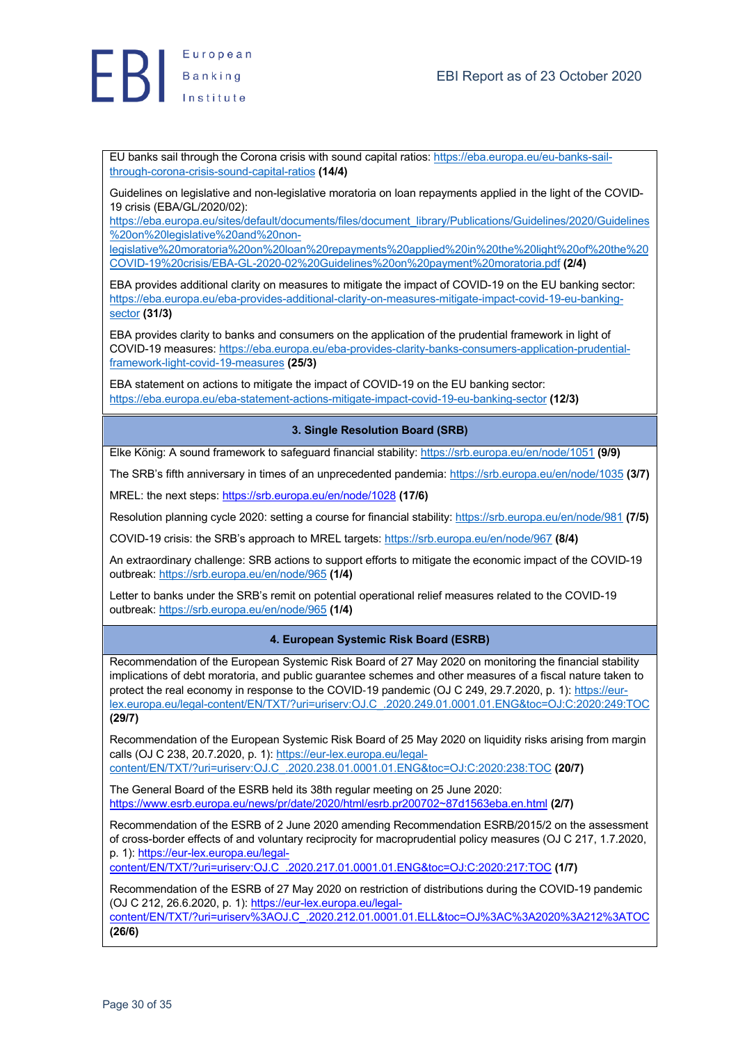EU banks sail through the Corona crisis with sound capital ratios: https://eba.europa.eu/eu-banks-sail-through-corona-crisis-sound-capital-ratios **(14/4)**

Guidelines on legislative and non-legislative moratoria on loan repayments applied in the light of the COVID-19 crisis (EBA/GL/2020/02): https://eba.europa.eu/sites/default/documents/files/document_library/Publications/Guidelines/2020/Guidelines%20on%20legislative%20and%20non-legislative%20moratoria%20on%20loan%20repayments%20applied%20in%20the%20light%20of%20the%20COVID-19%20crisis/EBA-GL-2020-02%20Guidelines%20on%20payment%20moratoria.pdf **(2/4)**

EBA provides additional clarity on measures to mitigate the impact of COVID-19 on the EU banking sector: https://eba.europa.eu/eba-provides-additional-clarity-on-measures-mitigate-impact-covid-19-eu-banking-sector **(31/3)**

EBA provides clarity to banks and consumers on the application of the prudential framework in light of COVID-19 measures: https://eba.europa.eu/eba-provides-clarity-banks-consumers-application-prudential-framework-light-covid-19-measures **(25/3)**

EBA statement on actions to mitigate the impact of COVID-19 on the EU banking sector: https://eba.europa.eu/eba-statement-actions-mitigate-impact-covid-19-eu-banking-sector **(12/3)**

### 3. Single Resolution Board (SRB)

Elke König: A sound framework to safeguard financial stability: https://srb.europa.eu/en/node/1051 **(9/9)**

The SRB's fifth anniversary in times of an unprecedented pandemia: https://srb.europa.eu/en/node/1035 **(3/7)**

MREL: the next steps: https://srb.europa.eu/en/node/1028 **(17/6)**

Resolution planning cycle 2020: setting a course for financial stability: https://srb.europa.eu/en/node/981 **(7/5)**

COVID-19 crisis: the SRB's approach to MREL targets: https://srb.europa.eu/en/node/967 **(8/4)**

An extraordinary challenge: SRB actions to support efforts to mitigate the economic impact of the COVID-19 outbreak: https://srb.europa.eu/en/node/965 **(1/4)**

Letter to banks under the SRB's remit on potential operational relief measures related to the COVID-19 outbreak: https://srb.europa.eu/en/node/965 **(1/4)**

### 4. European Systemic Risk Board (ESRB)

Recommendation of the European Systemic Risk Board of 27 May 2020 on monitoring the financial stability implications of debt moratoria, and public guarantee schemes and other measures of a fiscal nature taken to protect the real economy in response to the COVID-19 pandemic (OJ C 249, 29.7.2020, p. 1): https://eur-lex.europa.eu/legal-content/EN/TXT/?uri=uriserv:OJ.C_.2020.249.01.0001.01.ENG&toc=OJ:C:2020:249:TOC **(29/7)**

Recommendation of the European Systemic Risk Board of 25 May 2020 on liquidity risks arising from margin calls (OJ C 238, 20.7.2020, p. 1): https://eur-lex.europa.eu/legal-content/EN/TXT/?uri=uriserv:OJ.C_.2020.238.01.0001.01.ENG&toc=OJ:C:2020:238:TOC **(20/7)**

The General Board of the ESRB held its 38th regular meeting on 25 June 2020: https://www.esrb.europa.eu/news/pr/date/2020/html/esrb.pr200702~87d1563eba.en.html **(2/7)**

Recommendation of the ESRB of 2 June 2020 amending Recommendation ESRB/2015/2 on the assessment of cross-border effects of and voluntary reciprocity for macroprudential policy measures (OJ C 217, 1.7.2020, p. 1): https://eur-lex.europa.eu/legal-content/EN/TXT/?uri=uriserv:OJ.C_.2020.217.01.0001.01.ENG&toc=OJ:C:2020:217:TOC **(1/7)**

Recommendation of the ESRB of 27 May 2020 on restriction of distributions during the COVID-19 pandemic (OJ C 212, 26.6.2020, p. 1): https://eur-lex.europa.eu/legal-content/EN/TXT/?uri=uriserv%3AOJ.C_.2020.212.01.0001.01.ELL&toc=OJ%3AC%3A2020%3A212%3ATOC **(26/6)**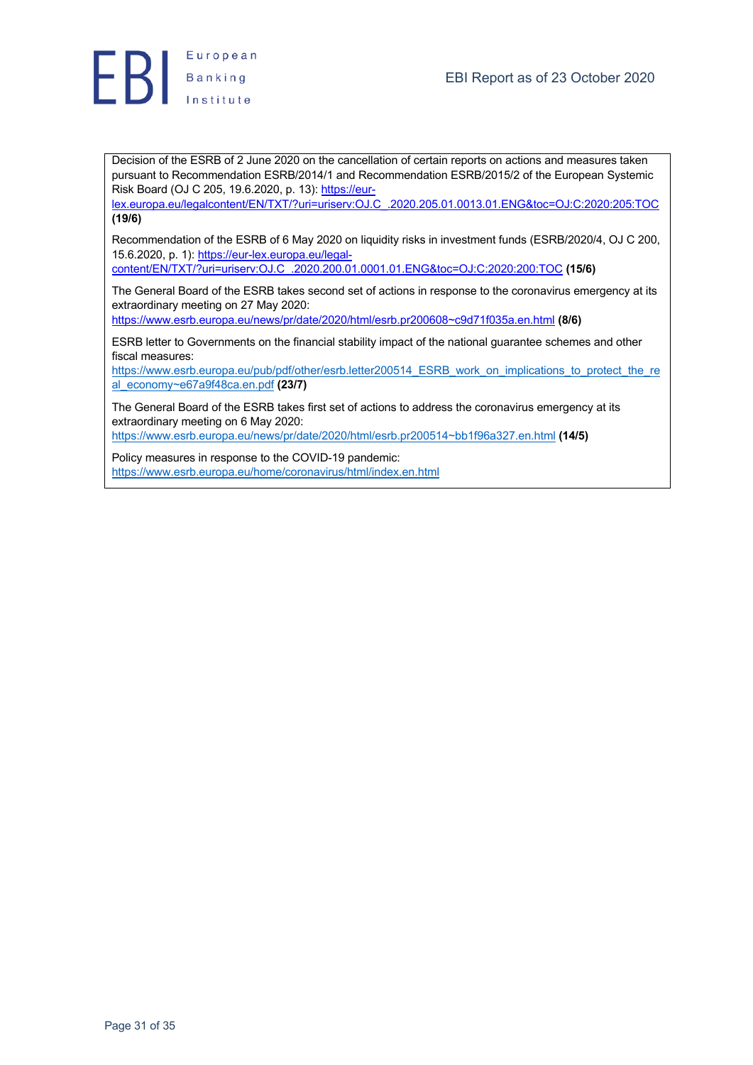Decision of the ESRB of 2 June 2020 on the cancellation of certain reports on actions and measures taken pursuant to Recommendation ESRB/2014/1 and Recommendation ESRB/2015/2 of the European Systemic Risk Board (OJ C 205, 19.6.2020, p. 13): https://eur-lex.europa.eu/legalcontent/EN/TXT/?uri=uriserv:OJ.C_.2020.205.01.0013.01.ENG&toc=OJ:C:2020:205:TOC **(19/6)**

Recommendation of the ESRB of 6 May 2020 on liquidity risks in investment funds (ESRB/2020/4, OJ C 200, 15.6.2020, p. 1): https://eur-lex.europa.eu/legal-content/EN/TXT/?uri=uriserv:OJ.C_.2020.200.01.0001.01.ENG&toc=OJ:C:2020:200:TOC **(15/6)**

The General Board of the ESRB takes second set of actions in response to the coronavirus emergency at its extraordinary meeting on 27 May 2020: https://www.esrb.europa.eu/news/pr/date/2020/html/esrb.pr200608~c9d71f035a.en.html **(8/6)**

ESRB letter to Governments on the financial stability impact of the national guarantee schemes and other fiscal measures: https://www.esrb.europa.eu/pub/pdf/other/esrb.letter200514_ESRB_work_on_implications_to_protect_the_real_economy~e67a9f48ca.en.pdf **(23/7)**

The General Board of the ESRB takes first set of actions to address the coronavirus emergency at its extraordinary meeting on 6 May 2020: https://www.esrb.europa.eu/news/pr/date/2020/html/esrb.pr200514~bb1f96a327.en.html **(14/5)**

Policy measures in response to the COVID-19 pandemic: https://www.esrb.europa.eu/home/coronavirus/html/index.en.html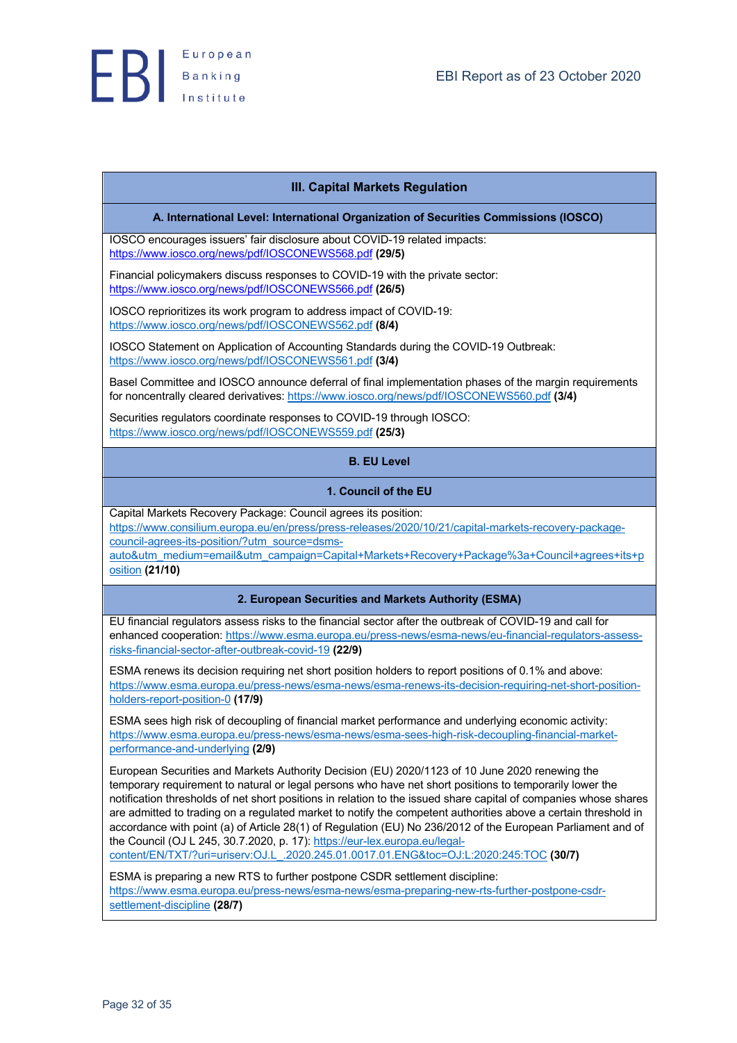## III. Capital Markets Regulation

### A. International Level: International Organization of Securities Commissions (IOSCO)

IOSCO encourages issuers' fair disclosure about COVID-19 related impacts: https://www.iosco.org/news/pdf/IOSCONEWS568.pdf **(29/5)**

Financial policymakers discuss responses to COVID-19 with the private sector: https://www.iosco.org/news/pdf/IOSCONEWS566.pdf **(26/5)**

IOSCO reprioritizes its work program to address impact of COVID-19: https://www.iosco.org/news/pdf/IOSCONEWS562.pdf **(8/4)**

IOSCO Statement on Application of Accounting Standards during the COVID-19 Outbreak: https://www.iosco.org/news/pdf/IOSCONEWS561.pdf **(3/4)**

Basel Committee and IOSCO announce deferral of final implementation phases of the margin requirements for noncentrally cleared derivatives: https://www.iosco.org/news/pdf/IOSCONEWS560.pdf **(3/4)**

Securities regulators coordinate responses to COVID-19 through IOSCO: https://www.iosco.org/news/pdf/IOSCONEWS559.pdf **(25/3)**

### B. EU Level

#### 1. Council of the EU

Capital Markets Recovery Package: Council agrees its position: https://www.consilium.europa.eu/en/press/press-releases/2020/10/21/capital-markets-recovery-package-council-agrees-its-position/?utm_source=dsms-auto&utm_medium=email&utm_campaign=Capital+Markets+Recovery+Package%3a+Council+agrees+its+position **(21/10)**

#### 2. European Securities and Markets Authority (ESMA)

EU financial regulators assess risks to the financial sector after the outbreak of COVID-19 and call for enhanced cooperation: https://www.esma.europa.eu/press-news/esma-news/eu-financial-regulators-assess-risks-financial-sector-after-outbreak-covid-19 **(22/9)**

ESMA renews its decision requiring net short position holders to report positions of 0.1% and above: https://www.esma.europa.eu/press-news/esma-news/esma-renews-its-decision-requiring-net-short-position-holders-report-position-0 **(17/9)**

ESMA sees high risk of decoupling of financial market performance and underlying economic activity: https://www.esma.europa.eu/press-news/esma-news/esma-sees-high-risk-decoupling-financial-market-performance-and-underlying **(2/9)**

European Securities and Markets Authority Decision (EU) 2020/1123 of 10 June 2020 renewing the temporary requirement to natural or legal persons who have net short positions to temporarily lower the notification thresholds of net short positions in relation to the issued share capital of companies whose shares are admitted to trading on a regulated market to notify the competent authorities above a certain threshold in accordance with point (a) of Article 28(1) of Regulation (EU) No 236/2012 of the European Parliament and of the Council (OJ L 245, 30.7.2020, p. 17): https://eur-lex.europa.eu/legal-content/EN/TXT/?uri=uriserv:OJ.L_.2020.245.01.0017.01.ENG&toc=OJ:L:2020:245:TOC **(30/7)**

ESMA is preparing a new RTS to further postpone CSDR settlement discipline: https://www.esma.europa.eu/press-news/esma-news/esma-preparing-new-rts-further-postpone-csdr-settlement-discipline **(28/7)**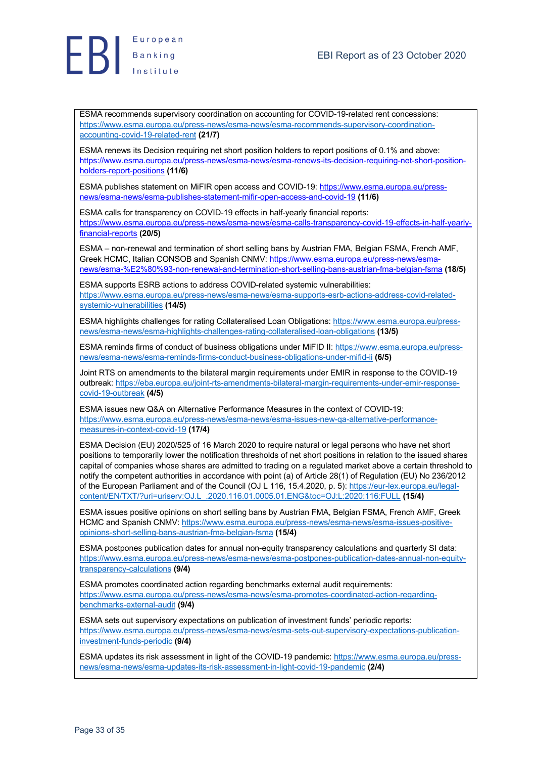ESMA recommends supervisory coordination on accounting for COVID-19-related rent concessions: https://www.esma.europa.eu/press-news/esma-news/esma-recommends-supervisory-coordination-accounting-covid-19-related-rent **(21/7)**

ESMA renews its Decision requiring net short position holders to report positions of 0.1% and above: https://www.esma.europa.eu/press-news/esma-news/esma-renews-its-decision-requiring-net-short-position-holders-report-positions **(11/6)**

ESMA publishes statement on MiFIR open access and COVID-19: https://www.esma.europa.eu/press-news/esma-news/esma-publishes-statement-mifir-open-access-and-covid-19 **(11/6)**

ESMA calls for transparency on COVID-19 effects in half-yearly financial reports: https://www.esma.europa.eu/press-news/esma-news/esma-calls-transparency-covid-19-effects-in-half-yearly-financial-reports **(20/5)**

ESMA – non-renewal and termination of short selling bans by Austrian FMA, Belgian FSMA, French AMF, Greek HCMC, Italian CONSOB and Spanish CNMV: https://www.esma.europa.eu/press-news/esma-news/esma-%E2%80%93-non-renewal-and-termination-short-selling-bans-austrian-fma-belgian-fsma **(18/5)**

ESMA supports ESRB actions to address COVID-related systemic vulnerabilities: https://www.esma.europa.eu/press-news/esma-news/esma-supports-esrb-actions-address-covid-related-systemic-vulnerabilities **(14/5)**

ESMA highlights challenges for rating Collateralised Loan Obligations: https://www.esma.europa.eu/press-news/esma-news/esma-highlights-challenges-rating-collateralised-loan-obligations **(13/5)**

ESMA reminds firms of conduct of business obligations under MiFID II: https://www.esma.europa.eu/press-news/esma-news/esma-reminds-firms-conduct-business-obligations-under-mifid-ii **(6/5)**

Joint RTS on amendments to the bilateral margin requirements under EMIR in response to the COVID-19 outbreak: https://eba.europa.eu/joint-rts-amendments-bilateral-margin-requirements-under-emir-response-covid-19-outbreak **(4/5)**

ESMA issues new Q&A on Alternative Performance Measures in the context of COVID-19: https://www.esma.europa.eu/press-news/esma-news/esma-issues-new-qa-alternative-performance-measures-in-context-covid-19 **(17/4)**

ESMA Decision (EU) 2020/525 of 16 March 2020 to require natural or legal persons who have net short positions to temporarily lower the notification thresholds of net short positions in relation to the issued shares capital of companies whose shares are admitted to trading on a regulated market above a certain threshold to notify the competent authorities in accordance with point (a) of Article 28(1) of Regulation (EU) No 236/2012 of the European Parliament and of the Council (OJ L 116, 15.4.2020, p. 5): https://eur-lex.europa.eu/legal-content/EN/TXT/?uri=uriserv:OJ.L_.2020.116.01.0005.01.ENG&toc=OJ:L:2020:116:FULL **(15/4)**

ESMA issues positive opinions on short selling bans by Austrian FMA, Belgian FSMA, French AMF, Greek HCMC and Spanish CNMV: https://www.esma.europa.eu/press-news/esma-news/esma-issues-positive-opinions-short-selling-bans-austrian-fma-belgian-fsma **(15/4)**

ESMA postpones publication dates for annual non-equity transparency calculations and quarterly SI data: https://www.esma.europa.eu/press-news/esma-news/esma-postpones-publication-dates-annual-non-equity-transparency-calculations **(9/4)**

ESMA promotes coordinated action regarding benchmarks external audit requirements: https://www.esma.europa.eu/press-news/esma-news/esma-promotes-coordinated-action-regarding-benchmarks-external-audit **(9/4)**

ESMA sets out supervisory expectations on publication of investment funds' periodic reports: https://www.esma.europa.eu/press-news/esma-news/esma-sets-out-supervisory-expectations-publication-investment-funds-periodic **(9/4)**

ESMA updates its risk assessment in light of the COVID-19 pandemic: https://www.esma.europa.eu/press-news/esma-news/esma-updates-its-risk-assessment-in-light-covid-19-pandemic **(2/4)**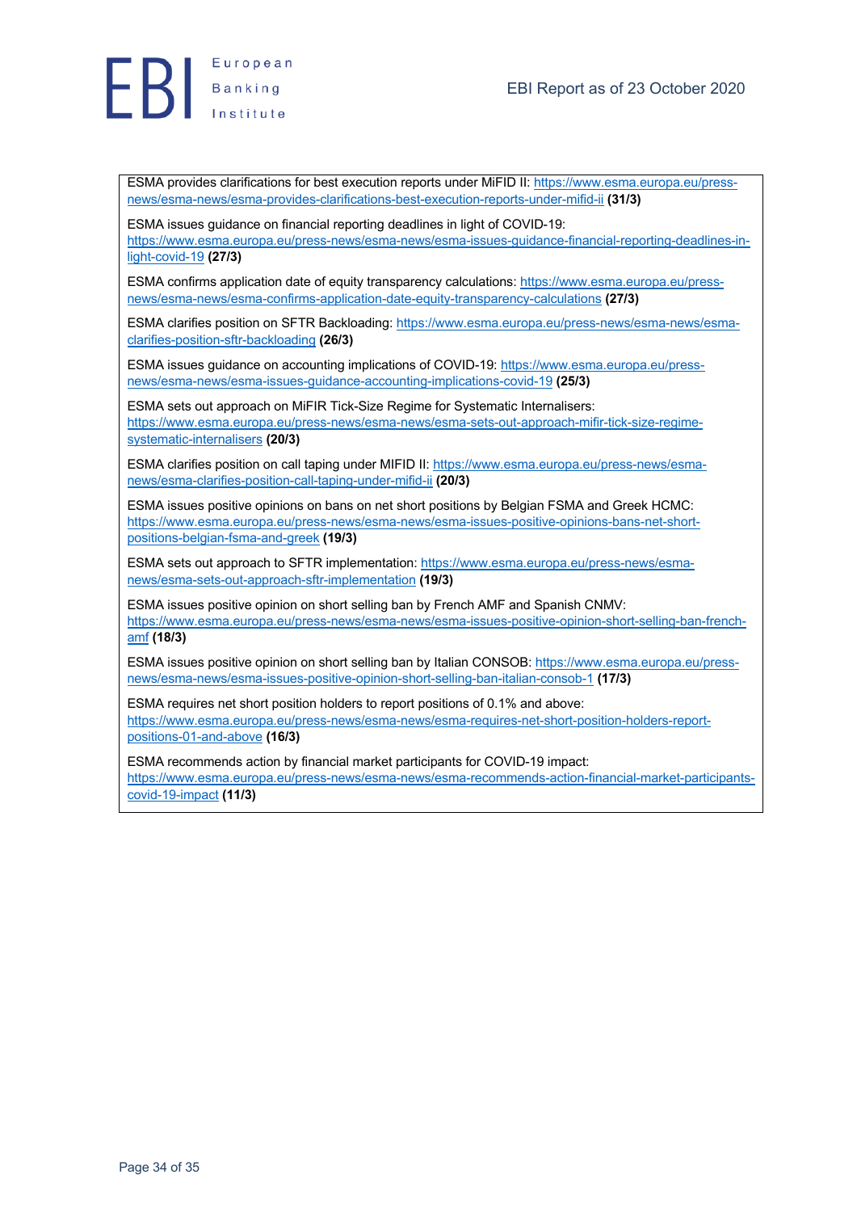ESMA provides clarifications for best execution reports under MiFID II: https://www.esma.europa.eu/press-news/esma-news/esma-provides-clarifications-best-execution-reports-under-mifid-ii **(31/3)**

ESMA issues guidance on financial reporting deadlines in light of COVID-19: https://www.esma.europa.eu/press-news/esma-news/esma-issues-guidance-financial-reporting-deadlines-in-light-covid-19 **(27/3)**

ESMA confirms application date of equity transparency calculations: https://www.esma.europa.eu/press-news/esma-news/esma-confirms-application-date-equity-transparency-calculations **(27/3)**

ESMA clarifies position on SFTR Backloading: https://www.esma.europa.eu/press-news/esma-news/esma-clarifies-position-sftr-backloading **(26/3)**

ESMA issues guidance on accounting implications of COVID-19: https://www.esma.europa.eu/press-news/esma-news/esma-issues-guidance-accounting-implications-covid-19 **(25/3)**

ESMA sets out approach on MiFIR Tick-Size Regime for Systematic Internalisers: https://www.esma.europa.eu/press-news/esma-news/esma-sets-out-approach-mifir-tick-size-regime-systematic-internalisers **(20/3)**

ESMA clarifies position on call taping under MIFID II: https://www.esma.europa.eu/press-news/esma-news/esma-clarifies-position-call-taping-under-mifid-ii **(20/3)**

ESMA issues positive opinions on bans on net short positions by Belgian FSMA and Greek HCMC: https://www.esma.europa.eu/press-news/esma-news/esma-issues-positive-opinions-bans-net-short-positions-belgian-fsma-and-greek **(19/3)**

ESMA sets out approach to SFTR implementation: https://www.esma.europa.eu/press-news/esma-news/esma-sets-out-approach-sftr-implementation **(19/3)**

ESMA issues positive opinion on short selling ban by French AMF and Spanish CNMV: https://www.esma.europa.eu/press-news/esma-news/esma-issues-positive-opinion-short-selling-ban-french-amf **(18/3)**

ESMA issues positive opinion on short selling ban by Italian CONSOB: https://www.esma.europa.eu/press-news/esma-news/esma-issues-positive-opinion-short-selling-ban-italian-consob-1 **(17/3)**

ESMA requires net short position holders to report positions of 0.1% and above: https://www.esma.europa.eu/press-news/esma-news/esma-requires-net-short-position-holders-report-positions-01-and-above **(16/3)**

ESMA recommends action by financial market participants for COVID-19 impact: https://www.esma.europa.eu/press-news/esma-news/esma-recommends-action-financial-market-participants-covid-19-impact **(11/3)**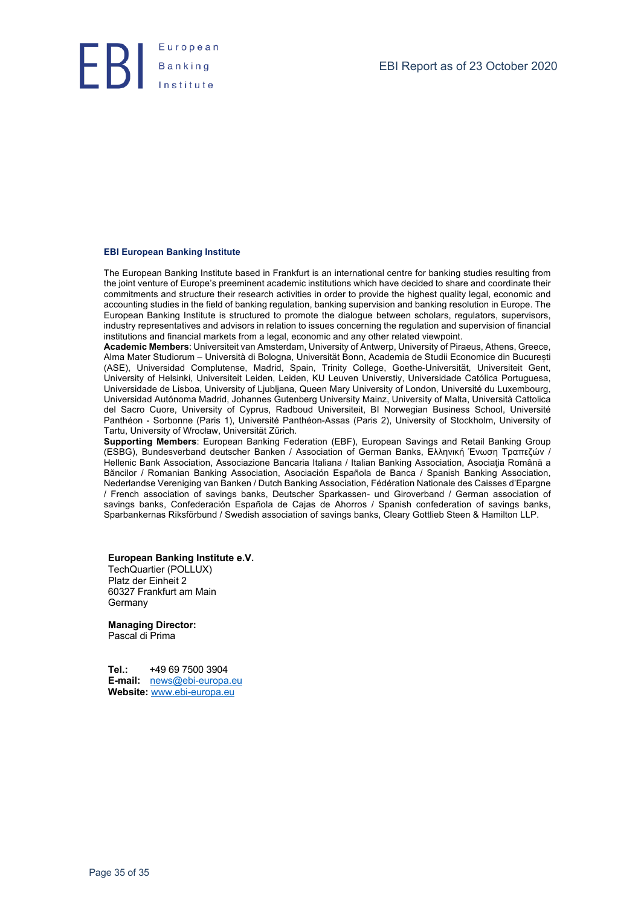**EBI European Banking Institute**

The European Banking Institute based in Frankfurt is an international centre for banking studies resulting from the joint venture of Europe's preeminent academic institutions which have decided to share and coordinate their commitments and structure their research activities in order to provide the highest quality legal, economic and accounting studies in the field of banking regulation, banking supervision and banking resolution in Europe. The European Banking Institute is structured to promote the dialogue between scholars, regulators, supervisors, industry representatives and advisors in relation to issues concerning the regulation and supervision of financial institutions and financial markets from a legal, economic and any other related viewpoint.
**Academic Members**: Universiteit van Amsterdam, University of Antwerp, University of Piraeus, Athens, Greece, Alma Mater Studiorum – Università di Bologna, Universität Bonn, Academia de Studii Economice din București (ASE), Universidad Complutense, Madrid, Spain, Trinity College, Goethe-Universität, Universiteit Gent, University of Helsinki, Universiteit Leiden, Leiden, KU Leuven Universtiy, Universidade Católica Portuguesa, Universidade de Lisboa, University of Ljubljana, Queen Mary University of London, Université du Luxembourg, Universidad Autónoma Madrid, Johannes Gutenberg University Mainz, University of Malta, Università Cattolica del Sacro Cuore, University of Cyprus, Radboud Universiteit, BI Norwegian Business School, Université Panthéon - Sorbonne (Paris 1), Université Panthéon-Assas (Paris 2), University of Stockholm, University of Tartu, University of Wrocław, Universität Zürich.
**Supporting Members**: European Banking Federation (EBF), European Savings and Retail Banking Group (ESBG), Bundesverband deutscher Banken / Association of German Banks, Ελληνική Ένωση Τραπεζών / Hellenic Bank Association, Associazione Bancaria Italiana / Italian Banking Association, Asociaţia Română a Băncilor / Romanian Banking Association, Asociación Española de Banca / Spanish Banking Association, Nederlandse Vereniging van Banken / Dutch Banking Association, Fédération Nationale des Caisses d'Epargne / French association of savings banks, Deutscher Sparkassen- und Giroverband / German association of savings banks, Confederación Española de Cajas de Ahorros / Spanish confederation of savings banks, Sparbankernas Riksförbund / Swedish association of savings banks, Cleary Gottlieb Steen & Hamilton LLP.

**European Banking Institute e.V.**
TechQuartier (POLLUX)
Platz der Einheit 2
60327 Frankfurt am Main
Germany

**Managing Director:**
Pascal di Prima

**Tel.:** +49 69 7500 3904
**E-mail:** news@ebi-europa.eu
**Website:** www.ebi-europa.eu